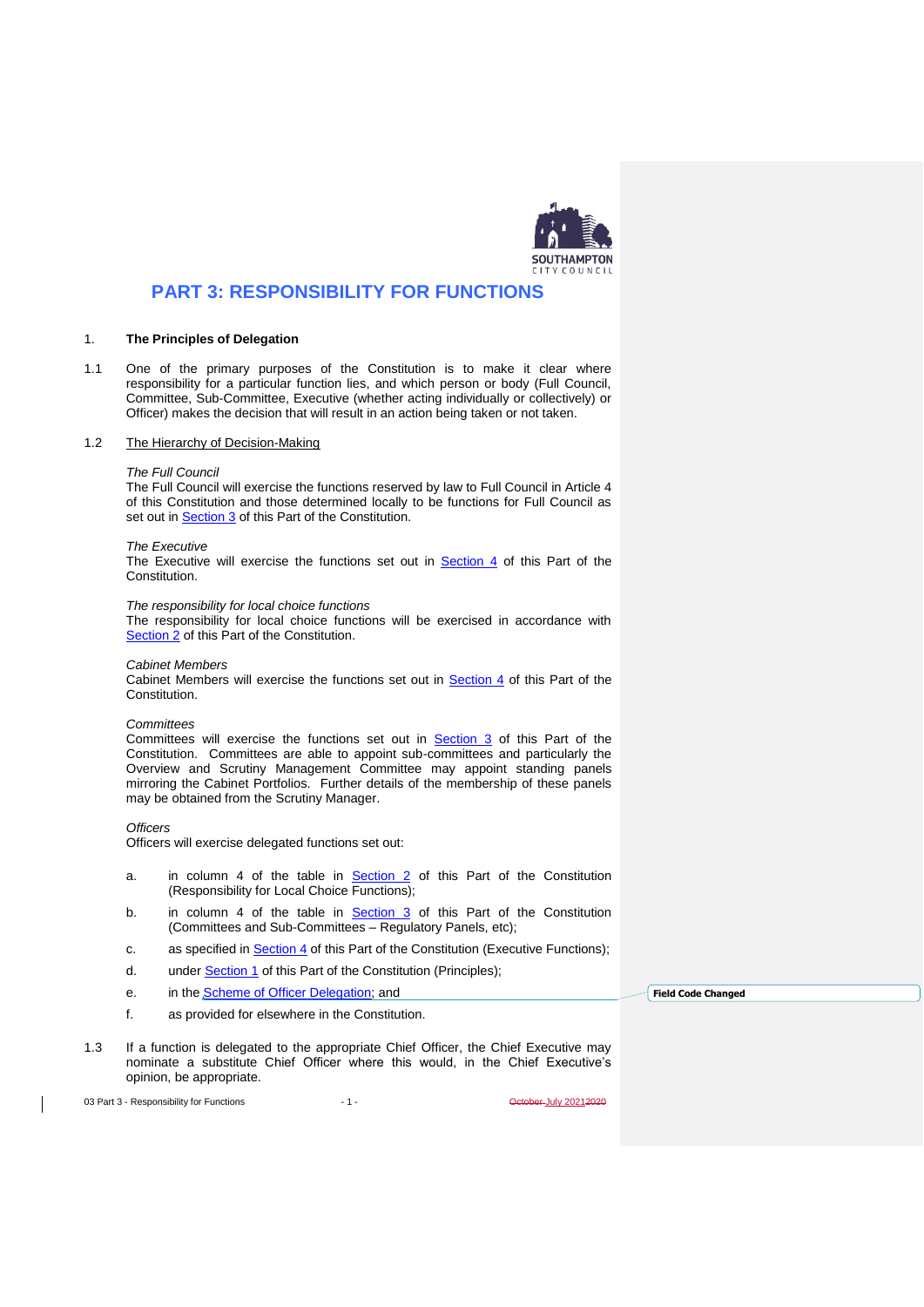# PART 3: RESPONSIBILITY FOR FUNCTIONS

## 1. The Principles of Delegation

1.1 One of the primary purposes of the Constitution is to make it clear where responsibility for a particular function lies, and which person or body (Full Council, Committee, Sub-Committee, Executive (whether acting individually or collectively) or Officer) makes the decision that will result in an action being taken or not taken.

1.2 The Hierarchy of Decision-Making

*The Full Council*
The Full Council will exercise the functions reserved by law to Full Council in Article 4 of this Constitution and those determined locally to be functions for Full Council as set out in Section 3 of this Part of the Constitution.

*The Executive*
The Executive will exercise the functions set out in Section 4 of this Part of the Constitution.

*The responsibility for local choice functions*
The responsibility for local choice functions will be exercised in accordance with Section 2 of this Part of the Constitution.

*Cabinet Members*
Cabinet Members will exercise the functions set out in Section 4 of this Part of the Constitution.

*Committees*
Committees will exercise the functions set out in Section 3 of this Part of the Constitution. Committees are able to appoint sub-committees and particularly the Overview and Scrutiny Management Committee may appoint standing panels mirroring the Cabinet Portfolios. Further details of the membership of these panels may be obtained from the Scrutiny Manager.

*Officers*
Officers will exercise delegated functions set out:

a. in column 4 of the table in Section 2 of this Part of the Constitution (Responsibility for Local Choice Functions);

b. in column 4 of the table in Section 3 of this Part of the Constitution (Committees and Sub-Committees – Regulatory Panels, etc);

c. as specified in Section 4 of this Part of the Constitution (Executive Functions);

d. under Section 1 of this Part of the Constitution (Principles);

e. in the Scheme of Officer Delegation; and

f. as provided for elsewhere in the Constitution.

1.3 If a function is delegated to the appropriate Chief Officer, the Chief Executive may nominate a substitute Chief Officer where this would, in the Chief Executive's opinion, be appropriate.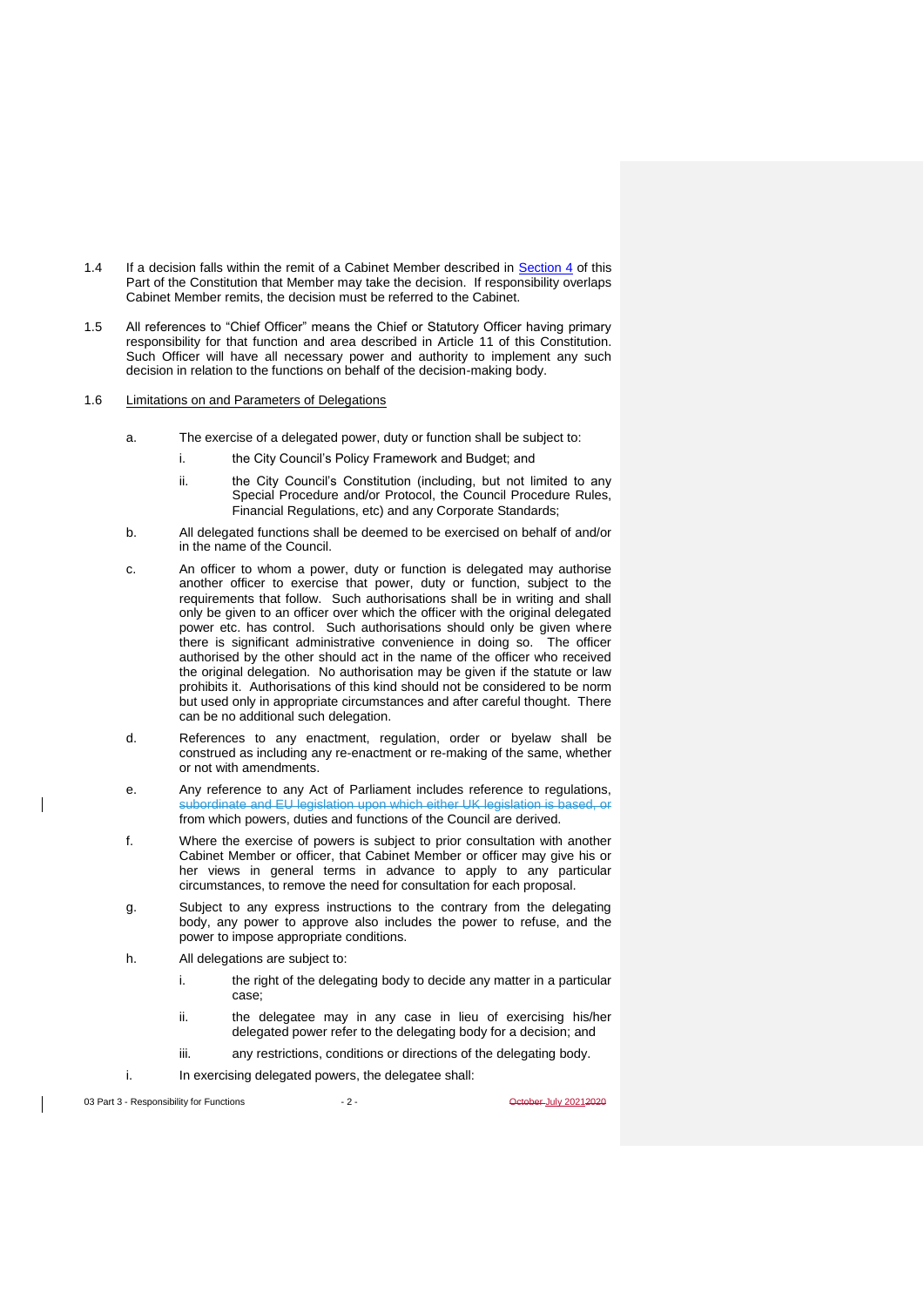1.4 If a decision falls within the remit of a Cabinet Member described in Section 4 of this Part of the Constitution that Member may take the decision. If responsibility overlaps Cabinet Member remits, the decision must be referred to the Cabinet.

1.5 All references to "Chief Officer" means the Chief or Statutory Officer having primary responsibility for that function and area described in Article 11 of this Constitution. Such Officer will have all necessary power and authority to implement any such decision in relation to the functions on behalf of the decision-making body.

1.6 Limitations on and Parameters of Delegations

a. The exercise of a delegated power, duty or function shall be subject to:

   i. the City Council's Policy Framework and Budget; and

   ii. the City Council's Constitution (including, but not limited to any Special Procedure and/or Protocol, the Council Procedure Rules, Financial Regulations, etc) and any Corporate Standards;

b. All delegated functions shall be deemed to be exercised on behalf of and/or in the name of the Council.

c. An officer to whom a power, duty or function is delegated may authorise another officer to exercise that power, duty or function, subject to the requirements that follow. Such authorisations shall be in writing and shall only be given to an officer over which the officer with the original delegated power etc. has control. Such authorisations should only be given where there is significant administrative convenience in doing so. The officer authorised by the other should act in the name of the officer who received the original delegation. No authorisation may be given if the statute or law prohibits it. Authorisations of this kind should not be considered to be norm but used only in appropriate circumstances and after careful thought. There can be no additional such delegation.

d. References to any enactment, regulation, order or byelaw shall be construed as including any re-enactment or re-making of the same, whether or not with amendments.

e. Any reference to any Act of Parliament includes reference to regulations, ~~subordinate and EU legislation upon which either UK legislation is based, or~~ from which powers, duties and functions of the Council are derived.

f. Where the exercise of powers is subject to prior consultation with another Cabinet Member or officer, that Cabinet Member or officer may give his or her views in general terms in advance to apply to any particular circumstances, to remove the need for consultation for each proposal.

g. Subject to any express instructions to the contrary from the delegating body, any power to approve also includes the power to refuse, and the power to impose appropriate conditions.

h. All delegations are subject to:

   i. the right of the delegating body to decide any matter in a particular case;

   ii. the delegatee may in any case in lieu of exercising his/her delegated power refer to the delegating body for a decision; and

   iii. any restrictions, conditions or directions of the delegating body.

i. In exercising delegated powers, the delegatee shall: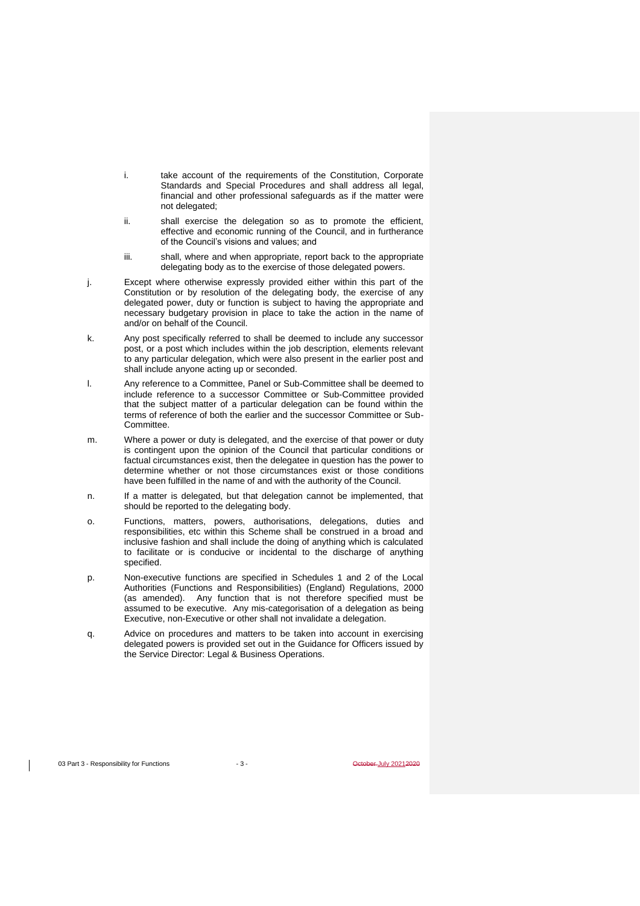i. take account of the requirements of the Constitution, Corporate Standards and Special Procedures and shall address all legal, financial and other professional safeguards as if the matter were not delegated;

ii. shall exercise the delegation so as to promote the efficient, effective and economic running of the Council, and in furtherance of the Council's visions and values; and

iii. shall, where and when appropriate, report back to the appropriate delegating body as to the exercise of those delegated powers.

j. Except where otherwise expressly provided either within this part of the Constitution or by resolution of the delegating body, the exercise of any delegated power, duty or function is subject to having the appropriate and necessary budgetary provision in place to take the action in the name of and/or on behalf of the Council.

k. Any post specifically referred to shall be deemed to include any successor post, or a post which includes within the job description, elements relevant to any particular delegation, which were also present in the earlier post and shall include anyone acting up or seconded.

l. Any reference to a Committee, Panel or Sub-Committee shall be deemed to include reference to a successor Committee or Sub-Committee provided that the subject matter of a particular delegation can be found within the terms of reference of both the earlier and the successor Committee or Sub-Committee.

m. Where a power or duty is delegated, and the exercise of that power or duty is contingent upon the opinion of the Council that particular conditions or factual circumstances exist, then the delegatee in question has the power to determine whether or not those circumstances exist or those conditions have been fulfilled in the name of and with the authority of the Council.

n. If a matter is delegated, but that delegation cannot be implemented, that should be reported to the delegating body.

o. Functions, matters, powers, authorisations, delegations, duties and responsibilities, etc within this Scheme shall be construed in a broad and inclusive fashion and shall include the doing of anything which is calculated to facilitate or is conducive or incidental to the discharge of anything specified.

p. Non-executive functions are specified in Schedules 1 and 2 of the Local Authorities (Functions and Responsibilities) (England) Regulations, 2000 (as amended). Any function that is not therefore specified must be assumed to be executive. Any mis-categorisation of a delegation as being Executive, non-Executive or other shall not invalidate a delegation.

q. Advice on procedures and matters to be taken into account in exercising delegated powers is provided set out in the Guidance for Officers issued by the Service Director: Legal & Business Operations.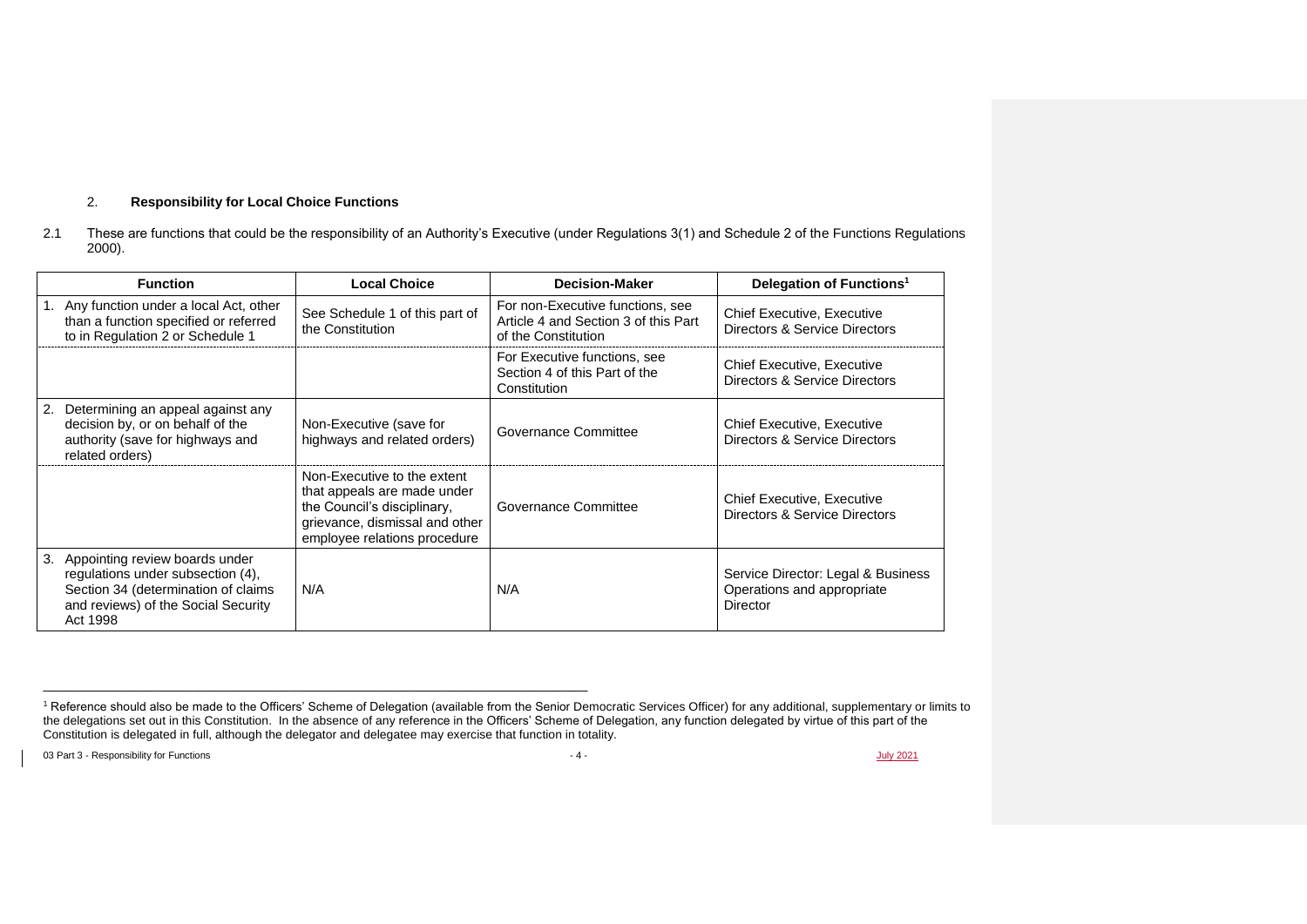## 2. **Responsibility for Local Choice Functions**

2.1 These are functions that could be the responsibility of an Authority's Executive (under Regulations 3(1) and Schedule 2 of the Functions Regulations 2000).

| Function | Local Choice | Decision-Maker | Delegation of Functions[1] |
|---|---|---|---|
| 1. Any function under a local Act, other than a function specified or referred to in Regulation 2 or Schedule 1 | See Schedule 1 of this part of the Constitution | For non-Executive functions, see Article 4 and Section 3 of this Part of the Constitution | Chief Executive, Executive Directors & Service Directors |
| | | For Executive functions, see Section 4 of this Part of the Constitution | Chief Executive, Executive Directors & Service Directors |
| 2. Determining an appeal against any decision by, or on behalf of the authority (save for highways and related orders) | Non-Executive (save for highways and related orders) | Governance Committee | Chief Executive, Executive Directors & Service Directors |
| | Non-Executive to the extent that appeals are made under the Council's disciplinary, grievance, dismissal and other employee relations procedure | Governance Committee | Chief Executive, Executive Directors & Service Directors |
| 3. Appointing review boards under regulations under subsection (4), Section 34 (determination of claims and reviews) of the Social Security Act 1998 | N/A | N/A | Service Director: Legal & Business Operations and appropriate Director |

[1] Reference should also be made to the Officers' Scheme of Delegation (available from the Senior Democratic Services Officer) for any additional, supplementary or limits to the delegations set out in this Constitution. In the absence of any reference in the Officers' Scheme of Delegation, any function delegated by virtue of this part of the Constitution is delegated in full, although the delegator and delegatee may exercise that function in totality.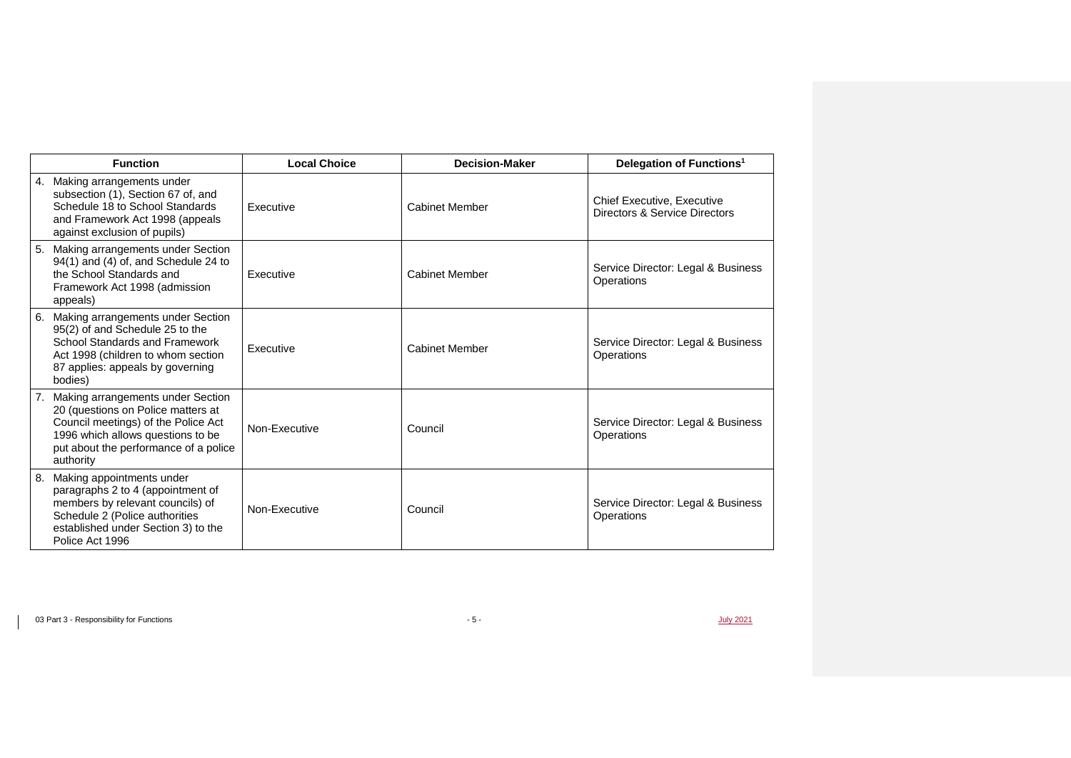| Function | Local Choice | Decision-Maker | Delegation of Functions[1] |
|---|---|---|---|
| 4. Making arrangements under subsection (1), Section 67 of, and Schedule 18 to School Standards and Framework Act 1998 (appeals against exclusion of pupils) | Executive | Cabinet Member | Chief Executive, Executive Directors & Service Directors |
| 5. Making arrangements under Section 94(1) and (4) of, and Schedule 24 to the School Standards and Framework Act 1998 (admission appeals) | Executive | Cabinet Member | Service Director: Legal & Business Operations |
| 6. Making arrangements under Section 95(2) of and Schedule 25 to the School Standards and Framework Act 1998 (children to whom section 87 applies: appeals by governing bodies) | Executive | Cabinet Member | Service Director: Legal & Business Operations |
| 7. Making arrangements under Section 20 (questions on Police matters at Council meetings) of the Police Act 1996 which allows questions to be put about the performance of a police authority | Non-Executive | Council | Service Director: Legal & Business Operations |
| 8. Making appointments under paragraphs 2 to 4 (appointment of members by relevant councils) of Schedule 2 (Police authorities established under Section 3) to the Police Act 1996 | Non-Executive | Council | Service Director: Legal & Business Operations |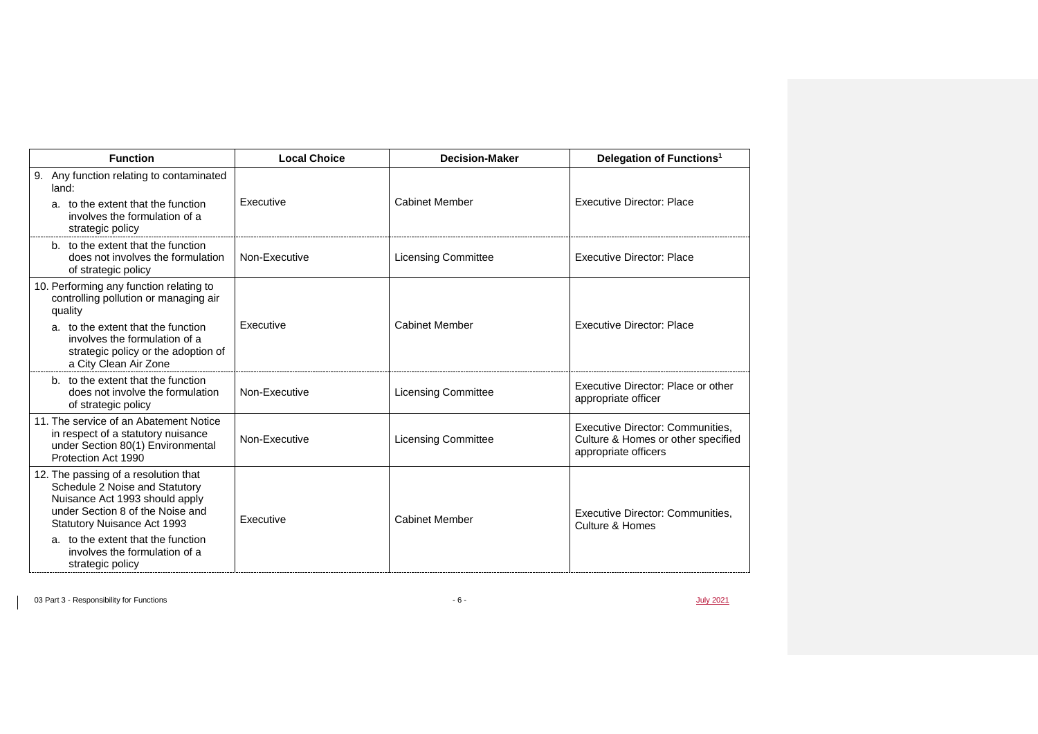| Function | Local Choice | Decision-Maker | Delegation of Functions[1] |
|---|---|---|---|
| 9. Any function relating to contaminated land:<br>a. to the extent that the function involves the formulation of a strategic policy | Executive | Cabinet Member | Executive Director: Place |
| b. to the extent that the function does not involves the formulation of strategic policy | Non-Executive | Licensing Committee | Executive Director: Place |
| 10. Performing any function relating to controlling pollution or managing air quality<br>a. to the extent that the function involves the formulation of a strategic policy or the adoption of a City Clean Air Zone | Executive | Cabinet Member | Executive Director: Place |
| b. to the extent that the function does not involve the formulation of strategic policy | Non-Executive | Licensing Committee | Executive Director: Place or other appropriate officer |
| 11. The service of an Abatement Notice in respect of a statutory nuisance under Section 80(1) Environmental Protection Act 1990 | Non-Executive | Licensing Committee | Executive Director: Communities, Culture & Homes or other specified appropriate officers |
| 12. The passing of a resolution that Schedule 2 Noise and Statutory Nuisance Act 1993 should apply under Section 8 of the Noise and Statutory Nuisance Act 1993<br>a. to the extent that the function involves the formulation of a strategic policy | Executive | Cabinet Member | Executive Director: Communities, Culture & Homes |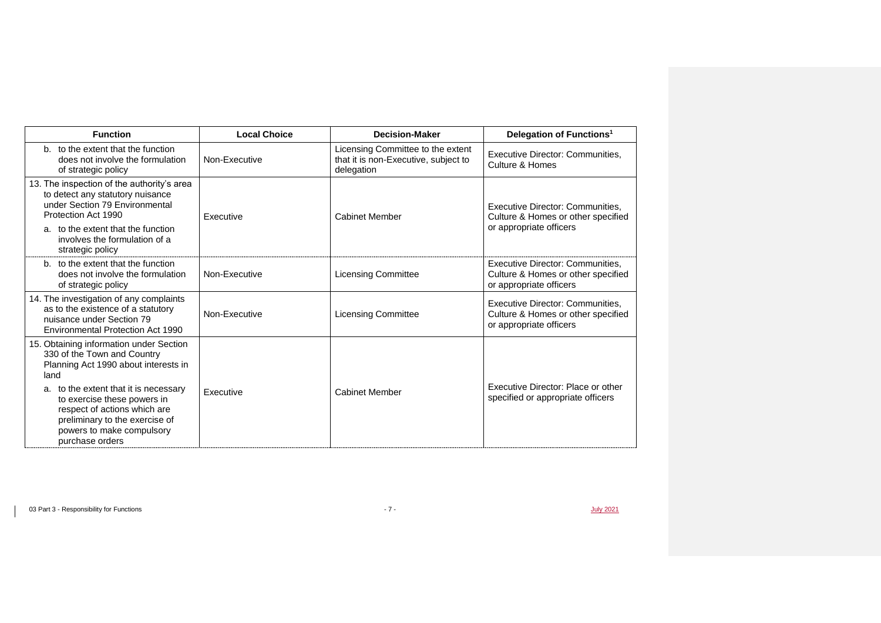| Function | Local Choice | Decision-Maker | Delegation of Functions[1] |
|---|---|---|---|
| b. to the extent that the function does not involve the formulation of strategic policy | Non-Executive | Licensing Committee to the extent that it is non-Executive, subject to delegation | Executive Director: Communities, Culture & Homes |
| 13. The inspection of the authority's area to detect any statutory nuisance under Section 79 Environmental Protection Act 1990<br>a. to the extent that the function involves the formulation of a strategic policy | Executive | Cabinet Member | Executive Director: Communities, Culture & Homes or other specified or appropriate officers |
| b. to the extent that the function does not involve the formulation of strategic policy | Non-Executive | Licensing Committee | Executive Director: Communities, Culture & Homes or other specified or appropriate officers |
| 14. The investigation of any complaints as to the existence of a statutory nuisance under Section 79 Environmental Protection Act 1990 | Non-Executive | Licensing Committee | Executive Director: Communities, Culture & Homes or other specified or appropriate officers |
| 15. Obtaining information under Section 330 of the Town and Country Planning Act 1990 about interests in land<br>a. to the extent that it is necessary to exercise these powers in respect of actions which are preliminary to the exercise of powers to make compulsory purchase orders | Executive | Cabinet Member | Executive Director: Place or other specified or appropriate officers |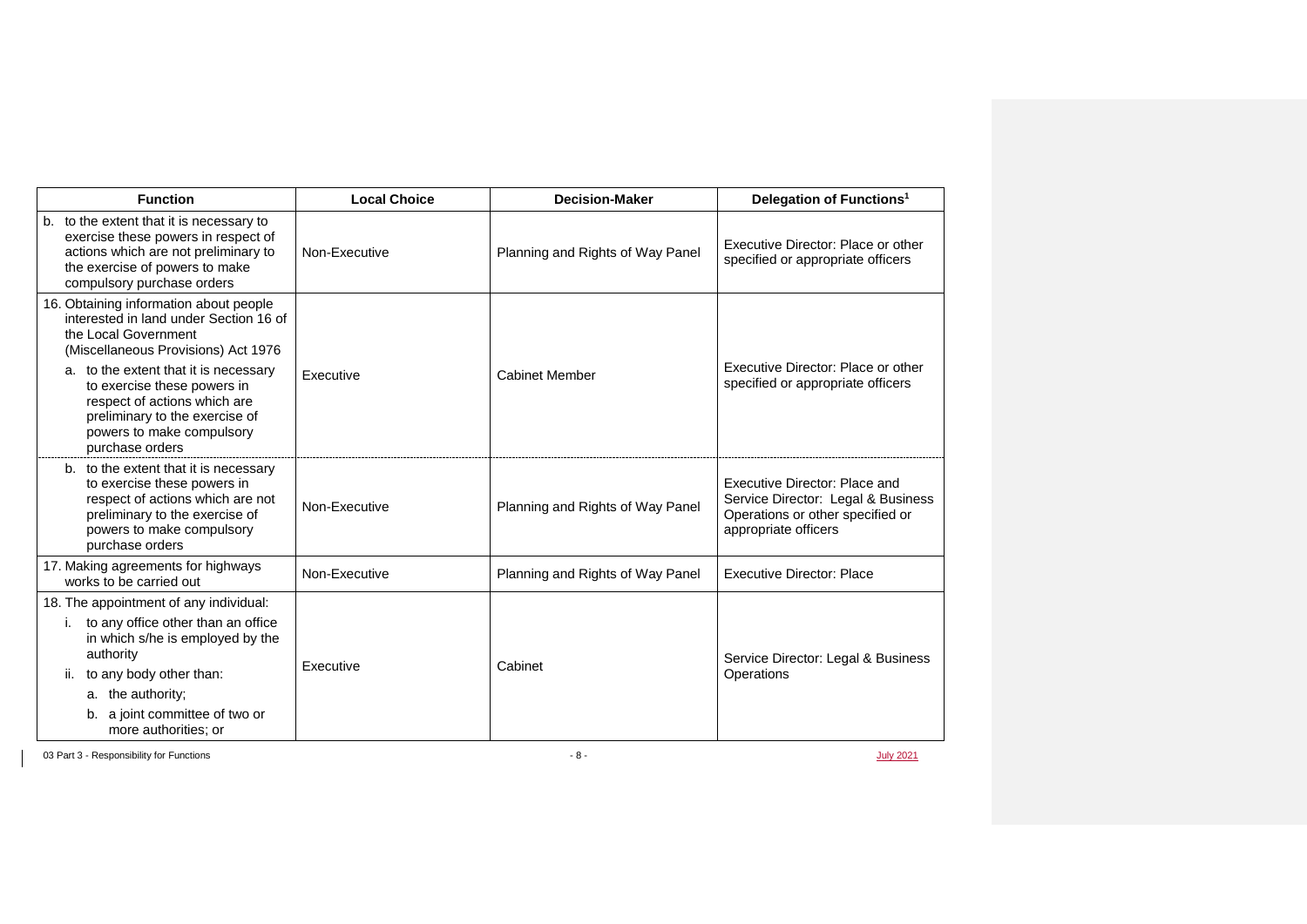| Function | Local Choice | Decision-Maker | Delegation of Functions[1] |
|---|---|---|---|
| b. to the extent that it is necessary to exercise these powers in respect of actions which are not preliminary to the exercise of powers to make compulsory purchase orders | Non-Executive | Planning and Rights of Way Panel | Executive Director: Place or other specified or appropriate officers |
| 16. Obtaining information about people interested in land under Section 16 of the Local Government (Miscellaneous Provisions) Act 1976<br>a. to the extent that it is necessary to exercise these powers in respect of actions which are preliminary to the exercise of powers to make compulsory purchase orders | Executive | Cabinet Member | Executive Director: Place or other specified or appropriate officers |
| b. to the extent that it is necessary to exercise these powers in respect of actions which are not preliminary to the exercise of powers to make compulsory purchase orders | Non-Executive | Planning and Rights of Way Panel | Executive Director: Place and Service Director: Legal & Business Operations or other specified or appropriate officers |
| 17. Making agreements for highways works to be carried out | Non-Executive | Planning and Rights of Way Panel | Executive Director: Place |
| 18. The appointment of any individual:<br>i. to any office other than an office in which s/he is employed by the authority<br>ii. to any body other than:<br>a. the authority;<br>b. a joint committee of two or more authorities; or | Executive | Cabinet | Service Director: Legal & Business Operations |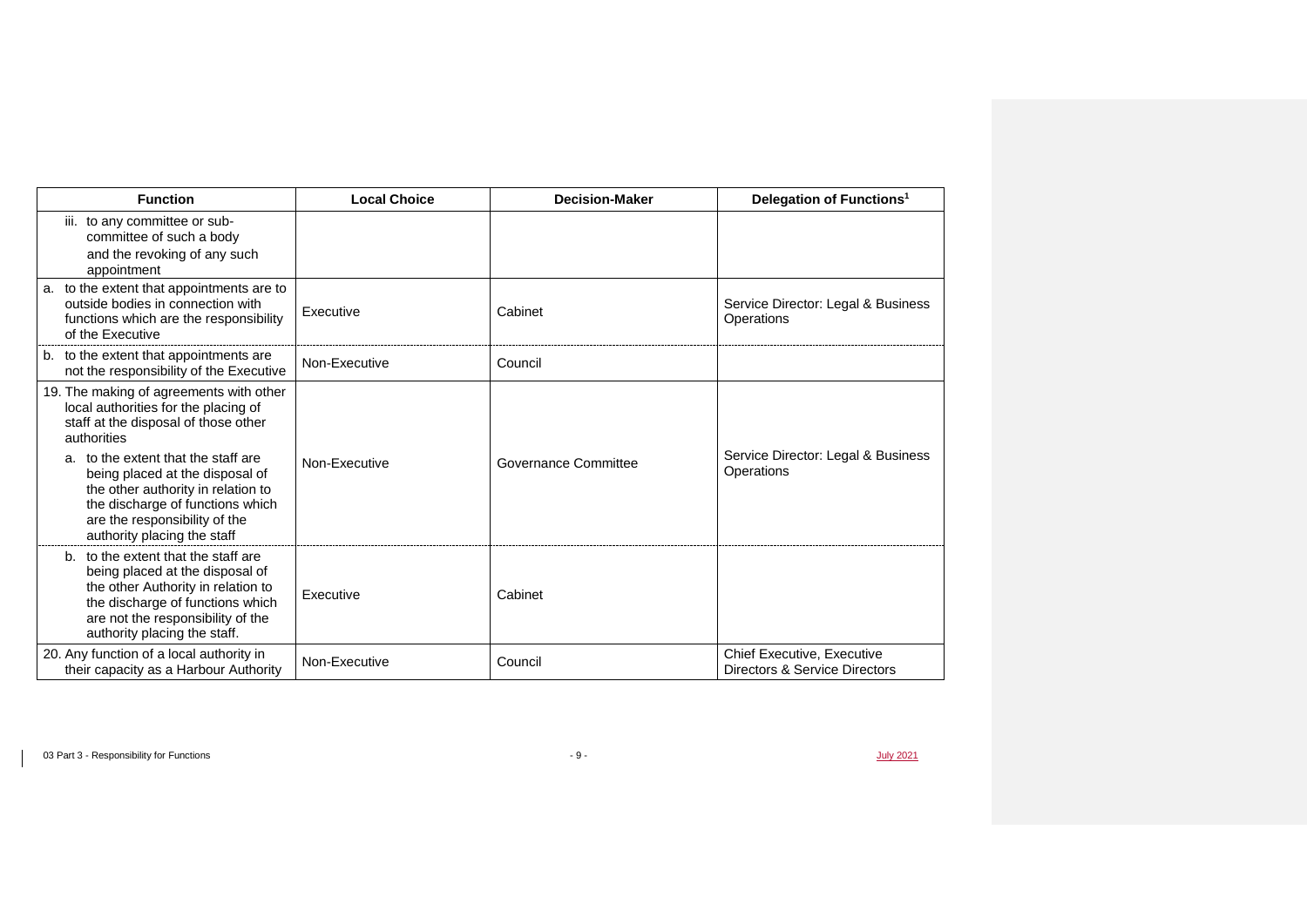| Function | Local Choice | Decision-Maker | Delegation of Functions[1] |
|---|---|---|---|
| iii. to any committee or sub-committee of such a body and the revoking of any such appointment | | | |
| a. to the extent that appointments are to outside bodies in connection with functions which are the responsibility of the Executive | Executive | Cabinet | Service Director: Legal & Business Operations |
| b. to the extent that appointments are not the responsibility of the Executive | Non-Executive | Council | |
| 19. The making of agreements with other local authorities for the placing of staff at the disposal of those other authorities<br>a. to the extent that the staff are being placed at the disposal of the other authority in relation to the discharge of functions which are the responsibility of the authority placing the staff | Non-Executive | Governance Committee | Service Director: Legal & Business Operations |
| b. to the extent that the staff are being placed at the disposal of the other Authority in relation to the discharge of functions which are not the responsibility of the authority placing the staff. | Executive | Cabinet | |
| 20. Any function of a local authority in their capacity as a Harbour Authority | Non-Executive | Council | Chief Executive, Executive Directors & Service Directors |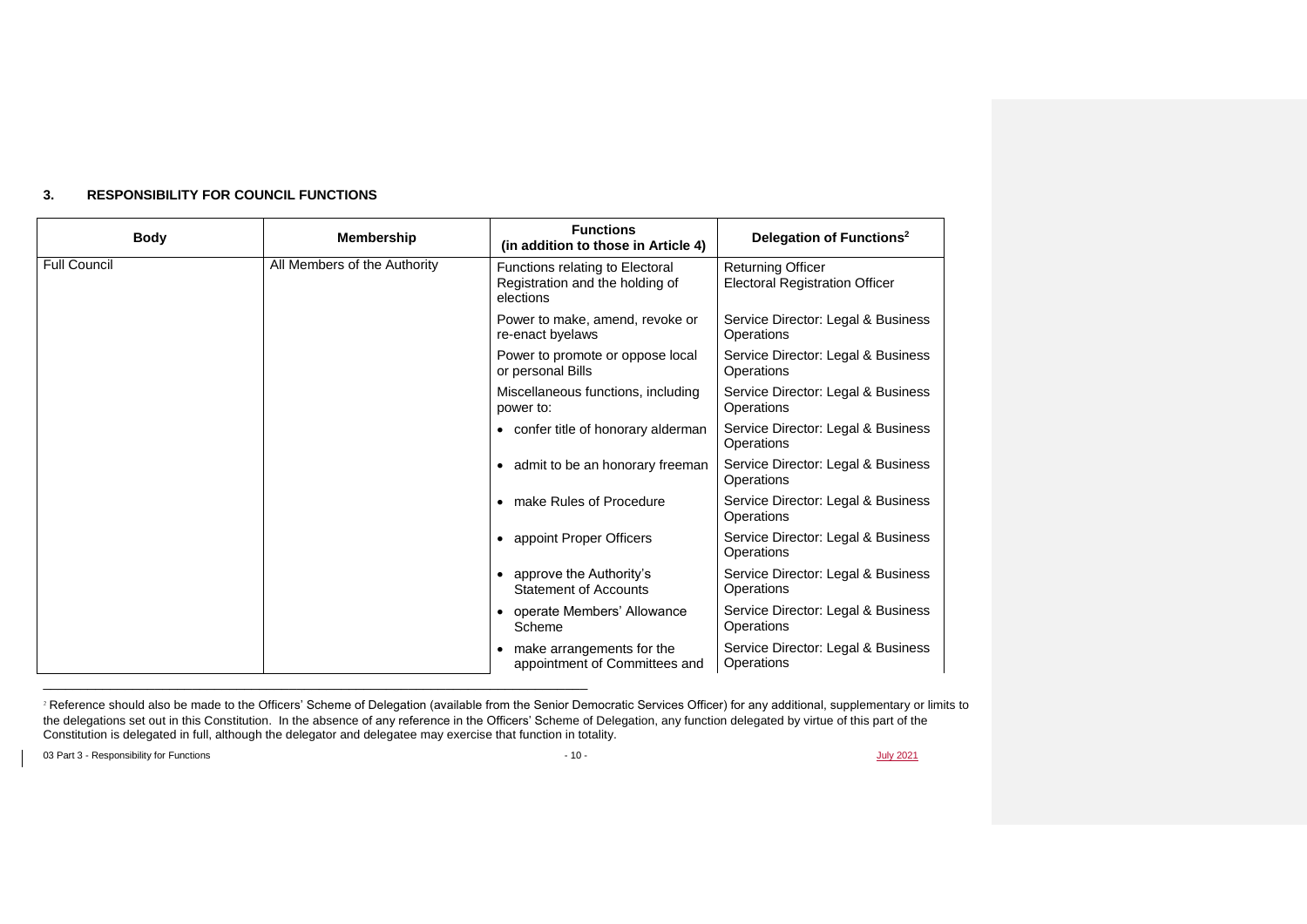## 3. RESPONSIBILITY FOR COUNCIL FUNCTIONS

| Body | Membership | Functions (in addition to those in Article 4) | Delegation of Functions[2] |
|---|---|---|---|
| Full Council | All Members of the Authority | Functions relating to Electoral Registration and the holding of elections | Returning Officer<br>Electoral Registration Officer |
| | | Power to make, amend, revoke or re-enact byelaws | Service Director: Legal & Business Operations |
| | | Power to promote or oppose local or personal Bills | Service Director: Legal & Business Operations |
| | | Miscellaneous functions, including power to: | Service Director: Legal & Business Operations |
| | | • confer title of honorary alderman | Service Director: Legal & Business Operations |
| | | • admit to be an honorary freeman | Service Director: Legal & Business Operations |
| | | • make Rules of Procedure | Service Director: Legal & Business Operations |
| | | • appoint Proper Officers | Service Director: Legal & Business Operations |
| | | • approve the Authority's Statement of Accounts | Service Director: Legal & Business Operations |
| | | • operate Members' Allowance Scheme | Service Director: Legal & Business Operations |
| | | • make arrangements for the appointment of Committees and | Service Director: Legal & Business Operations |

[2] Reference should also be made to the Officers' Scheme of Delegation (available from the Senior Democratic Services Officer) for any additional, supplementary or limits to the delegations set out in this Constitution. In the absence of any reference in the Officers' Scheme of Delegation, any function delegated by virtue of this part of the Constitution is delegated in full, although the delegator and delegatee may exercise that function in totality.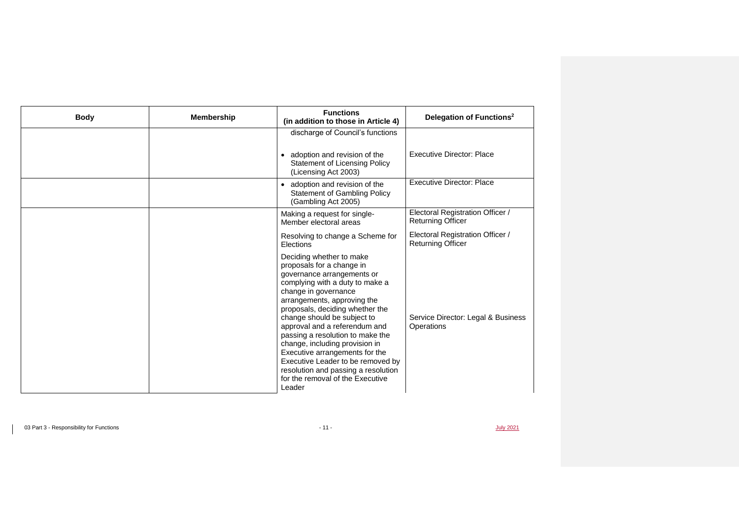| Body | Membership | Functions (in addition to those in Article 4) | Delegation of Functions[2] |
| --- | --- | --- | --- |
| | | discharge of Council's functions<br><br>• adoption and revision of the Statement of Licensing Policy (Licensing Act 2003) | Executive Director: Place |
| | | • adoption and revision of the Statement of Gambling Policy (Gambling Act 2005) | Executive Director: Place |
| | | Making a request for single-Member electoral areas | Electoral Registration Officer / Returning Officer |
| | | Resolving to change a Scheme for Elections | Electoral Registration Officer / Returning Officer |
| | | Deciding whether to make proposals for a change in governance arrangements or complying with a duty to make a change in governance arrangements, approving the proposals, deciding whether the change should be subject to approval and a referendum and passing a resolution to make the change, including provision in Executive arrangements for the Executive Leader to be removed by resolution and passing a resolution for the removal of the Executive Leader | Service Director: Legal & Business Operations |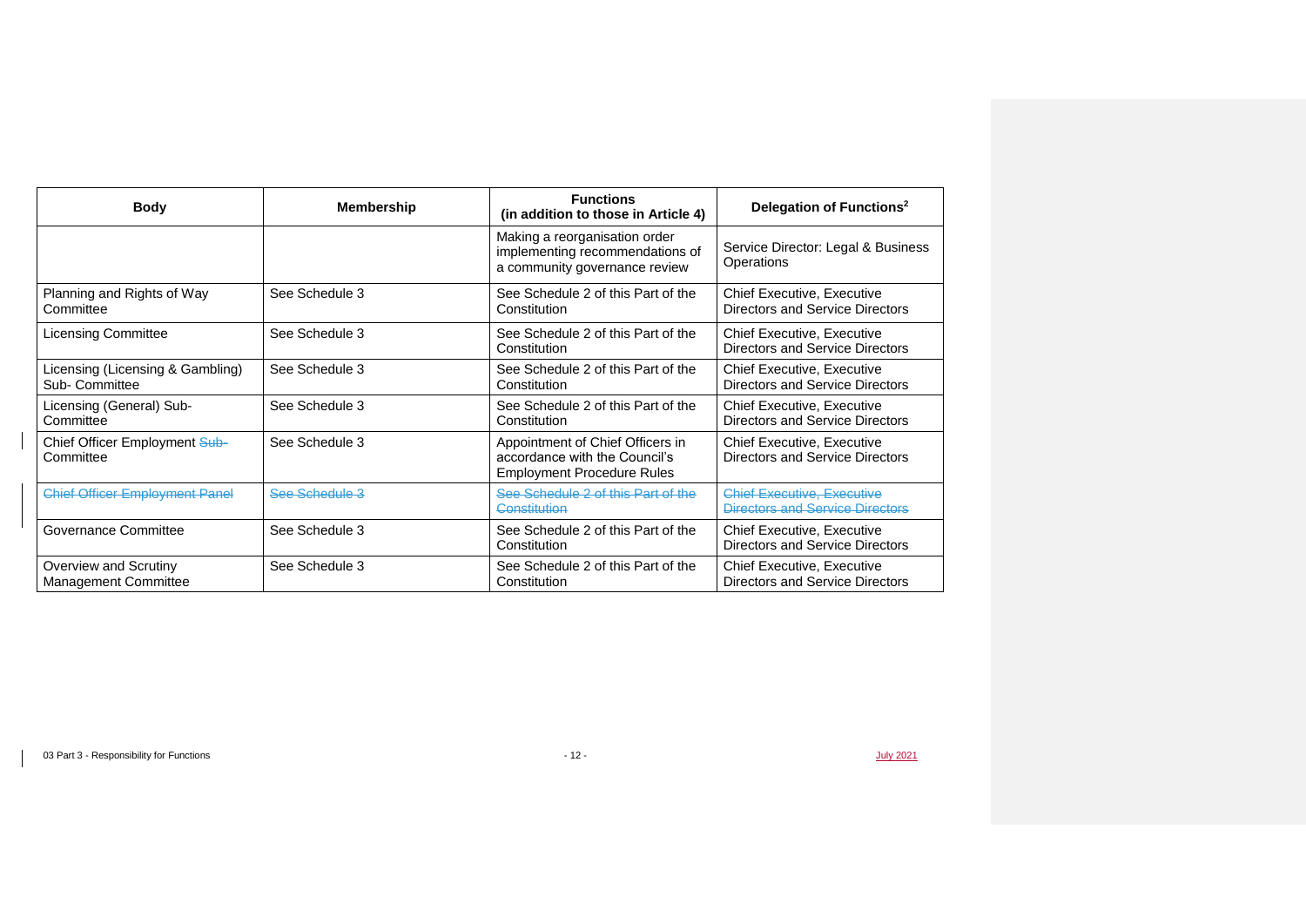| Body | Membership | Functions (in addition to those in Article 4) | Delegation of Functions[2] |
|---|---|---|---|
| | | Making a reorganisation order implementing recommendations of a community governance review | Service Director: Legal & Business Operations |
| Planning and Rights of Way Committee | See Schedule 3 | See Schedule 2 of this Part of the Constitution | Chief Executive, Executive Directors and Service Directors |
| Licensing Committee | See Schedule 3 | See Schedule 2 of this Part of the Constitution | Chief Executive, Executive Directors and Service Directors |
| Licensing (Licensing & Gambling) Sub- Committee | See Schedule 3 | See Schedule 2 of this Part of the Constitution | Chief Executive, Executive Directors and Service Directors |
| Licensing (General) Sub-Committee | See Schedule 3 | See Schedule 2 of this Part of the Constitution | Chief Executive, Executive Directors and Service Directors |
| Chief Officer Employment ~~Sub-~~ Committee | See Schedule 3 | Appointment of Chief Officers in accordance with the Council's Employment Procedure Rules | Chief Executive, Executive Directors and Service Directors |
| ~~Chief Officer Employment Panel~~ | ~~See Schedule 3~~ | ~~See Schedule 2 of this Part of the Constitution~~ | ~~Chief Executive, Executive Directors and Service Directors~~ |
| Governance Committee | See Schedule 3 | See Schedule 2 of this Part of the Constitution | Chief Executive, Executive Directors and Service Directors |
| Overview and Scrutiny Management Committee | See Schedule 3 | See Schedule 2 of this Part of the Constitution | Chief Executive, Executive Directors and Service Directors |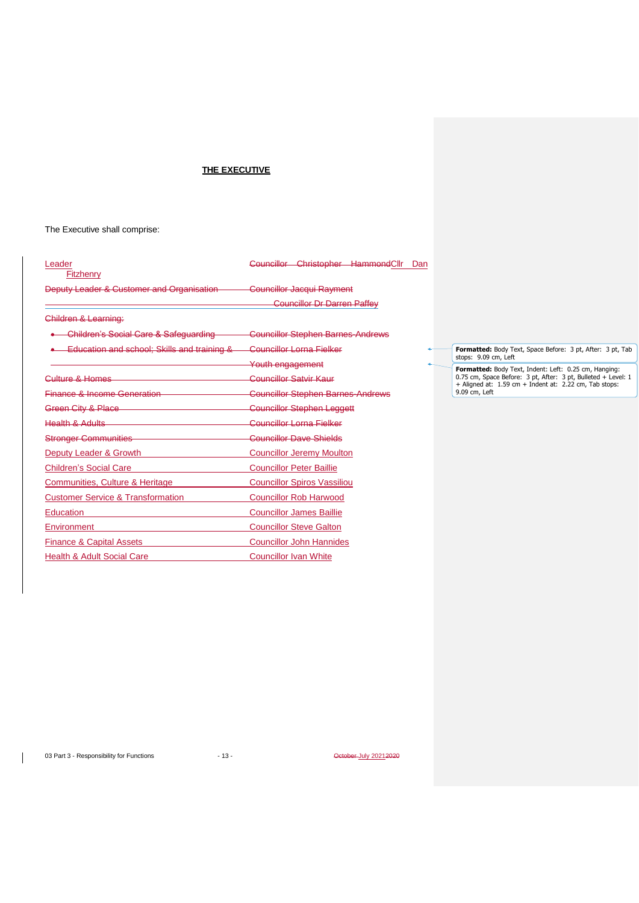## THE EXECUTIVE

The Executive shall comprise:

| Portfolio | Member |
|---|---|
| Leader | ~~Councillor Christopher Hammond~~ Cllr Dan Fitzhenry |
| ~~Deputy Leader & Customer and Organisation~~ | ~~Councillor Jacqui Rayment~~ |
| | ~~Councillor Dr Darren Paffey~~ |
| ~~Children & Learning:~~ | |
| ~~• Children's Social Care & Safeguarding~~ | ~~Councillor Stephen Barnes-Andrews~~ |
| ~~• Education and school; Skills and training & Youth engagement~~ | ~~Councillor Lorna Fielker~~ |
| ~~Culture & Homes~~ | ~~Councillor Satvir Kaur~~ |
| ~~Finance & Income Generation~~ | ~~Councillor Stephen Barnes-Andrews~~ |
| ~~Green City & Place~~ | ~~Councillor Stephen Leggett~~ |
| ~~Health & Adults~~ | ~~Councillor Lorna Fielker~~ |
| ~~Stronger Communities~~ | ~~Councillor Dave Shields~~ |
| Deputy Leader & Growth | Councillor Jeremy Moulton |
| Children's Social Care | Councillor Peter Baillie |
| Communities, Culture & Heritage | Councillor Spiros Vassiliou |
| Customer Service & Transformation | Councillor Rob Harwood |
| Education | Councillor James Baillie |
| Environment | Councillor Steve Galton |
| Finance & Capital Assets | Councillor John Hannides |
| Health & Adult Social Care | Councillor Ivan White |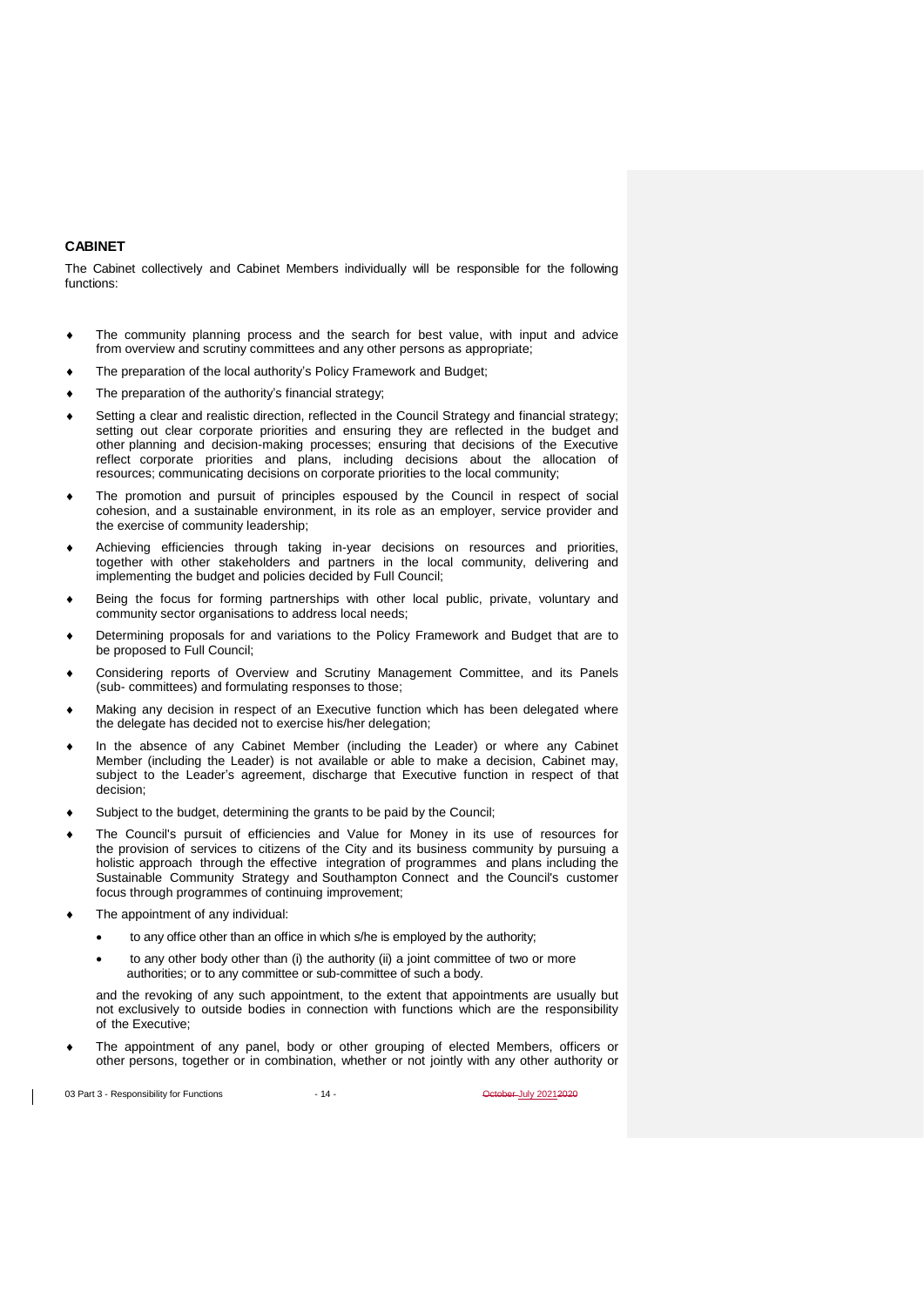## CABINET

The Cabinet collectively and Cabinet Members individually will be responsible for the following functions:

- The community planning process and the search for best value, with input and advice from overview and scrutiny committees and any other persons as appropriate;
- The preparation of the local authority's Policy Framework and Budget;
- The preparation of the authority's financial strategy;
- Setting a clear and realistic direction, reflected in the Council Strategy and financial strategy; setting out clear corporate priorities and ensuring they are reflected in the budget and other planning and decision-making processes; ensuring that decisions of the Executive reflect corporate priorities and plans, including decisions about the allocation of resources; communicating decisions on corporate priorities to the local community;
- The promotion and pursuit of principles espoused by the Council in respect of social cohesion, and a sustainable environment, in its role as an employer, service provider and the exercise of community leadership;
- Achieving efficiencies through taking in-year decisions on resources and priorities, together with other stakeholders and partners in the local community, delivering and implementing the budget and policies decided by Full Council;
- Being the focus for forming partnerships with other local public, private, voluntary and community sector organisations to address local needs;
- Determining proposals for and variations to the Policy Framework and Budget that are to be proposed to Full Council;
- Considering reports of Overview and Scrutiny Management Committee, and its Panels (sub- committees) and formulating responses to those;
- Making any decision in respect of an Executive function which has been delegated where the delegate has decided not to exercise his/her delegation;
- In the absence of any Cabinet Member (including the Leader) or where any Cabinet Member (including the Leader) is not available or able to make a decision, Cabinet may, subject to the Leader's agreement, discharge that Executive function in respect of that decision;
- Subject to the budget, determining the grants to be paid by the Council;
- The Council's pursuit of efficiencies and Value for Money in its use of resources for the provision of services to citizens of the City and its business community by pursuing a holistic approach through the effective integration of programmes and plans including the Sustainable Community Strategy and Southampton Connect and the Council's customer focus through programmes of continuing improvement;
- The appointment of any individual:
  - to any office other than an office in which s/he is employed by the authority;
  - to any other body other than (i) the authority (ii) a joint committee of two or more authorities; or to any committee or sub-committee of such a body.

  and the revoking of any such appointment, to the extent that appointments are usually but not exclusively to outside bodies in connection with functions which are the responsibility of the Executive;
- The appointment of any panel, body or other grouping of elected Members, officers or other persons, together or in combination, whether or not jointly with any other authority or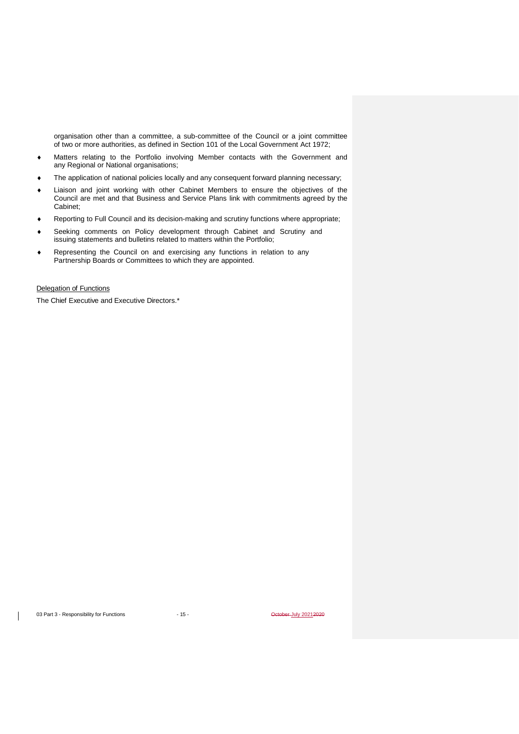organisation other than a committee, a sub-committee of the Council or a joint committee of two or more authorities, as defined in Section 101 of the Local Government Act 1972;

- Matters relating to the Portfolio involving Member contacts with the Government and any Regional or National organisations;
- The application of national policies locally and any consequent forward planning necessary;
- Liaison and joint working with other Cabinet Members to ensure the objectives of the Council are met and that Business and Service Plans link with commitments agreed by the Cabinet;
- Reporting to Full Council and its decision-making and scrutiny functions where appropriate;
- Seeking comments on Policy development through Cabinet and Scrutiny and issuing statements and bulletins related to matters within the Portfolio;
- Representing the Council on and exercising any functions in relation to any Partnership Boards or Committees to which they are appointed.

Delegation of Functions

The Chief Executive and Executive Directors.*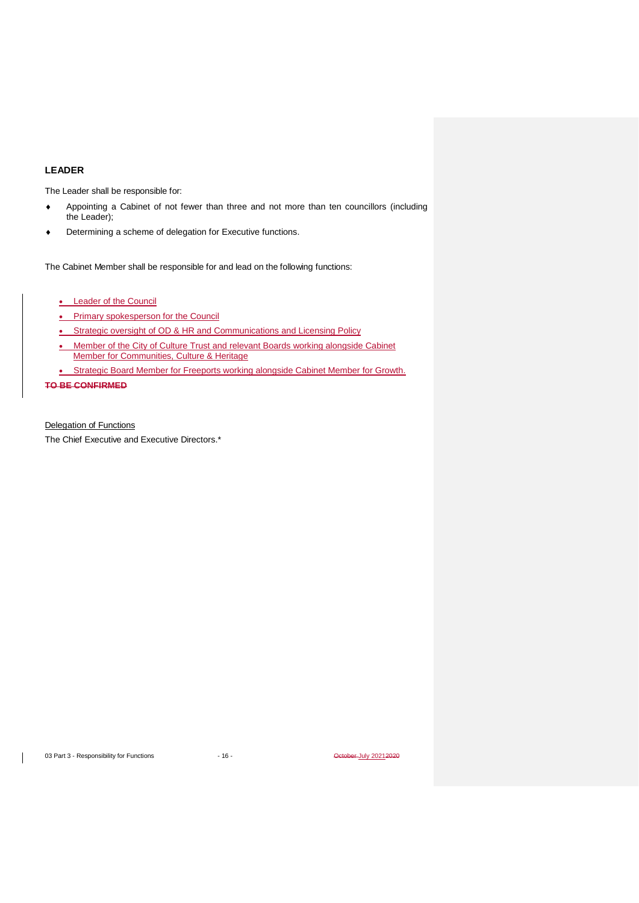### LEADER

The Leader shall be responsible for:

- Appointing a Cabinet of not fewer than three and not more than ten councillors (including the Leader);
- Determining a scheme of delegation for Executive functions.

The Cabinet Member shall be responsible for and lead on the following functions:

- Leader of the Council
- Primary spokesperson for the Council
- Strategic oversight of OD & HR and Communications and Licensing Policy
- Member of the City of Culture Trust and relevant Boards working alongside Cabinet Member for Communities, Culture & Heritage
- Strategic Board Member for Freeports working alongside Cabinet Member for Growth.

~~**TO BE CONFIRMED**~~

Delegation of Functions

The Chief Executive and Executive Directors.*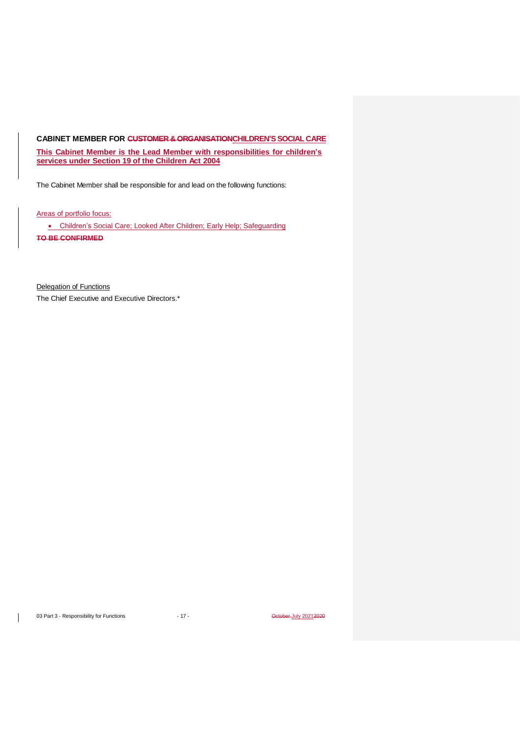**CABINET MEMBER FOR ~~CUSTOMER & ORGANISATION~~CHILDREN'S SOCIAL CARE**

**This Cabinet Member is the Lead Member with responsibilities for children's services under Section 19 of the Children Act 2004**

The Cabinet Member shall be responsible for and lead on the following functions:

Areas of portfolio focus:

- Children's Social Care; Looked After Children; Early Help; Safeguarding

~~**TO BE CONFIRMED**~~

Delegation of Functions

The Chief Executive and Executive Directors.*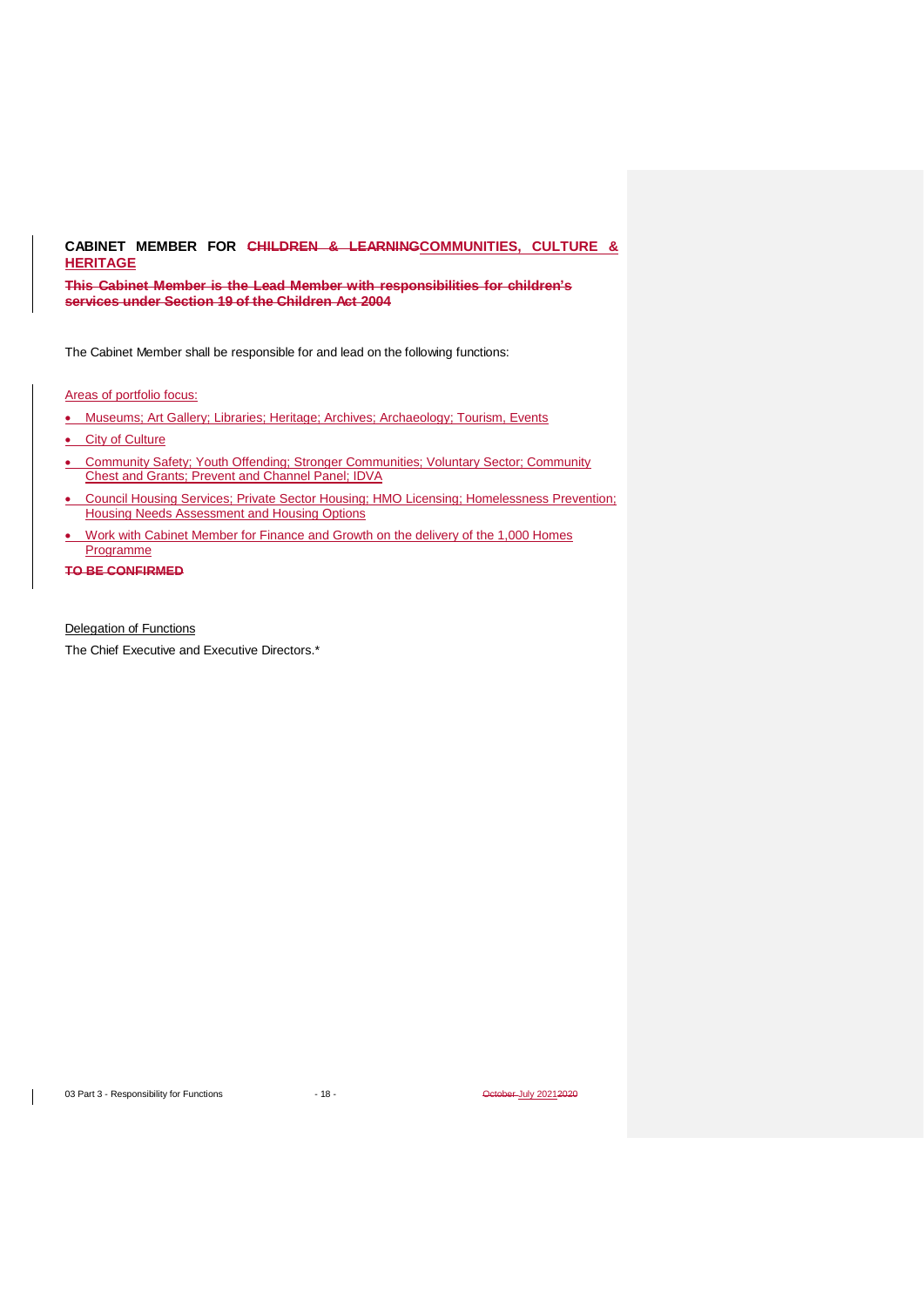**CABINET MEMBER FOR ~~CHILDREN & LEARNING~~COMMUNITIES, CULTURE & HERITAGE**

~~**This Cabinet Member is the Lead Member with responsibilities for children's services under Section 19 of the Children Act 2004**~~

The Cabinet Member shall be responsible for and lead on the following functions:

Areas of portfolio focus:

- Museums; Art Gallery; Libraries; Heritage; Archives; Archaeology; Tourism, Events
- City of Culture
- Community Safety; Youth Offending; Stronger Communities; Voluntary Sector; Community Chest and Grants; Prevent and Channel Panel; IDVA
- Council Housing Services; Private Sector Housing; HMO Licensing; Homelessness Prevention; Housing Needs Assessment and Housing Options
- Work with Cabinet Member for Finance and Growth on the delivery of the 1,000 Homes Programme

~~**TO BE CONFIRMED**~~

Delegation of Functions

The Chief Executive and Executive Directors.*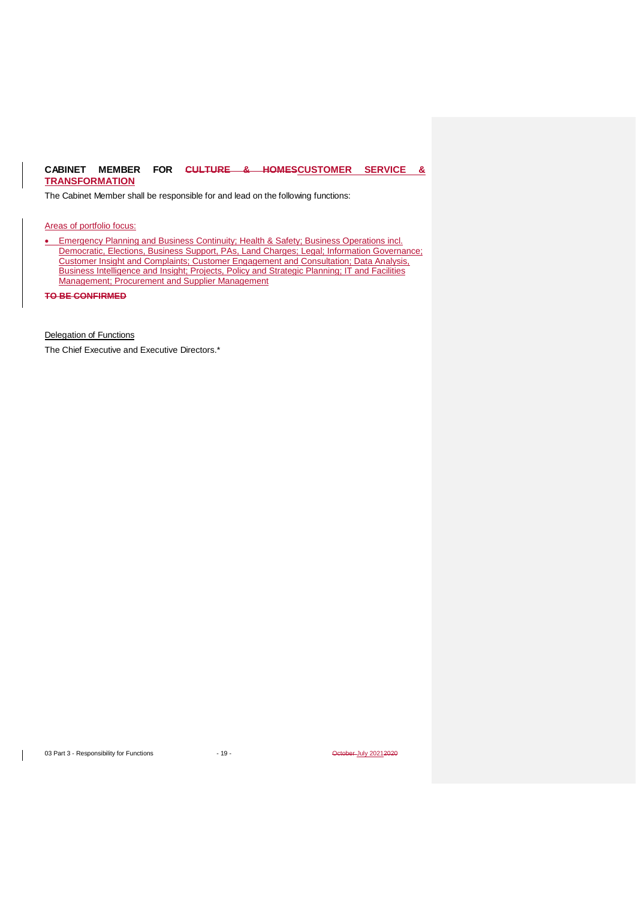**CABINET MEMBER FOR ~~CULTURE & HOMES~~CUSTOMER SERVICE & TRANSFORMATION**

The Cabinet Member shall be responsible for and lead on the following functions:

Areas of portfolio focus:

- Emergency Planning and Business Continuity; Health & Safety; Business Operations incl. Democratic, Elections, Business Support, PAs, Land Charges; Legal; Information Governance; Customer Insight and Complaints; Customer Engagement and Consultation; Data Analysis, Business Intelligence and Insight; Projects, Policy and Strategic Planning; IT and Facilities Management; Procurement and Supplier Management

~~**TO BE CONFIRMED**~~

Delegation of Functions

The Chief Executive and Executive Directors.*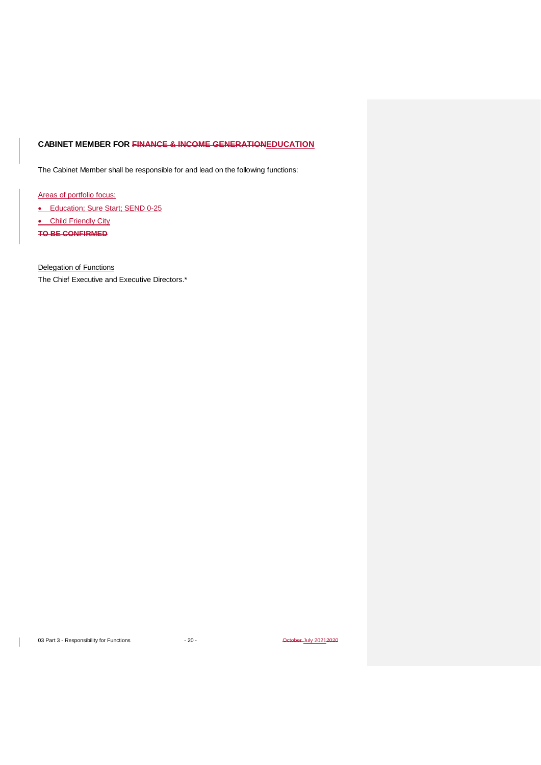**CABINET MEMBER FOR ~~FINANCE & INCOME GENERATION~~EDUCATION**

The Cabinet Member shall be responsible for and lead on the following functions:

Areas of portfolio focus:

- Education; Sure Start; SEND 0-25
- Child Friendly City

~~**TO BE CONFIRMED**~~

Delegation of Functions

The Chief Executive and Executive Directors.*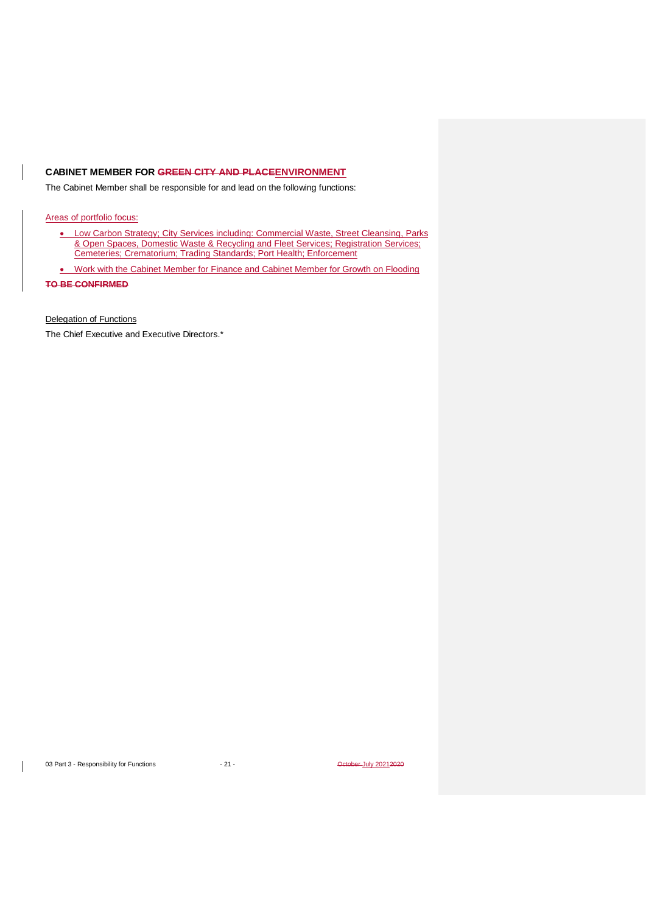**CABINET MEMBER FOR ~~GREEN CITY AND PLACE~~ENVIRONMENT**

The Cabinet Member shall be responsible for and lead on the following functions:

Areas of portfolio focus:

- Low Carbon Strategy; City Services including: Commercial Waste, Street Cleansing, Parks & Open Spaces, Domestic Waste & Recycling and Fleet Services; Registration Services; Cemeteries; Crematorium; Trading Standards; Port Health; Enforcement
- Work with the Cabinet Member for Finance and Cabinet Member for Growth on Flooding

~~**TO BE CONFIRMED**~~

Delegation of Functions

The Chief Executive and Executive Directors.*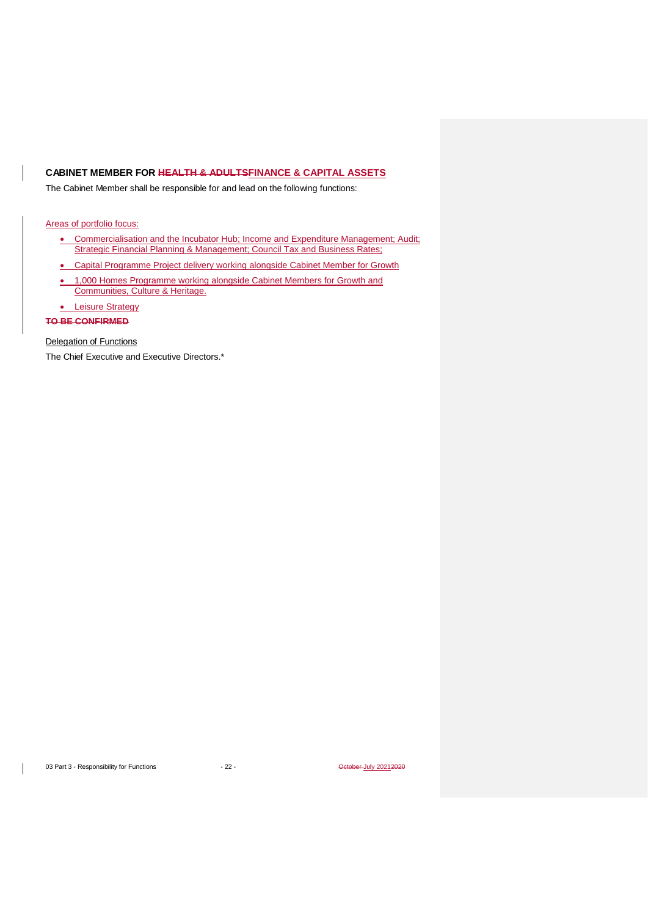## CABINET MEMBER FOR ~~HEALTH & ADULTS~~FINANCE & CAPITAL ASSETS

The Cabinet Member shall be responsible for and lead on the following functions:

Areas of portfolio focus:

- Commercialisation and the Incubator Hub; Income and Expenditure Management; Audit; Strategic Financial Planning & Management; Council Tax and Business Rates;
- Capital Programme Project delivery working alongside Cabinet Member for Growth
- 1,000 Homes Programme working alongside Cabinet Members for Growth and Communities, Culture & Heritage.
- Leisure Strategy

~~**TO BE CONFIRMED**~~

Delegation of Functions

The Chief Executive and Executive Directors.*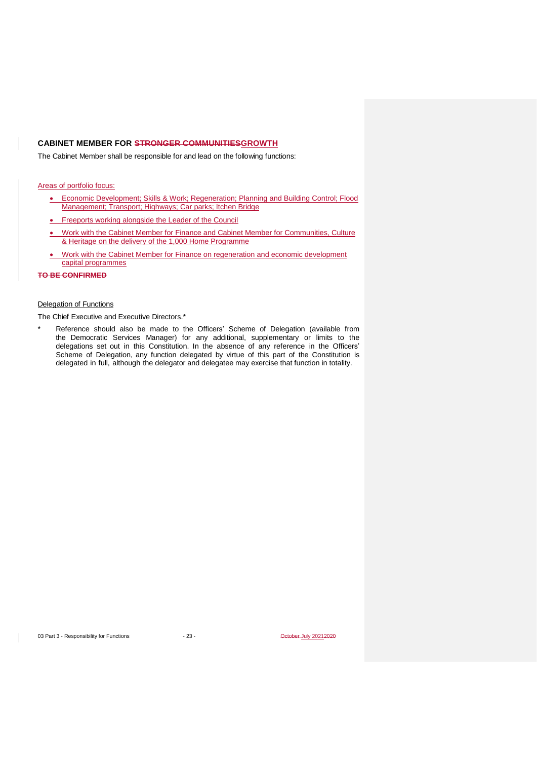### CABINET MEMBER FOR ~~STRONGER COMMUNITIES~~GROWTH

The Cabinet Member shall be responsible for and lead on the following functions:

Areas of portfolio focus:

- Economic Development; Skills & Work; Regeneration; Planning and Building Control; Flood Management; Transport; Highways; Car parks; Itchen Bridge
- Freeports working alongside the Leader of the Council
- Work with the Cabinet Member for Finance and Cabinet Member for Communities, Culture & Heritage on the delivery of the 1,000 Home Programme
- Work with the Cabinet Member for Finance on regeneration and economic development capital programmes

~~**TO BE CONFIRMED**~~

Delegation of Functions

The Chief Executive and Executive Directors.*

\* Reference should also be made to the Officers' Scheme of Delegation (available from the Democratic Services Manager) for any additional, supplementary or limits to the delegations set out in this Constitution. In the absence of any reference in the Officers' Scheme of Delegation, any function delegated by virtue of this part of the Constitution is delegated in full, although the delegator and delegatee may exercise that function in totality.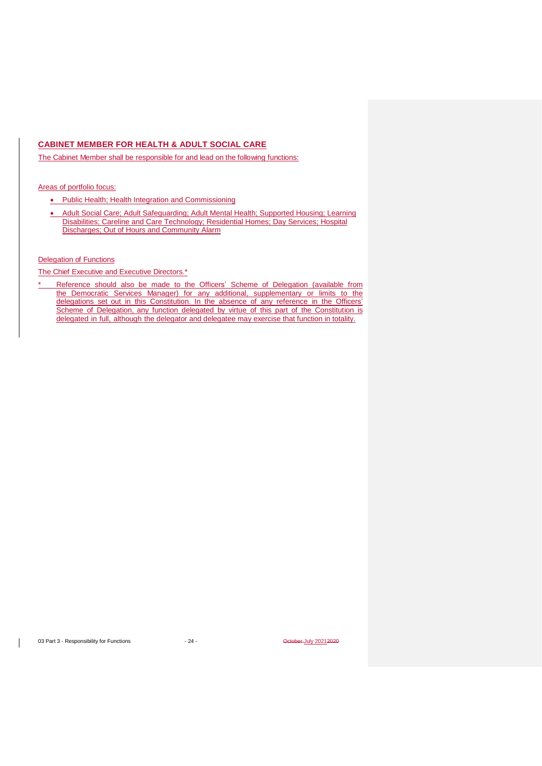## CABINET MEMBER FOR HEALTH & ADULT SOCIAL CARE

The Cabinet Member shall be responsible for and lead on the following functions:

Areas of portfolio focus:

- Public Health; Health Integration and Commissioning
- Adult Social Care; Adult Safeguarding; Adult Mental Health; Supported Housing; Learning Disabilities; Careline and Care Technology; Residential Homes; Day Services; Hospital Discharges; Out of Hours and Community Alarm

Delegation of Functions

The Chief Executive and Executive Directors.*

\* Reference should also be made to the Officers' Scheme of Delegation (available from the Democratic Services Manager) for any additional, supplementary or limits to the delegations set out in this Constitution. In the absence of any reference in the Officers' Scheme of Delegation, any function delegated by virtue of this part of the Constitution is delegated in full, although the delegator and delegatee may exercise that function in totality.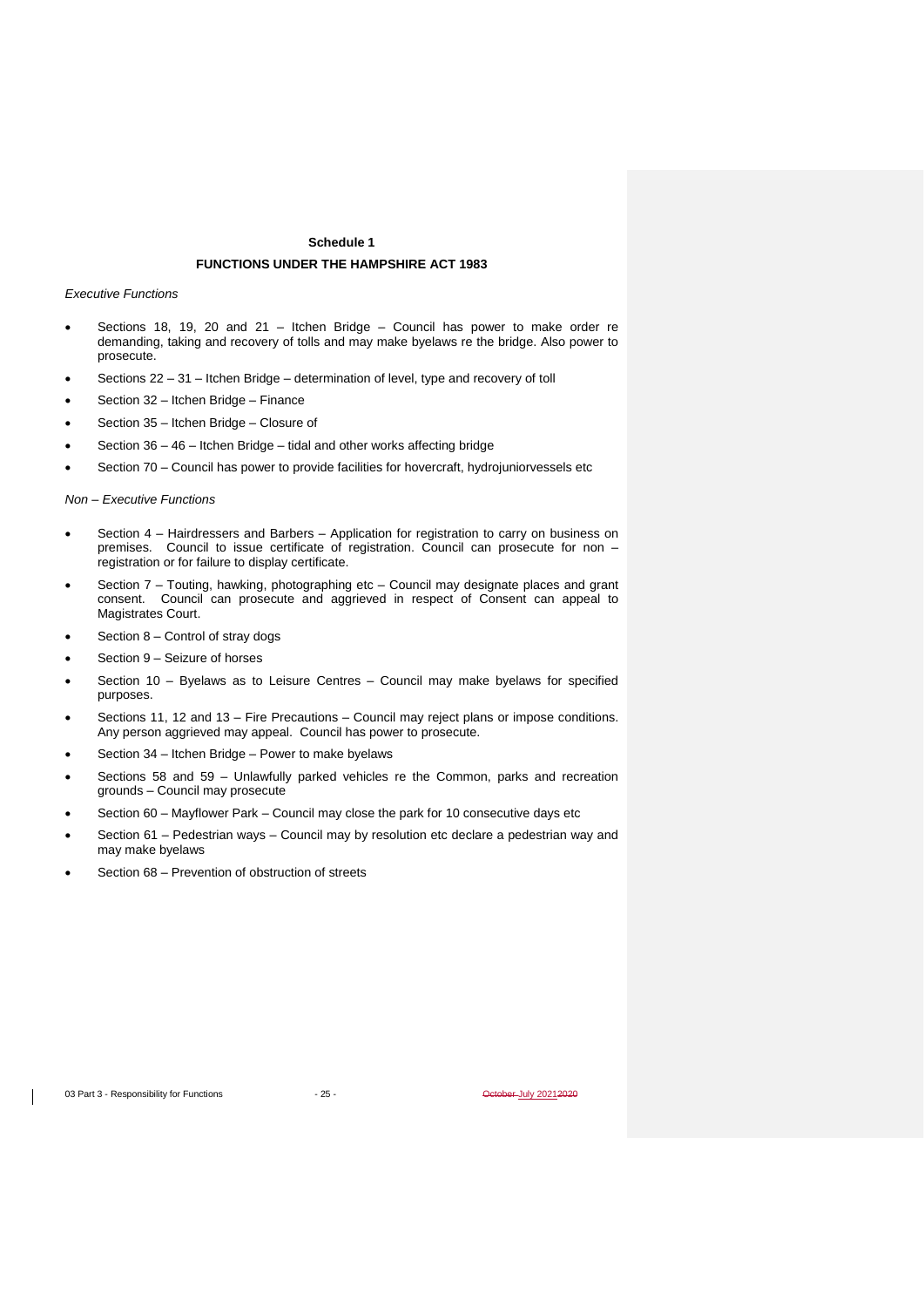## Schedule 1

## FUNCTIONS UNDER THE HAMPSHIRE ACT 1983

*Executive Functions*

- Sections 18, 19, 20 and 21 – Itchen Bridge – Council has power to make order re demanding, taking and recovery of tolls and may make byelaws re the bridge. Also power to prosecute.
- Sections 22 – 31 – Itchen Bridge – determination of level, type and recovery of toll
- Section 32 – Itchen Bridge – Finance
- Section 35 – Itchen Bridge – Closure of
- Section 36 – 46 – Itchen Bridge – tidal and other works affecting bridge
- Section 70 – Council has power to provide facilities for hovercraft, hydrojuniorvessels etc

*Non – Executive Functions*

- Section 4 – Hairdressers and Barbers – Application for registration to carry on business on premises. Council to issue certificate of registration. Council can prosecute for non – registration or for failure to display certificate.
- Section 7 – Touting, hawking, photographing etc – Council may designate places and grant consent. Council can prosecute and aggrieved in respect of Consent can appeal to Magistrates Court.
- Section 8 – Control of stray dogs
- Section 9 – Seizure of horses
- Section 10 – Byelaws as to Leisure Centres – Council may make byelaws for specified purposes.
- Sections 11, 12 and 13 – Fire Precautions – Council may reject plans or impose conditions. Any person aggrieved may appeal. Council has power to prosecute.
- Section 34 – Itchen Bridge – Power to make byelaws
- Sections 58 and 59 – Unlawfully parked vehicles re the Common, parks and recreation grounds – Council may prosecute
- Section 60 – Mayflower Park – Council may close the park for 10 consecutive days etc
- Section 61 – Pedestrian ways – Council may by resolution etc declare a pedestrian way and may make byelaws
- Section 68 – Prevention of obstruction of streets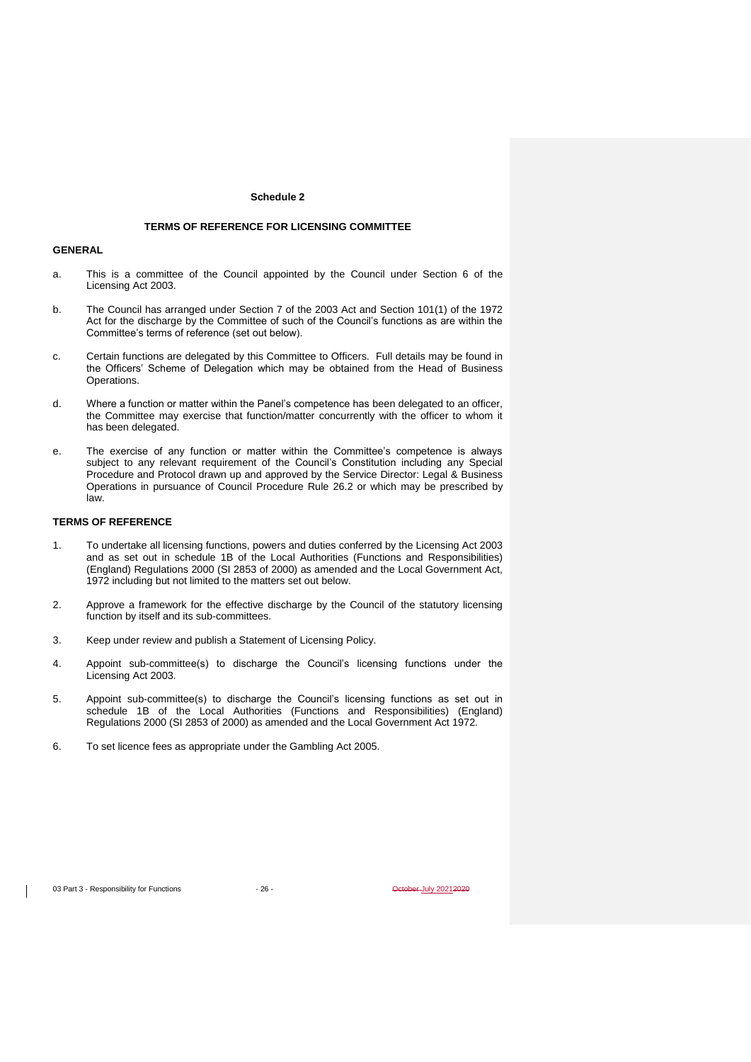## Schedule 2

### TERMS OF REFERENCE FOR LICENSING COMMITTEE

**GENERAL**

a. This is a committee of the Council appointed by the Council under Section 6 of the Licensing Act 2003.

b. The Council has arranged under Section 7 of the 2003 Act and Section 101(1) of the 1972 Act for the discharge by the Committee of such of the Council's functions as are within the Committee's terms of reference (set out below).

c. Certain functions are delegated by this Committee to Officers. Full details may be found in the Officers' Scheme of Delegation which may be obtained from the Head of Business Operations.

d. Where a function or matter within the Panel's competence has been delegated to an officer, the Committee may exercise that function/matter concurrently with the officer to whom it has been delegated.

e. The exercise of any function or matter within the Committee's competence is always subject to any relevant requirement of the Council's Constitution including any Special Procedure and Protocol drawn up and approved by the Service Director: Legal & Business Operations in pursuance of Council Procedure Rule 26.2 or which may be prescribed by law.

**TERMS OF REFERENCE**

1. To undertake all licensing functions, powers and duties conferred by the Licensing Act 2003 and as set out in schedule 1B of the Local Authorities (Functions and Responsibilities) (England) Regulations 2000 (SI 2853 of 2000) as amended and the Local Government Act, 1972 including but not limited to the matters set out below.

2. Approve a framework for the effective discharge by the Council of the statutory licensing function by itself and its sub-committees.

3. Keep under review and publish a Statement of Licensing Policy.

4. Appoint sub-committee(s) to discharge the Council's licensing functions under the Licensing Act 2003.

5. Appoint sub-committee(s) to discharge the Council's licensing functions as set out in schedule 1B of the Local Authorities (Functions and Responsibilities) (England) Regulations 2000 (SI 2853 of 2000) as amended and the Local Government Act 1972.

6. To set licence fees as appropriate under the Gambling Act 2005.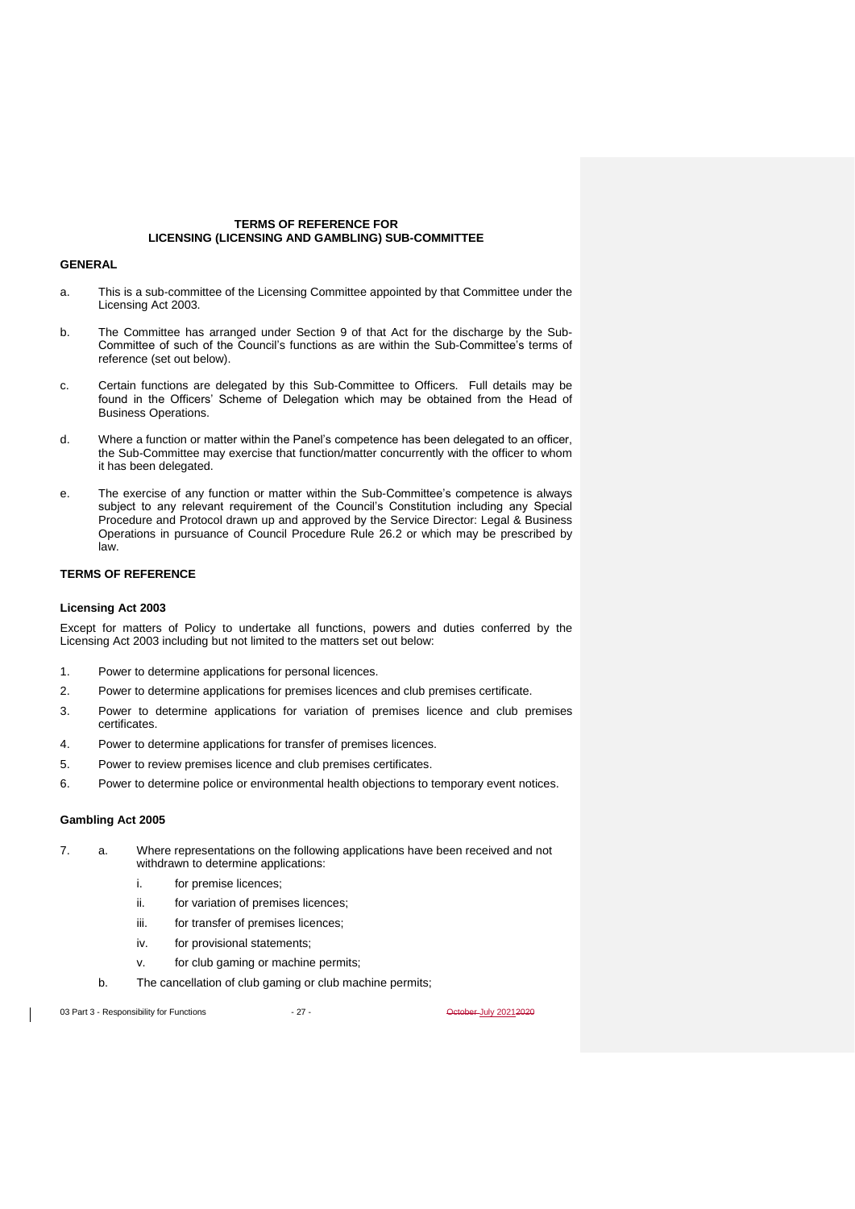**TERMS OF REFERENCE FOR**
**LICENSING (LICENSING AND GAMBLING) SUB-COMMITTEE**

**GENERAL**

a. This is a sub-committee of the Licensing Committee appointed by that Committee under the Licensing Act 2003.

b. The Committee has arranged under Section 9 of that Act for the discharge by the Sub-Committee of such of the Council's functions as are within the Sub-Committee's terms of reference (set out below).

c. Certain functions are delegated by this Sub-Committee to Officers. Full details may be found in the Officers' Scheme of Delegation which may be obtained from the Head of Business Operations.

d. Where a function or matter within the Panel's competence has been delegated to an officer, the Sub-Committee may exercise that function/matter concurrently with the officer to whom it has been delegated.

e. The exercise of any function or matter within the Sub-Committee's competence is always subject to any relevant requirement of the Council's Constitution including any Special Procedure and Protocol drawn up and approved by the Service Director: Legal & Business Operations in pursuance of Council Procedure Rule 26.2 or which may be prescribed by law.

**TERMS OF REFERENCE**

**Licensing Act 2003**

Except for matters of Policy to undertake all functions, powers and duties conferred by the Licensing Act 2003 including but not limited to the matters set out below:

1. Power to determine applications for personal licences.
2. Power to determine applications for premises licences and club premises certificate.
3. Power to determine applications for variation of premises licence and club premises certificates.
4. Power to determine applications for transfer of premises licences.
5. Power to review premises licence and club premises certificates.
6. Power to determine police or environmental health objections to temporary event notices.

**Gambling Act 2005**

7. a. Where representations on the following applications have been received and not withdrawn to determine applications:
   i. for premise licences;
   ii. for variation of premises licences;
   iii. for transfer of premises licences;
   iv. for provisional statements;
   v. for club gaming or machine permits;

   b. The cancellation of club gaming or club machine permits;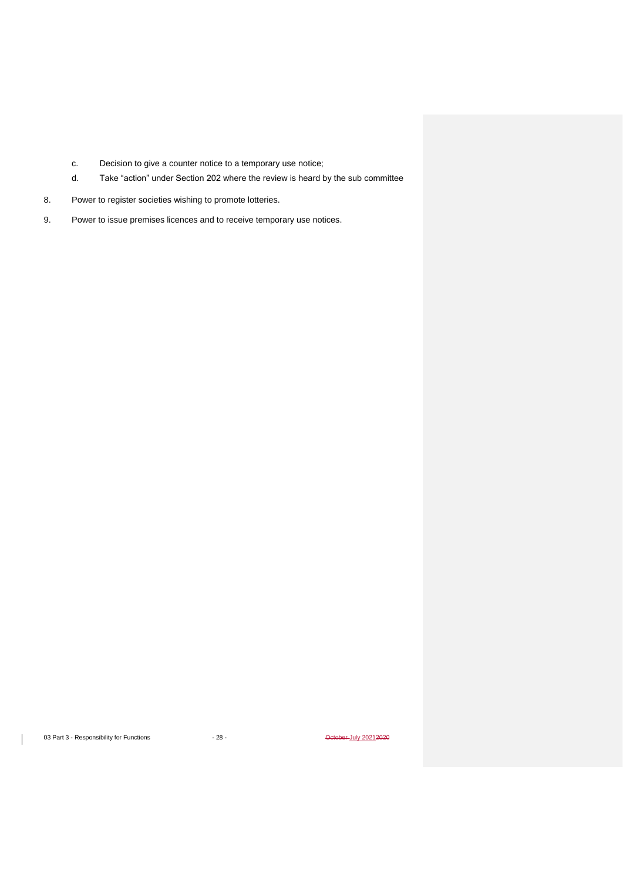c. Decision to give a counter notice to a temporary use notice;

d. Take "action" under Section 202 where the review is heard by the sub committee

8. Power to register societies wishing to promote lotteries.

9. Power to issue premises licences and to receive temporary use notices.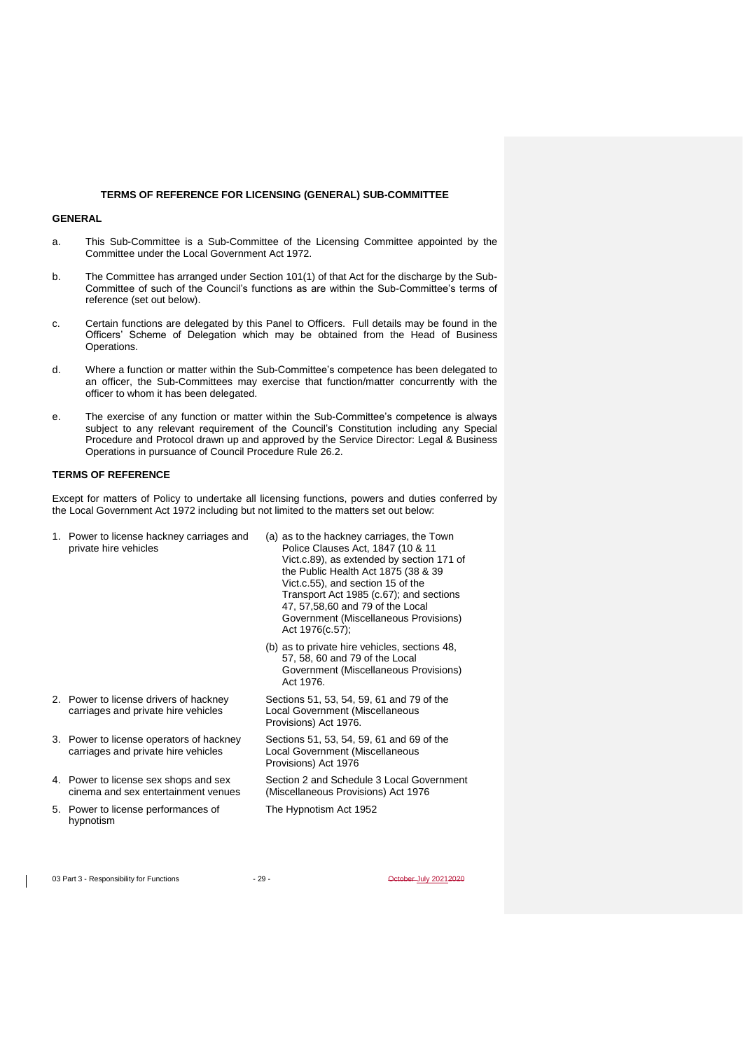**TERMS OF REFERENCE FOR LICENSING (GENERAL) SUB-COMMITTEE**

**GENERAL**

a. This Sub-Committee is a Sub-Committee of the Licensing Committee appointed by the Committee under the Local Government Act 1972.

b. The Committee has arranged under Section 101(1) of that Act for the discharge by the Sub-Committee of such of the Council's functions as are within the Sub-Committee's terms of reference (set out below).

c. Certain functions are delegated by this Panel to Officers. Full details may be found in the Officers' Scheme of Delegation which may be obtained from the Head of Business Operations.

d. Where a function or matter within the Sub-Committee's competence has been delegated to an officer, the Sub-Committees may exercise that function/matter concurrently with the officer to whom it has been delegated.

e. The exercise of any function or matter within the Sub-Committee's competence is always subject to any relevant requirement of the Council's Constitution including any Special Procedure and Protocol drawn up and approved by the Service Director: Legal & Business Operations in pursuance of Council Procedure Rule 26.2.

**TERMS OF REFERENCE**

Except for matters of Policy to undertake all licensing functions, powers and duties conferred by the Local Government Act 1972 including but not limited to the matters set out below:

| Function | Legislation |
| --- | --- |
| 1. Power to license hackney carriages and private hire vehicles | (a) as to the hackney carriages, the Town Police Clauses Act, 1847 (10 & 11 Vict.c.89), as extended by section 171 of the Public Health Act 1875 (38 & 39 Vict.c.55), and section 15 of the Transport Act 1985 (c.67); and sections 47, 57,58,60 and 79 of the Local Government (Miscellaneous Provisions) Act 1976(c.57);<br>(b) as to private hire vehicles, sections 48, 57, 58, 60 and 79 of the Local Government (Miscellaneous Provisions) Act 1976. |
| 2. Power to license drivers of hackney carriages and private hire vehicles | Sections 51, 53, 54, 59, 61 and 79 of the Local Government (Miscellaneous Provisions) Act 1976. |
| 3. Power to license operators of hackney carriages and private hire vehicles | Sections 51, 53, 54, 59, 61 and 69 of the Local Government (Miscellaneous Provisions) Act 1976 |
| 4. Power to license sex shops and sex cinema and sex entertainment venues | Section 2 and Schedule 3 Local Government (Miscellaneous Provisions) Act 1976 |
| 5. Power to license performances of hypnotism | The Hypnotism Act 1952 |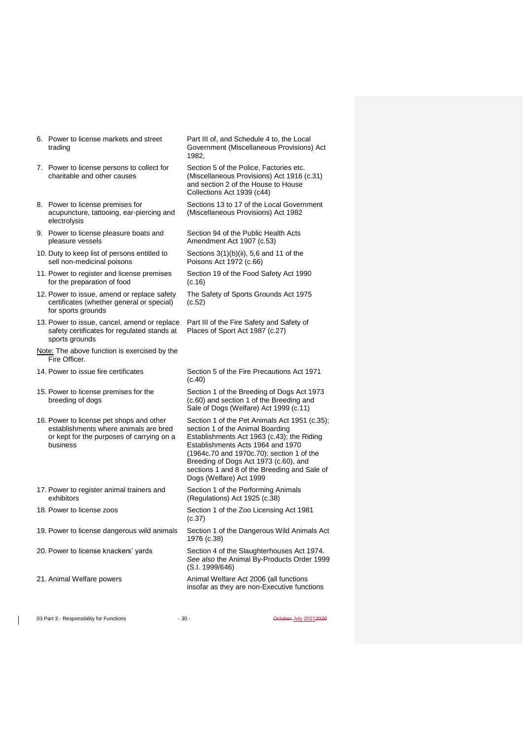| | |
|---|---|
| 6. Power to license markets and street trading | Part III of, and Schedule 4 to, the Local Government (Miscellaneous Provisions) Act 1982, |
| 7. Power to license persons to collect for charitable and other causes | Section 5 of the Police, Factories etc. (Miscellaneous Provisions) Act 1916 (c.31) and section 2 of the House to House Collections Act 1939 (c44) |
| 8. Power to license premises for acupuncture, tattooing, ear-piercing and electrolysis | Sections 13 to 17 of the Local Government (Miscellaneous Provisions) Act 1982 |
| 9. Power to license pleasure boats and pleasure vessels | Section 94 of the Public Health Acts Amendment Act 1907 (c.53) |
| 10. Duty to keep list of persons entitled to sell non-medicinal poisons | Sections 3(1)(b)(ii), 5,6 and 11 of the Poisons Act 1972 (c.66) |
| 11. Power to register and license premises for the preparation of food | Section 19 of the Food Safety Act 1990 (c.16) |
| 12. Power to issue, amend or replace safety certificates (whether general or special) for sports grounds | The Safety of Sports Grounds Act 1975 (c.52) |
| 13. Power to issue, cancel, amend or replace safety certificates for regulated stands at sports grounds<br><br><u>Note:</u> The above function is exercised by the Fire Officer. | Part III of the Fire Safety and Safety of Places of Sport Act 1987 (c.27) |
| 14. Power to issue fire certificates | Section 5 of the Fire Precautions Act 1971 (c.40) |
| 15. Power to license premises for the breeding of dogs | Section 1 of the Breeding of Dogs Act 1973 (c.60) and section 1 of the Breeding and Sale of Dogs (Welfare) Act 1999 (c.11) |
| 16. Power to license pet shops and other establishments where animals are bred or kept for the purposes of carrying on a business | Section 1 of the Pet Animals Act 1951 (c.35); section 1 of the Animal Boarding Establishments Act 1963 (c.43); the Riding Establishments Acts 1964 and 1970 (1964c.70 and 1970c.70); section 1 of the Breeding of Dogs Act 1973 (c.60), and sections 1 and 8 of the Breeding and Sale of Dogs (Welfare) Act 1999 |
| 17. Power to register animal trainers and exhibitors | Section 1 of the Performing Animals (Regulations) Act 1925 (c.38) |
| 18. Power to license zoos | Section 1 of the Zoo Licensing Act 1981 (c.37) |
| 19. Power to license dangerous wild animals | Section 1 of the Dangerous Wild Animals Act 1976 (c.38) |
| 20. Power to license knackers' yards | Section 4 of the Slaughterhouses Act 1974. *See also* the Animal By-Products Order 1999 (S.I. 1999/646) |
| 21. Animal Welfare powers | Animal Welfare Act 2006 (all functions insofar as they are non-Executive functions |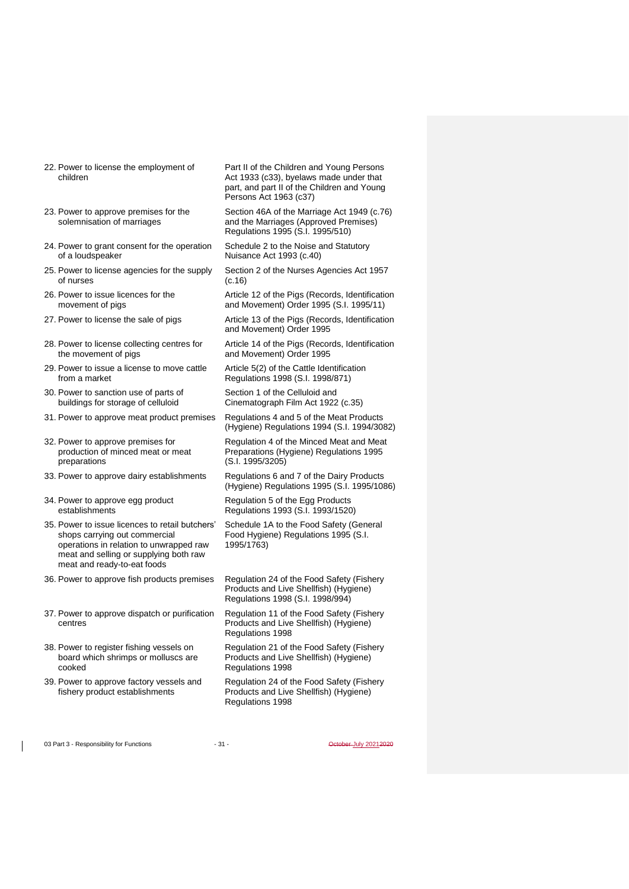| | |
|---|---|
| 22. Power to license the employment of children | Part II of the Children and Young Persons Act 1933 (c33), byelaws made under that part, and part II of the Children and Young Persons Act 1963 (c37) |
| 23. Power to approve premises for the solemnisation of marriages | Section 46A of the Marriage Act 1949 (c.76) and the Marriages (Approved Premises) Regulations 1995 (S.I. 1995/510) |
| 24. Power to grant consent for the operation of a loudspeaker | Schedule 2 to the Noise and Statutory Nuisance Act 1993 (c.40) |
| 25. Power to license agencies for the supply of nurses | Section 2 of the Nurses Agencies Act 1957 (c.16) |
| 26. Power to issue licences for the movement of pigs | Article 12 of the Pigs (Records, Identification and Movement) Order 1995 (S.I. 1995/11) |
| 27. Power to license the sale of pigs | Article 13 of the Pigs (Records, Identification and Movement) Order 1995 |
| 28. Power to license collecting centres for the movement of pigs | Article 14 of the Pigs (Records, Identification and Movement) Order 1995 |
| 29. Power to issue a license to move cattle from a market | Article 5(2) of the Cattle Identification Regulations 1998 (S.I. 1998/871) |
| 30. Power to sanction use of parts of buildings for storage of celluloid | Section 1 of the Celluloid and Cinematograph Film Act 1922 (c.35) |
| 31. Power to approve meat product premises | Regulations 4 and 5 of the Meat Products (Hygiene) Regulations 1994 (S.I. 1994/3082) |
| 32. Power to approve premises for production of minced meat or meat preparations | Regulation 4 of the Minced Meat and Meat Preparations (Hygiene) Regulations 1995 (S.I. 1995/3205) |
| 33. Power to approve dairy establishments | Regulations 6 and 7 of the Dairy Products (Hygiene) Regulations 1995 (S.I. 1995/1086) |
| 34. Power to approve egg product establishments | Regulation 5 of the Egg Products Regulations 1993 (S.I. 1993/1520) |
| 35. Power to issue licences to retail butchers' shops carrying out commercial operations in relation to unwrapped raw meat and selling or supplying both raw meat and ready-to-eat foods | Schedule 1A to the Food Safety (General Food Hygiene) Regulations 1995 (S.I. 1995/1763) |
| 36. Power to approve fish products premises | Regulation 24 of the Food Safety (Fishery Products and Live Shellfish) (Hygiene) Regulations 1998 (S.I. 1998/994) |
| 37. Power to approve dispatch or purification centres | Regulation 11 of the Food Safety (Fishery Products and Live Shellfish) (Hygiene) Regulations 1998 |
| 38. Power to register fishing vessels on board which shrimps or molluscs are cooked | Regulation 21 of the Food Safety (Fishery Products and Live Shellfish) (Hygiene) Regulations 1998 |
| 39. Power to approve factory vessels and fishery product establishments | Regulation 24 of the Food Safety (Fishery Products and Live Shellfish) (Hygiene) Regulations 1998 |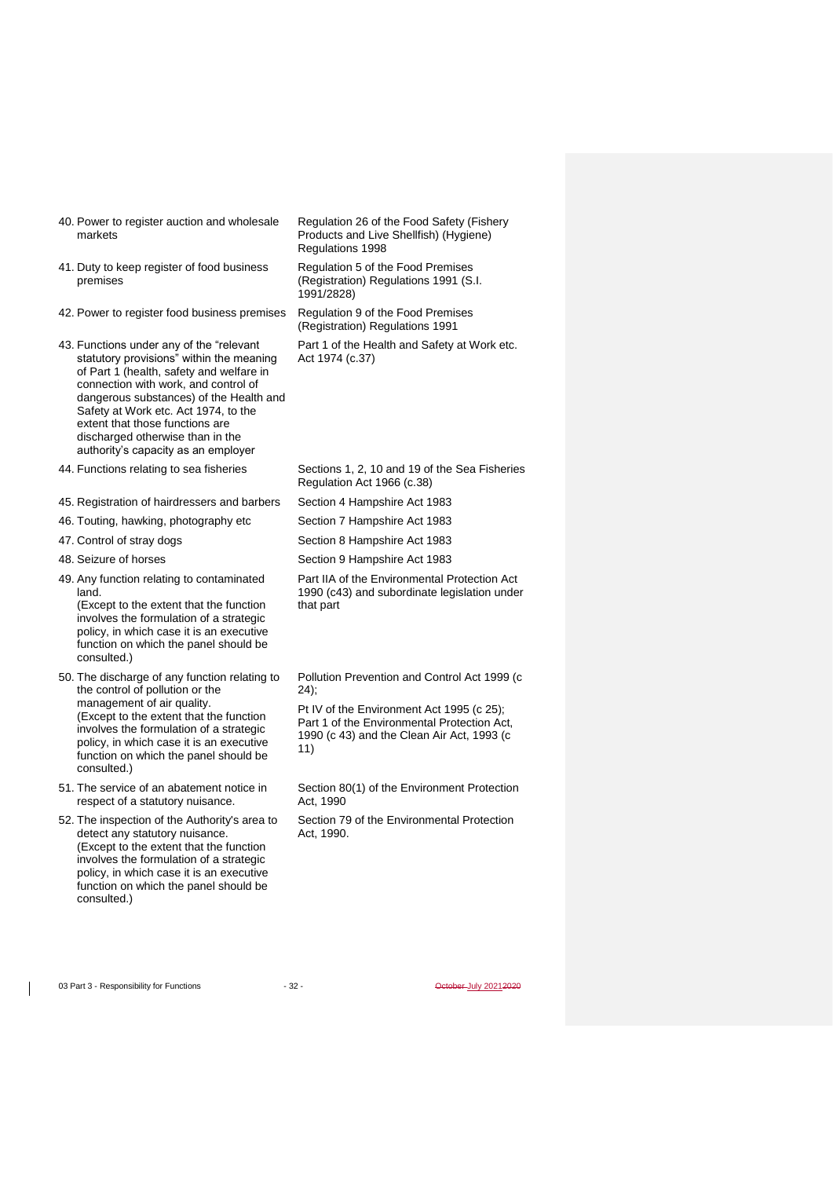| Function | Provision |
| --- | --- |
| 40. Power to register auction and wholesale markets | Regulation 26 of the Food Safety (Fishery Products and Live Shellfish) (Hygiene) Regulations 1998 |
| 41. Duty to keep register of food business premises | Regulation 5 of the Food Premises (Registration) Regulations 1991 (S.I. 1991/2828) |
| 42. Power to register food business premises | Regulation 9 of the Food Premises (Registration) Regulations 1991 |
| 43. Functions under any of the "relevant statutory provisions" within the meaning of Part 1 (health, safety and welfare in connection with work, and control of dangerous substances) of the Health and Safety at Work etc. Act 1974, to the extent that those functions are discharged otherwise than in the authority's capacity as an employer | Part 1 of the Health and Safety at Work etc. Act 1974 (c.37) |
| 44. Functions relating to sea fisheries | Sections 1, 2, 10 and 19 of the Sea Fisheries Regulation Act 1966 (c.38) |
| 45. Registration of hairdressers and barbers | Section 4 Hampshire Act 1983 |
| 46. Touting, hawking, photography etc | Section 7 Hampshire Act 1983 |
| 47. Control of stray dogs | Section 8 Hampshire Act 1983 |
| 48. Seizure of horses | Section 9 Hampshire Act 1983 |
| 49. Any function relating to contaminated land. (Except to the extent that the function involves the formulation of a strategic policy, in which case it is an executive function on which the panel should be consulted.) | Part IIA of the Environmental Protection Act 1990 (c43) and subordinate legislation under that part |
| 50. The discharge of any function relating to the control of pollution or the management of air quality. (Except to the extent that the function involves the formulation of a strategic policy, in which case it is an executive function on which the panel should be consulted.) | Pollution Prevention and Control Act 1999 (c 24); Pt IV of the Environment Act 1995 (c 25); Part 1 of the Environmental Protection Act, 1990 (c 43) and the Clean Air Act, 1993 (c 11) |
| 51. The service of an abatement notice in respect of a statutory nuisance. | Section 80(1) of the Environment Protection Act, 1990 |
| 52. The inspection of the Authority's area to detect any statutory nuisance. (Except to the extent that the function involves the formulation of a strategic policy, in which case it is an executive function on which the panel should be consulted.) | Section 79 of the Environmental Protection Act, 1990. |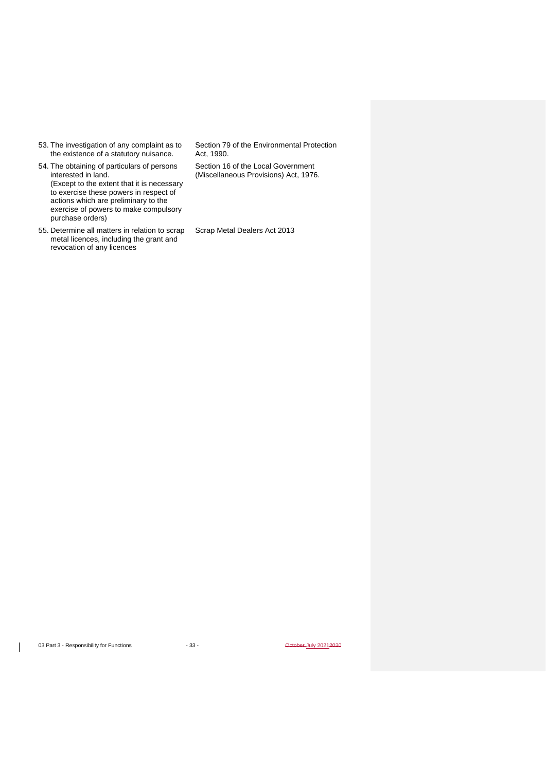| | |
|---|---|
| 53. The investigation of any complaint as to the existence of a statutory nuisance. | Section 79 of the Environmental Protection Act, 1990. |
| 54. The obtaining of particulars of persons interested in land. (Except to the extent that it is necessary to exercise these powers in respect of actions which are preliminary to the exercise of powers to make compulsory purchase orders) | Section 16 of the Local Government (Miscellaneous Provisions) Act, 1976. |
| 55. Determine all matters in relation to scrap metal licences, including the grant and revocation of any licences | Scrap Metal Dealers Act 2013 |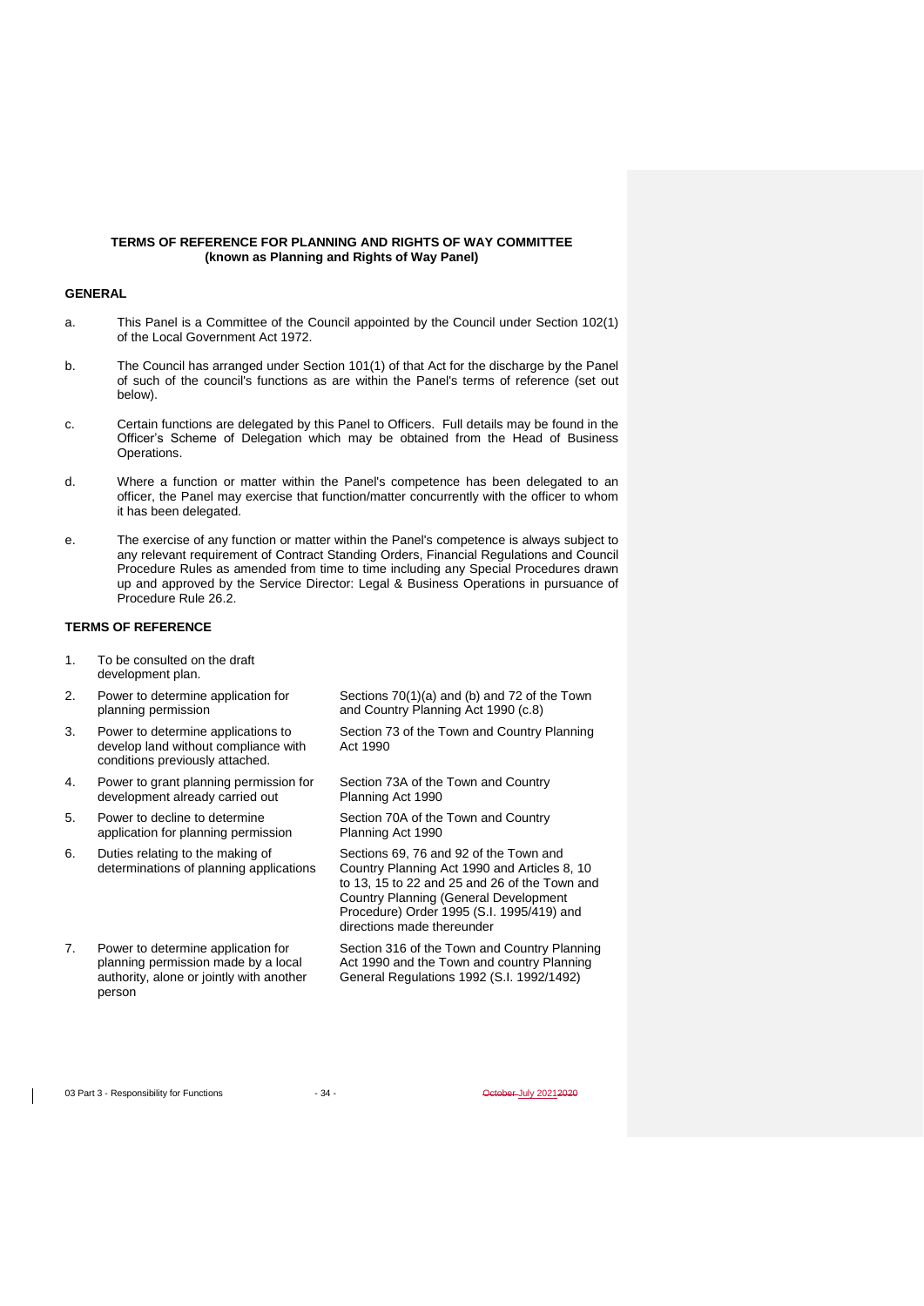**TERMS OF REFERENCE FOR PLANNING AND RIGHTS OF WAY COMMITTEE (known as Planning and Rights of Way Panel)**

## GENERAL

a. This Panel is a Committee of the Council appointed by the Council under Section 102(1) of the Local Government Act 1972.

b. The Council has arranged under Section 101(1) of that Act for the discharge by the Panel of such of the council's functions as are within the Panel's terms of reference (set out below).

c. Certain functions are delegated by this Panel to Officers. Full details may be found in the Officer's Scheme of Delegation which may be obtained from the Head of Business Operations.

d. Where a function or matter within the Panel's competence has been delegated to an officer, the Panel may exercise that function/matter concurrently with the officer to whom it has been delegated.

e. The exercise of any function or matter within the Panel's competence is always subject to any relevant requirement of Contract Standing Orders, Financial Regulations and Council Procedure Rules as amended from time to time including any Special Procedures drawn up and approved by the Service Director: Legal & Business Operations in pursuance of Procedure Rule 26.2.

## TERMS OF REFERENCE

| | Function | Source |
|---|---|---|
| 1. | To be consulted on the draft development plan. | |
| 2. | Power to determine application for planning permission | Sections 70(1)(a) and (b) and 72 of the Town and Country Planning Act 1990 (c.8) |
| 3. | Power to determine applications to develop land without compliance with conditions previously attached. | Section 73 of the Town and Country Planning Act 1990 |
| 4. | Power to grant planning permission for development already carried out | Section 73A of the Town and Country Planning Act 1990 |
| 5. | Power to decline to determine application for planning permission | Section 70A of the Town and Country Planning Act 1990 |
| 6. | Duties relating to the making of determinations of planning applications | Sections 69, 76 and 92 of the Town and Country Planning Act 1990 and Articles 8, 10 to 13, 15 to 22 and 25 and 26 of the Town and Country Planning (General Development Procedure) Order 1995 (S.I. 1995/419) and directions made thereunder |
| 7. | Power to determine application for planning permission made by a local authority, alone or jointly with another person | Section 316 of the Town and Country Planning Act 1990 and the Town and country Planning General Regulations 1992 (S.I. 1992/1492) |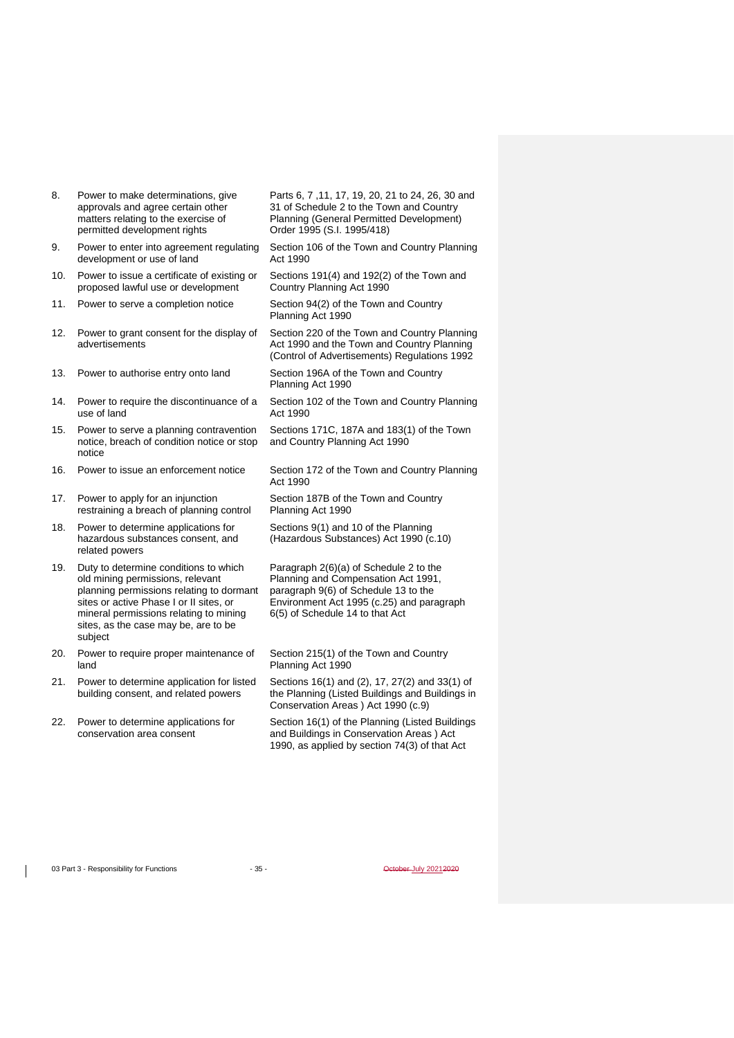| | | |
|---|---|---|
| 8. | Power to make determinations, give approvals and agree certain other matters relating to the exercise of permitted development rights | Parts 6, 7 ,11, 17, 19, 20, 21 to 24, 26, 30 and 31 of Schedule 2 to the Town and Country Planning (General Permitted Development) Order 1995 (S.I. 1995/418) |
| 9. | Power to enter into agreement regulating development or use of land | Section 106 of the Town and Country Planning Act 1990 |
| 10. | Power to issue a certificate of existing or proposed lawful use or development | Sections 191(4) and 192(2) of the Town and Country Planning Act 1990 |
| 11. | Power to serve a completion notice | Section 94(2) of the Town and Country Planning Act 1990 |
| 12. | Power to grant consent for the display of advertisements | Section 220 of the Town and Country Planning Act 1990 and the Town and Country Planning (Control of Advertisements) Regulations 1992 |
| 13. | Power to authorise entry onto land | Section 196A of the Town and Country Planning Act 1990 |
| 14. | Power to require the discontinuance of a use of land | Section 102 of the Town and Country Planning Act 1990 |
| 15. | Power to serve a planning contravention notice, breach of condition notice or stop notice | Sections 171C, 187A and 183(1) of the Town and Country Planning Act 1990 |
| 16. | Power to issue an enforcement notice | Section 172 of the Town and Country Planning Act 1990 |
| 17. | Power to apply for an injunction restraining a breach of planning control | Section 187B of the Town and Country Planning Act 1990 |
| 18. | Power to determine applications for hazardous substances consent, and related powers | Sections 9(1) and 10 of the Planning (Hazardous Substances) Act 1990 (c.10) |
| 19. | Duty to determine conditions to which old mining permissions, relevant planning permissions relating to dormant sites or active Phase I or II sites, or mineral permissions relating to mining sites, as the case may be, are to be subject | Paragraph 2(6)(a) of Schedule 2 to the Planning and Compensation Act 1991, paragraph 9(6) of Schedule 13 to the Environment Act 1995 (c.25) and paragraph 6(5) of Schedule 14 to that Act |
| 20. | Power to require proper maintenance of land | Section 215(1) of the Town and Country Planning Act 1990 |
| 21. | Power to determine application for listed building consent, and related powers | Sections 16(1) and (2), 17, 27(2) and 33(1) of the Planning (Listed Buildings and Buildings in Conservation Areas ) Act 1990 (c.9) |
| 22. | Power to determine applications for conservation area consent | Section 16(1) of the Planning (Listed Buildings and Buildings in Conservation Areas ) Act 1990, as applied by section 74(3) of that Act |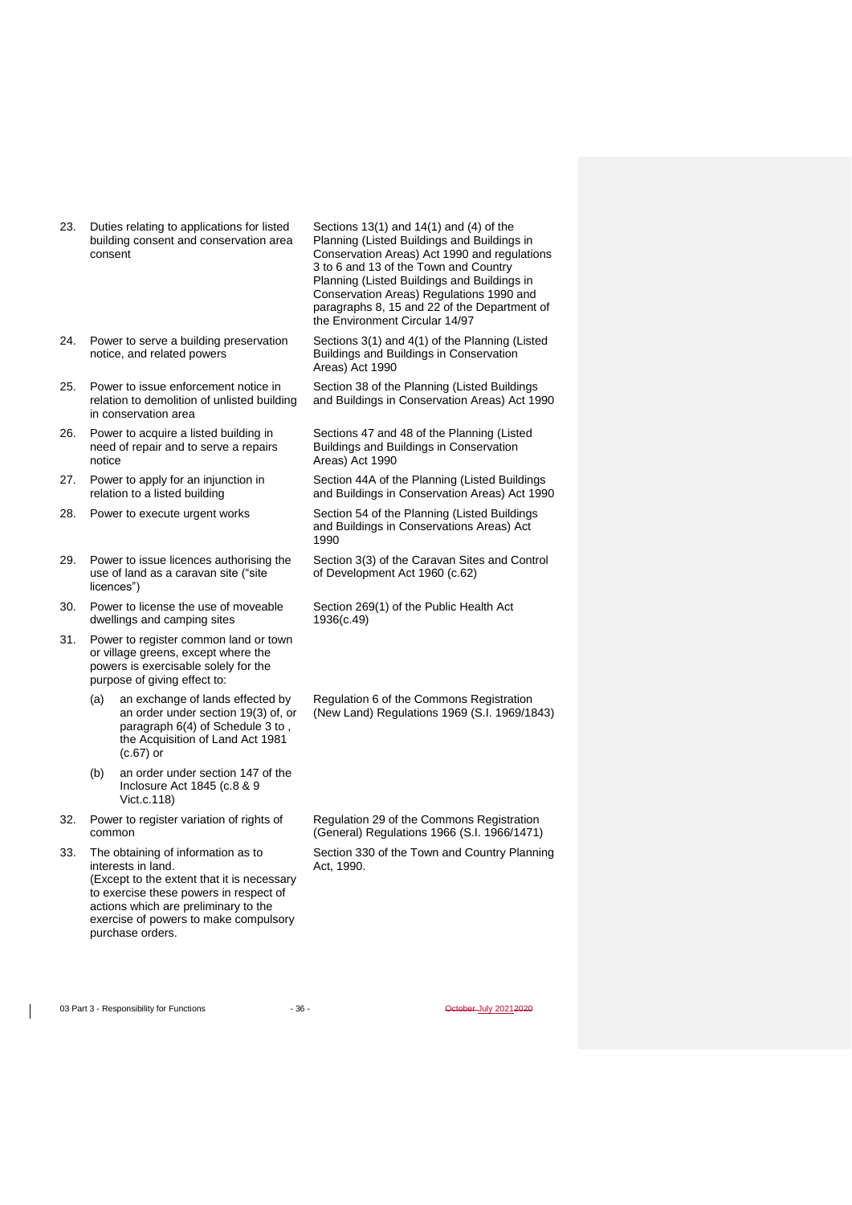| | | |
|---|---|---|
| 23. | Duties relating to applications for listed building consent and conservation area consent | Sections 13(1) and 14(1) and (4) of the Planning (Listed Buildings and Buildings in Conservation Areas) Act 1990 and regulations 3 to 6 and 13 of the Town and Country Planning (Listed Buildings and Buildings in Conservation Areas) Regulations 1990 and paragraphs 8, 15 and 22 of the Department of the Environment Circular 14/97 |
| 24. | Power to serve a building preservation notice, and related powers | Sections 3(1) and 4(1) of the Planning (Listed Buildings and Buildings in Conservation Areas) Act 1990 |
| 25. | Power to issue enforcement notice in relation to demolition of unlisted building in conservation area | Section 38 of the Planning (Listed Buildings and Buildings in Conservation Areas) Act 1990 |
| 26. | Power to acquire a listed building in need of repair and to serve a repairs notice | Sections 47 and 48 of the Planning (Listed Buildings and Buildings in Conservation Areas) Act 1990 |
| 27. | Power to apply for an injunction in relation to a listed building | Section 44A of the Planning (Listed Buildings and Buildings in Conservation Areas) Act 1990 |
| 28. | Power to execute urgent works | Section 54 of the Planning (Listed Buildings and Buildings in Conservations Areas) Act 1990 |
| 29. | Power to issue licences authorising the use of land as a caravan site ("site licences") | Section 3(3) of the Caravan Sites and Control of Development Act 1960 (c.62) |
| 30. | Power to license the use of moveable dwellings and camping sites | Section 269(1) of the Public Health Act 1936(c.49) |
| 31. | Power to register common land or town or village greens, except where the powers is exercisable solely for the purpose of giving effect to: | |
| | (a) an exchange of lands effected by an order under section 19(3) of, or paragraph 6(4) of Schedule 3 to , the Acquisition of Land Act 1981 (c.67) or | Regulation 6 of the Commons Registration (New Land) Regulations 1969 (S.I. 1969/1843) |
| | (b) an order under section 147 of the Inclosure Act 1845 (c.8 & 9 Vict.c.118) | |
| 32. | Power to register variation of rights of common | Regulation 29 of the Commons Registration (General) Regulations 1966 (S.I. 1966/1471) |
| 33. | The obtaining of information as to interests in land.<br>(Except to the extent that it is necessary to exercise these powers in respect of actions which are preliminary to the exercise of powers to make compulsory purchase orders. | Section 330 of the Town and Country Planning Act, 1990. |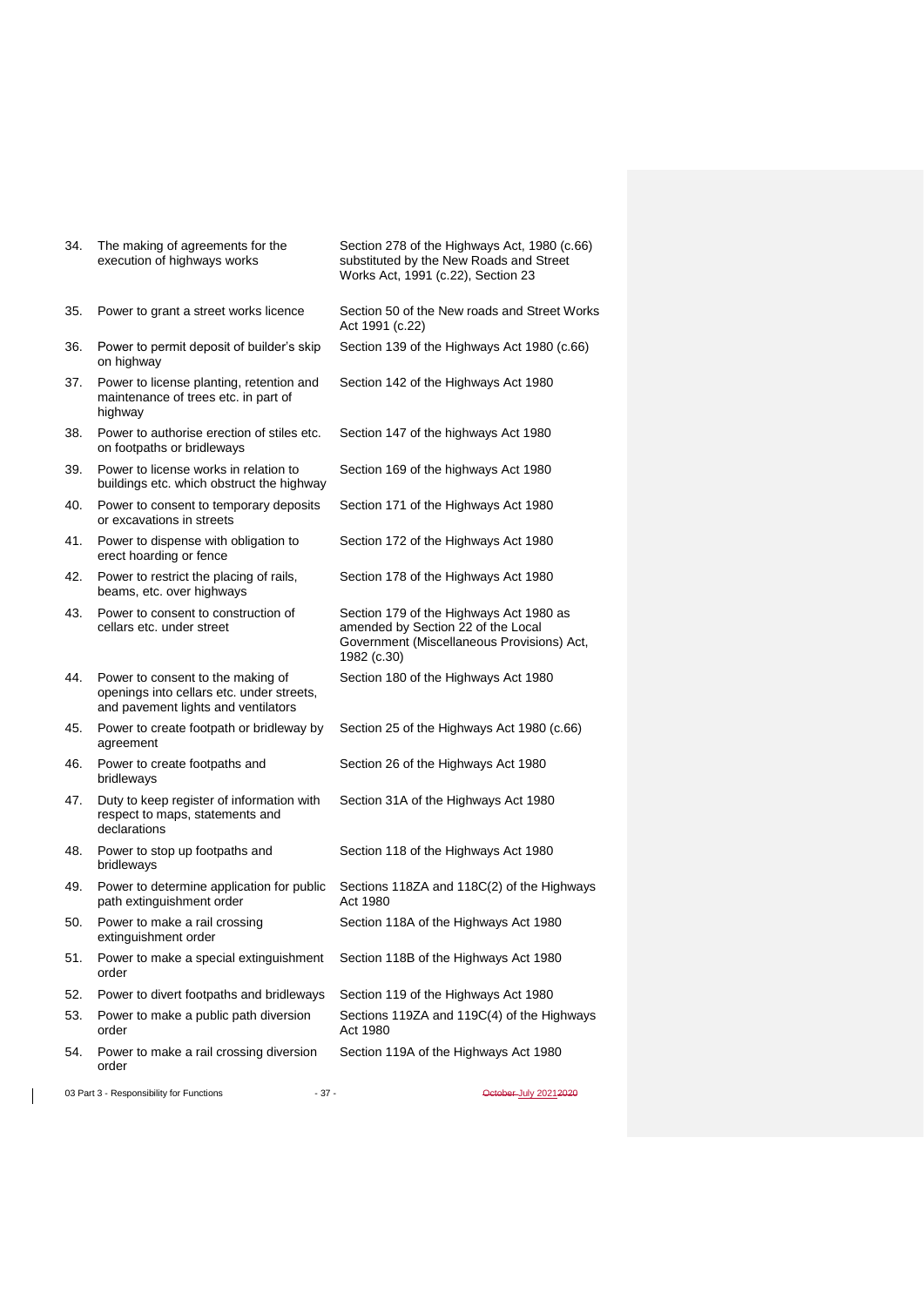| | | |
|---|---|---|
| 34. | The making of agreements for the execution of highways works | Section 278 of the Highways Act, 1980 (c.66) substituted by the New Roads and Street Works Act, 1991 (c.22), Section 23 |
| 35. | Power to grant a street works licence | Section 50 of the New roads and Street Works Act 1991 (c.22) |
| 36. | Power to permit deposit of builder's skip on highway | Section 139 of the Highways Act 1980 (c.66) |
| 37. | Power to license planting, retention and maintenance of trees etc. in part of highway | Section 142 of the Highways Act 1980 |
| 38. | Power to authorise erection of stiles etc. on footpaths or bridleways | Section 147 of the highways Act 1980 |
| 39. | Power to license works in relation to buildings etc. which obstruct the highway | Section 169 of the highways Act 1980 |
| 40. | Power to consent to temporary deposits or excavations in streets | Section 171 of the Highways Act 1980 |
| 41. | Power to dispense with obligation to erect hoarding or fence | Section 172 of the Highways Act 1980 |
| 42. | Power to restrict the placing of rails, beams, etc. over highways | Section 178 of the Highways Act 1980 |
| 43. | Power to consent to construction of cellars etc. under street | Section 179 of the Highways Act 1980 as amended by Section 22 of the Local Government (Miscellaneous Provisions) Act, 1982 (c.30) |
| 44. | Power to consent to the making of openings into cellars etc. under streets, and pavement lights and ventilators | Section 180 of the Highways Act 1980 |
| 45. | Power to create footpath or bridleway by agreement | Section 25 of the Highways Act 1980 (c.66) |
| 46. | Power to create footpaths and bridleways | Section 26 of the Highways Act 1980 |
| 47. | Duty to keep register of information with respect to maps, statements and declarations | Section 31A of the Highways Act 1980 |
| 48. | Power to stop up footpaths and bridleways | Section 118 of the Highways Act 1980 |
| 49. | Power to determine application for public path extinguishment order | Sections 118ZA and 118C(2) of the Highways Act 1980 |
| 50. | Power to make a rail crossing extinguishment order | Section 118A of the Highways Act 1980 |
| 51. | Power to make a special extinguishment order | Section 118B of the Highways Act 1980 |
| 52. | Power to divert footpaths and bridleways | Section 119 of the Highways Act 1980 |
| 53. | Power to make a public path diversion order | Sections 119ZA and 119C(4) of the Highways Act 1980 |
| 54. | Power to make a rail crossing diversion order | Section 119A of the Highways Act 1980 |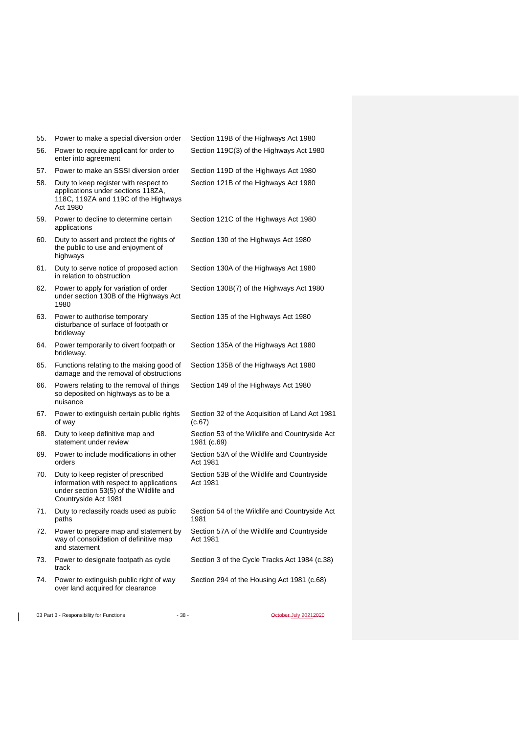| | | |
|---|---|---|
| 55. | Power to make a special diversion order | Section 119B of the Highways Act 1980 |
| 56. | Power to require applicant for order to enter into agreement | Section 119C(3) of the Highways Act 1980 |
| 57. | Power to make an SSSI diversion order | Section 119D of the Highways Act 1980 |
| 58. | Duty to keep register with respect to applications under sections 118ZA, 118C, 119ZA and 119C of the Highways Act 1980 | Section 121B of the Highways Act 1980 |
| 59. | Power to decline to determine certain applications | Section 121C of the Highways Act 1980 |
| 60. | Duty to assert and protect the rights of the public to use and enjoyment of highways | Section 130 of the Highways Act 1980 |
| 61. | Duty to serve notice of proposed action in relation to obstruction | Section 130A of the Highways Act 1980 |
| 62. | Power to apply for variation of order under section 130B of the Highways Act 1980 | Section 130B(7) of the Highways Act 1980 |
| 63. | Power to authorise temporary disturbance of surface of footpath or bridleway | Section 135 of the Highways Act 1980 |
| 64. | Power temporarily to divert footpath or bridleway. | Section 135A of the Highways Act 1980 |
| 65. | Functions relating to the making good of damage and the removal of obstructions | Section 135B of the Highways Act 1980 |
| 66. | Powers relating to the removal of things so deposited on highways as to be a nuisance | Section 149 of the Highways Act 1980 |
| 67. | Power to extinguish certain public rights of way | Section 32 of the Acquisition of Land Act 1981 (c.67) |
| 68. | Duty to keep definitive map and statement under review | Section 53 of the Wildlife and Countryside Act 1981 (c.69) |
| 69. | Power to include modifications in other orders | Section 53A of the Wildlife and Countryside Act 1981 |
| 70. | Duty to keep register of prescribed information with respect to applications under section 53(5) of the Wildlife and Countryside Act 1981 | Section 53B of the Wildlife and Countryside Act 1981 |
| 71. | Duty to reclassify roads used as public paths | Section 54 of the Wildlife and Countryside Act 1981 |
| 72. | Power to prepare map and statement by way of consolidation of definitive map and statement | Section 57A of the Wildlife and Countryside Act 1981 |
| 73. | Power to designate footpath as cycle track | Section 3 of the Cycle Tracks Act 1984 (c.38) |
| 74. | Power to extinguish public right of way over land acquired for clearance | Section 294 of the Housing Act 1981 (c.68) |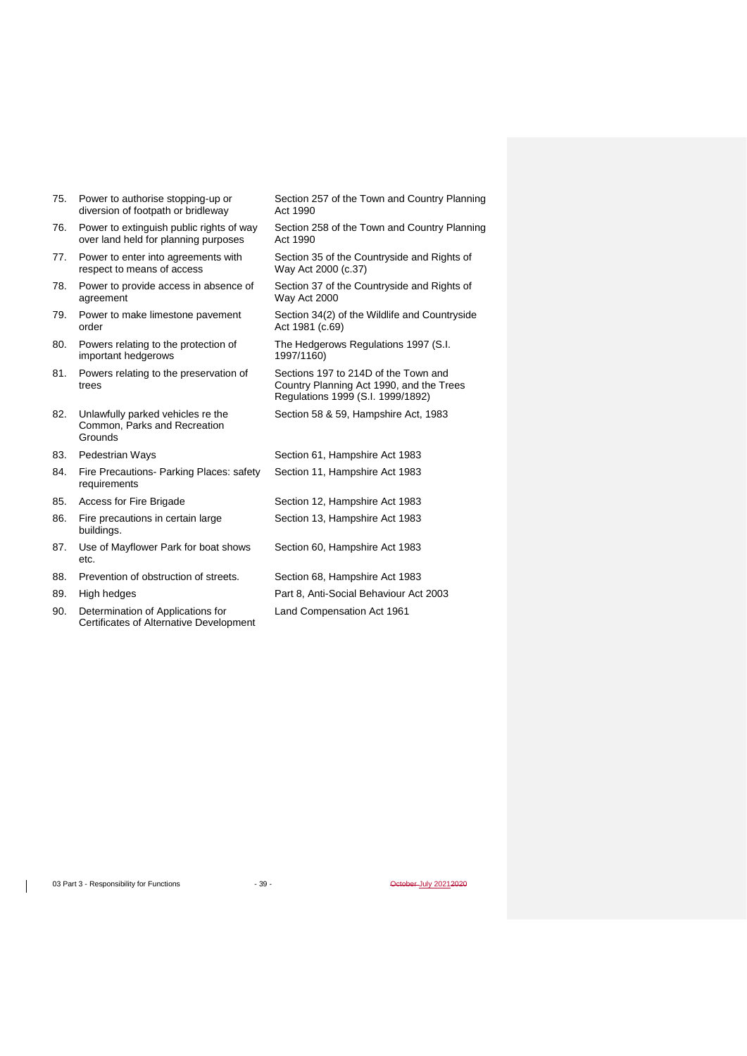| | | |
|---|---|---|
| 75. | Power to authorise stopping-up or diversion of footpath or bridleway | Section 257 of the Town and Country Planning Act 1990 |
| 76. | Power to extinguish public rights of way over land held for planning purposes | Section 258 of the Town and Country Planning Act 1990 |
| 77. | Power to enter into agreements with respect to means of access | Section 35 of the Countryside and Rights of Way Act 2000 (c.37) |
| 78. | Power to provide access in absence of agreement | Section 37 of the Countryside and Rights of Way Act 2000 |
| 79. | Power to make limestone pavement order | Section 34(2) of the Wildlife and Countryside Act 1981 (c.69) |
| 80. | Powers relating to the protection of important hedgerows | The Hedgerows Regulations 1997 (S.I. 1997/1160) |
| 81. | Powers relating to the preservation of trees | Sections 197 to 214D of the Town and Country Planning Act 1990, and the Trees Regulations 1999 (S.I. 1999/1892) |
| 82. | Unlawfully parked vehicles re the Common, Parks and Recreation Grounds | Section 58 & 59, Hampshire Act, 1983 |
| 83. | Pedestrian Ways | Section 61, Hampshire Act 1983 |
| 84. | Fire Precautions- Parking Places: safety requirements | Section 11, Hampshire Act 1983 |
| 85. | Access for Fire Brigade | Section 12, Hampshire Act 1983 |
| 86. | Fire precautions in certain large buildings. | Section 13, Hampshire Act 1983 |
| 87. | Use of Mayflower Park for boat shows etc. | Section 60, Hampshire Act 1983 |
| 88. | Prevention of obstruction of streets. | Section 68, Hampshire Act 1983 |
| 89. | High hedges | Part 8, Anti-Social Behaviour Act 2003 |
| 90. | Determination of Applications for Certificates of Alternative Development | Land Compensation Act 1961 |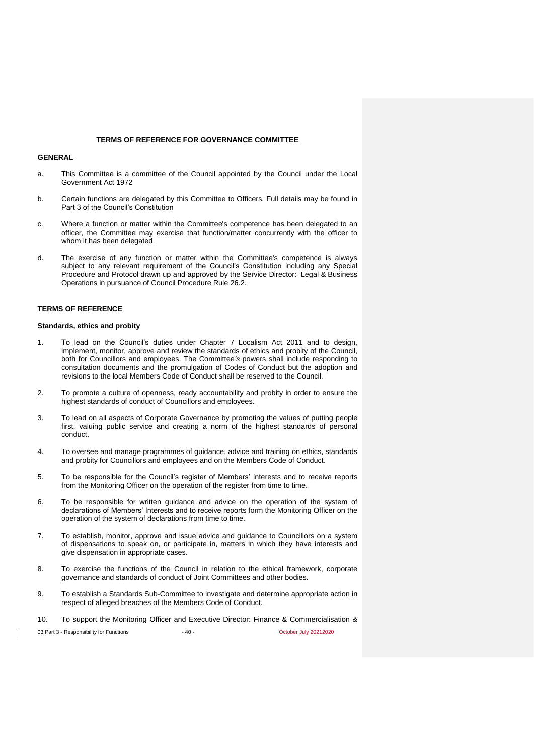## TERMS OF REFERENCE FOR GOVERNANCE COMMITTEE

### GENERAL

a. This Committee is a committee of the Council appointed by the Council under the Local Government Act 1972

b. Certain functions are delegated by this Committee to Officers. Full details may be found in Part 3 of the Council's Constitution

c. Where a function or matter within the Committee's competence has been delegated to an officer, the Committee may exercise that function/matter concurrently with the officer to whom it has been delegated.

d. The exercise of any function or matter within the Committee's competence is always subject to any relevant requirement of the Council's Constitution including any Special Procedure and Protocol drawn up and approved by the Service Director: Legal & Business Operations in pursuance of Council Procedure Rule 26.2.

### TERMS OF REFERENCE

#### Standards, ethics and probity

1. To lead on the Council's duties under Chapter 7 Localism Act 2011 and to design, implement, monitor, approve and review the standards of ethics and probity of the Council, both for Councillors and employees. The Committee's powers shall include responding to consultation documents and the promulgation of Codes of Conduct but the adoption and revisions to the local Members Code of Conduct shall be reserved to the Council.

2. To promote a culture of openness, ready accountability and probity in order to ensure the highest standards of conduct of Councillors and employees.

3. To lead on all aspects of Corporate Governance by promoting the values of putting people first, valuing public service and creating a norm of the highest standards of personal conduct.

4. To oversee and manage programmes of guidance, advice and training on ethics, standards and probity for Councillors and employees and on the Members Code of Conduct.

5. To be responsible for the Council's register of Members' interests and to receive reports from the Monitoring Officer on the operation of the register from time to time.

6. To be responsible for written guidance and advice on the operation of the system of declarations of Members' Interests and to receive reports form the Monitoring Officer on the operation of the system of declarations from time to time.

7. To establish, monitor, approve and issue advice and guidance to Councillors on a system of dispensations to speak on, or participate in, matters in which they have interests and give dispensation in appropriate cases.

8. To exercise the functions of the Council in relation to the ethical framework, corporate governance and standards of conduct of Joint Committees and other bodies.

9. To establish a Standards Sub-Committee to investigate and determine appropriate action in respect of alleged breaches of the Members Code of Conduct.

10. To support the Monitoring Officer and Executive Director: Finance & Commercialisation &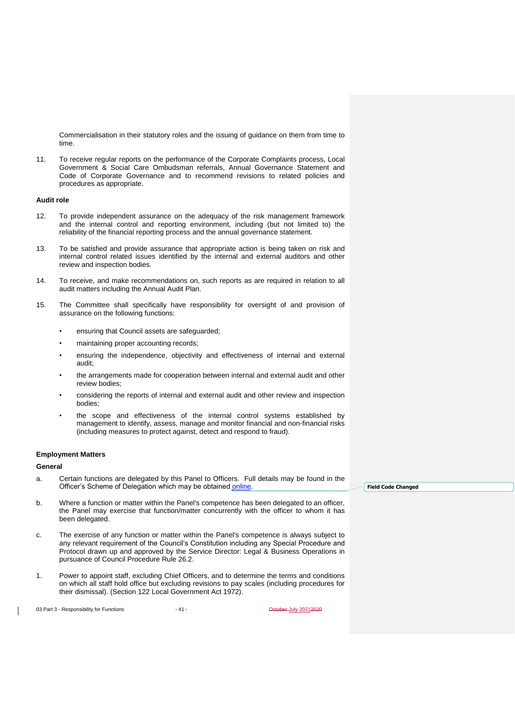Commercialisation in their statutory roles and the issuing of guidance on them from time to time.

11. To receive regular reports on the performance of the Corporate Complaints process, Local Government & Social Care Ombudsman referrals, Annual Governance Statement and Code of Corporate Governance and to recommend revisions to related policies and procedures as appropriate.

**Audit role**

12. To provide independent assurance on the adequacy of the risk management framework and the internal control and reporting environment, including (but not limited to) the reliability of the financial reporting process and the annual governance statement.

13. To be satisfied and provide assurance that appropriate action is being taken on risk and internal control related issues identified by the internal and external auditors and other review and inspection bodies.

14. To receive, and make recommendations on, such reports as are required in relation to all audit matters including the Annual Audit Plan.

15. The Committee shall specifically have responsibility for oversight of and provision of assurance on the following functions:

   - ensuring that Council assets are safeguarded;
   - maintaining proper accounting records;
   - ensuring the independence, objectivity and effectiveness of internal and external audit;
   - the arrangements made for cooperation between internal and external audit and other review bodies;
   - considering the reports of internal and external audit and other review and inspection bodies;
   - the scope and effectiveness of the internal control systems established by management to identify, assess, manage and monitor financial and non-financial risks (including measures to protect against, detect and respond to fraud).

**Employment Matters**

**General**

a. Certain functions are delegated by this Panel to Officers. Full details may be found in the Officer's Scheme of Delegation which may be obtained online.

b. Where a function or matter within the Panel's competence has been delegated to an officer, the Panel may exercise that function/matter concurrently with the officer to whom it has been delegated.

c. The exercise of any function or matter within the Panel's competence is always subject to any relevant requirement of the Council's Constitution including any Special Procedure and Protocol drawn up and approved by the Service Director: Legal & Business Operations in pursuance of Council Procedure Rule 26.2.

1. Power to appoint staff, excluding Chief Officers, and to determine the terms and conditions on which all staff hold office but excluding revisions to pay scales (including procedures for their dismissal). (Section 122 Local Government Act 1972).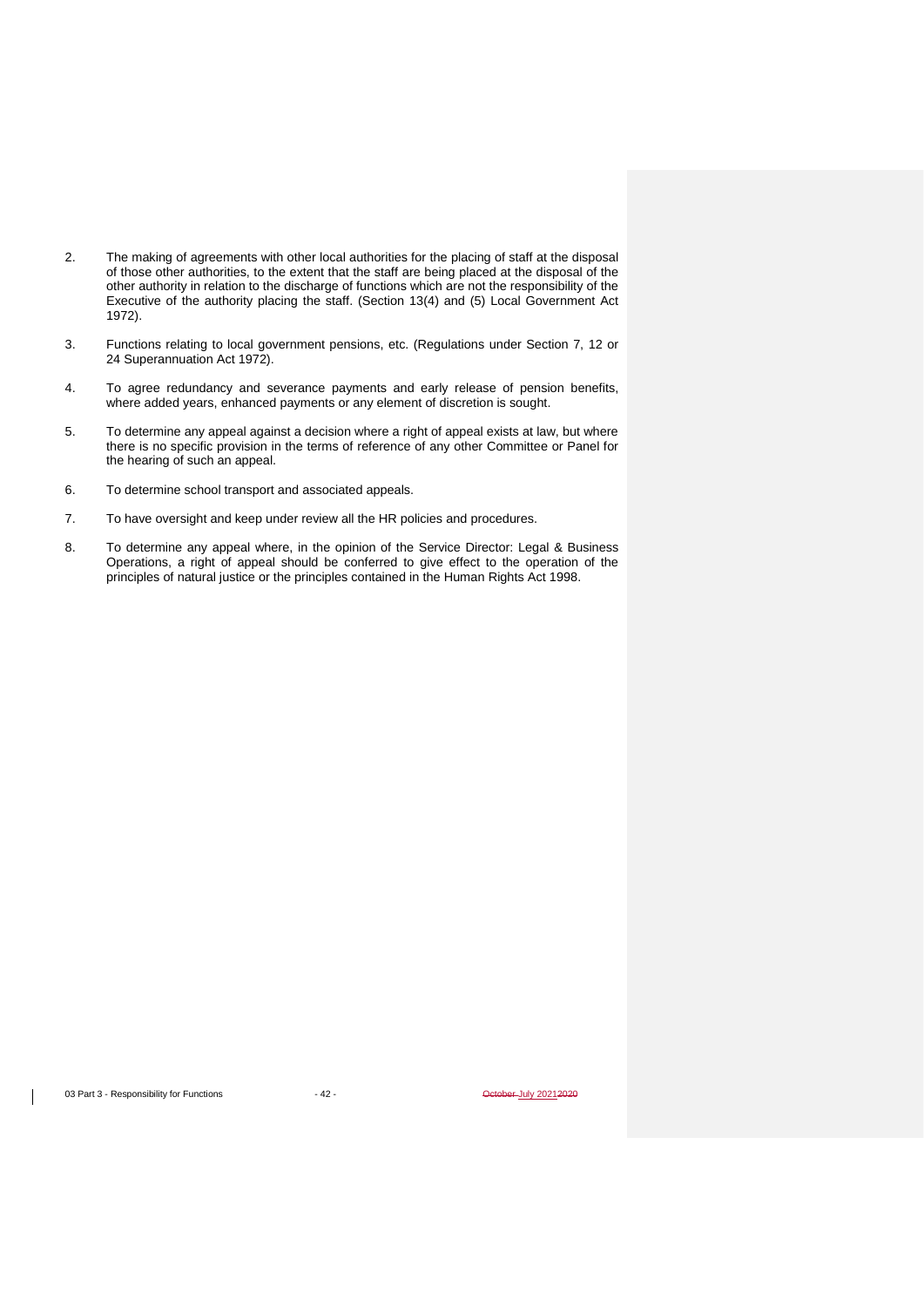2. The making of agreements with other local authorities for the placing of staff at the disposal of those other authorities, to the extent that the staff are being placed at the disposal of the other authority in relation to the discharge of functions which are not the responsibility of the Executive of the authority placing the staff. (Section 13(4) and (5) Local Government Act 1972).

3. Functions relating to local government pensions, etc. (Regulations under Section 7, 12 or 24 Superannuation Act 1972).

4. To agree redundancy and severance payments and early release of pension benefits, where added years, enhanced payments or any element of discretion is sought.

5. To determine any appeal against a decision where a right of appeal exists at law, but where there is no specific provision in the terms of reference of any other Committee or Panel for the hearing of such an appeal.

6. To determine school transport and associated appeals.

7. To have oversight and keep under review all the HR policies and procedures.

8. To determine any appeal where, in the opinion of the Service Director: Legal & Business Operations, a right of appeal should be conferred to give effect to the operation of the principles of natural justice or the principles contained in the Human Rights Act 1998.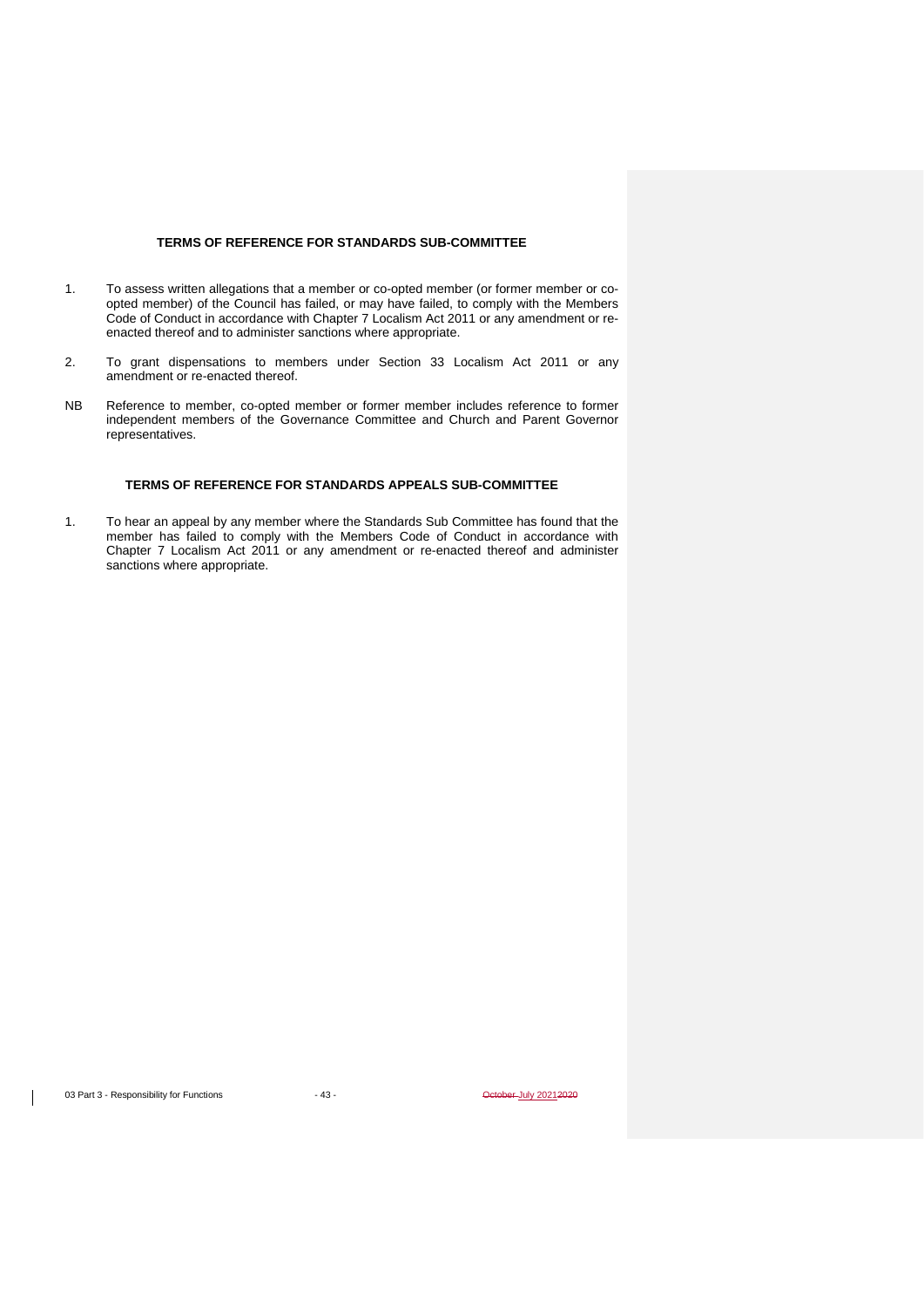# TERMS OF REFERENCE FOR STANDARDS SUB-COMMITTEE

1. To assess written allegations that a member or co-opted member (or former member or co-opted member) of the Council has failed, or may have failed, to comply with the Members Code of Conduct in accordance with Chapter 7 Localism Act 2011 or any amendment or re-enacted thereof and to administer sanctions where appropriate.

2. To grant dispensations to members under Section 33 Localism Act 2011 or any amendment or re-enacted thereof.

NB Reference to member, co-opted member or former member includes reference to former independent members of the Governance Committee and Church and Parent Governor representatives.

# TERMS OF REFERENCE FOR STANDARDS APPEALS SUB-COMMITTEE

1. To hear an appeal by any member where the Standards Sub Committee has found that the member has failed to comply with the Members Code of Conduct in accordance with Chapter 7 Localism Act 2011 or any amendment or re-enacted thereof and administer sanctions where appropriate.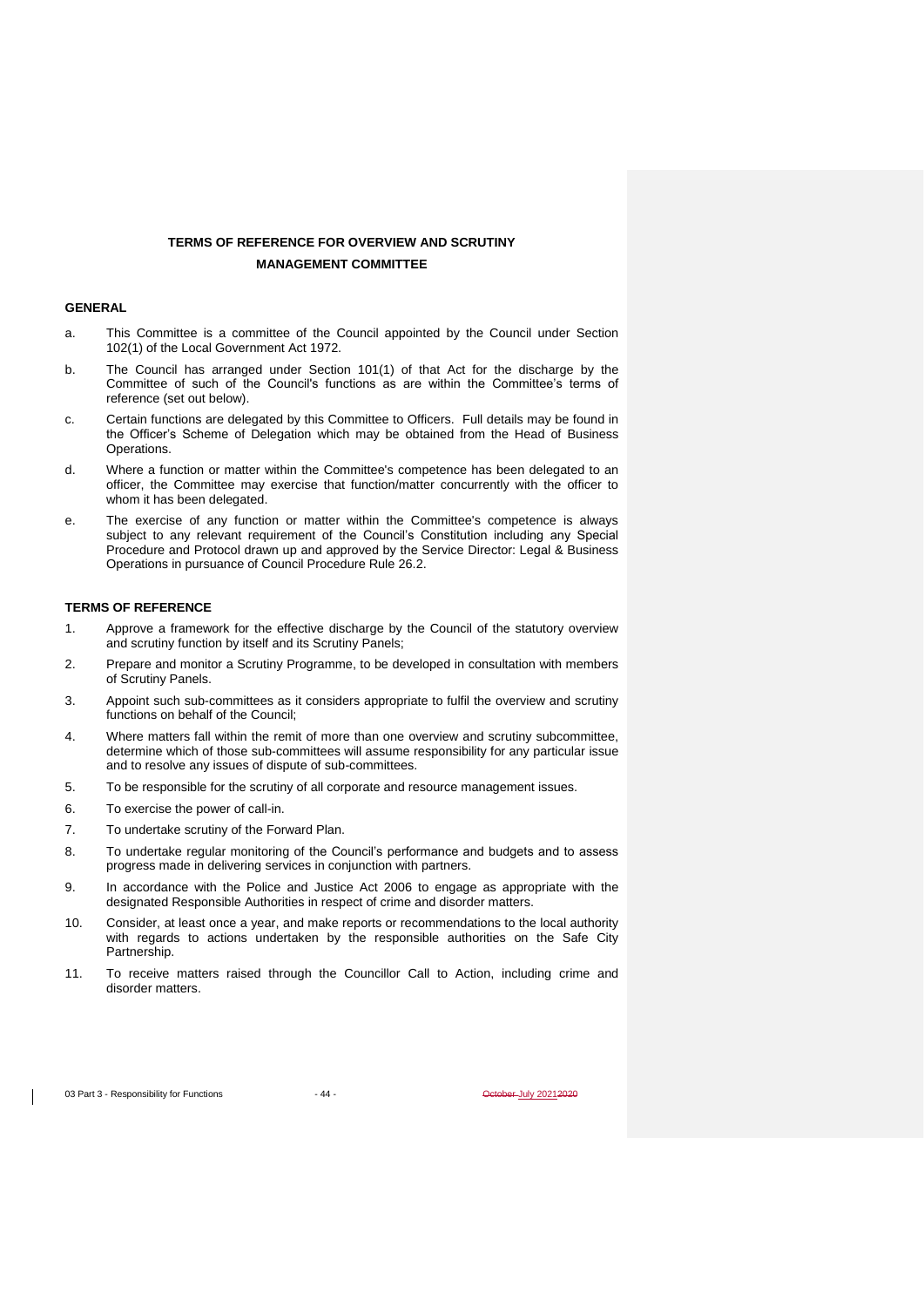# TERMS OF REFERENCE FOR OVERVIEW AND SCRUTINY MANAGEMENT COMMITTEE

## GENERAL

a. This Committee is a committee of the Council appointed by the Council under Section 102(1) of the Local Government Act 1972.

b. The Council has arranged under Section 101(1) of that Act for the discharge by the Committee of such of the Council's functions as are within the Committee's terms of reference (set out below).

c. Certain functions are delegated by this Committee to Officers. Full details may be found in the Officer's Scheme of Delegation which may be obtained from the Head of Business Operations.

d. Where a function or matter within the Committee's competence has been delegated to an officer, the Committee may exercise that function/matter concurrently with the officer to whom it has been delegated.

e. The exercise of any function or matter within the Committee's competence is always subject to any relevant requirement of the Council's Constitution including any Special Procedure and Protocol drawn up and approved by the Service Director: Legal & Business Operations in pursuance of Council Procedure Rule 26.2.

## TERMS OF REFERENCE

1. Approve a framework for the effective discharge by the Council of the statutory overview and scrutiny function by itself and its Scrutiny Panels;

2. Prepare and monitor a Scrutiny Programme, to be developed in consultation with members of Scrutiny Panels.

3. Appoint such sub-committees as it considers appropriate to fulfil the overview and scrutiny functions on behalf of the Council;

4. Where matters fall within the remit of more than one overview and scrutiny subcommittee, determine which of those sub-committees will assume responsibility for any particular issue and to resolve any issues of dispute of sub-committees.

5. To be responsible for the scrutiny of all corporate and resource management issues.

6. To exercise the power of call-in.

7. To undertake scrutiny of the Forward Plan.

8. To undertake regular monitoring of the Council's performance and budgets and to assess progress made in delivering services in conjunction with partners.

9. In accordance with the Police and Justice Act 2006 to engage as appropriate with the designated Responsible Authorities in respect of crime and disorder matters.

10. Consider, at least once a year, and make reports or recommendations to the local authority with regards to actions undertaken by the responsible authorities on the Safe City Partnership.

11. To receive matters raised through the Councillor Call to Action, including crime and disorder matters.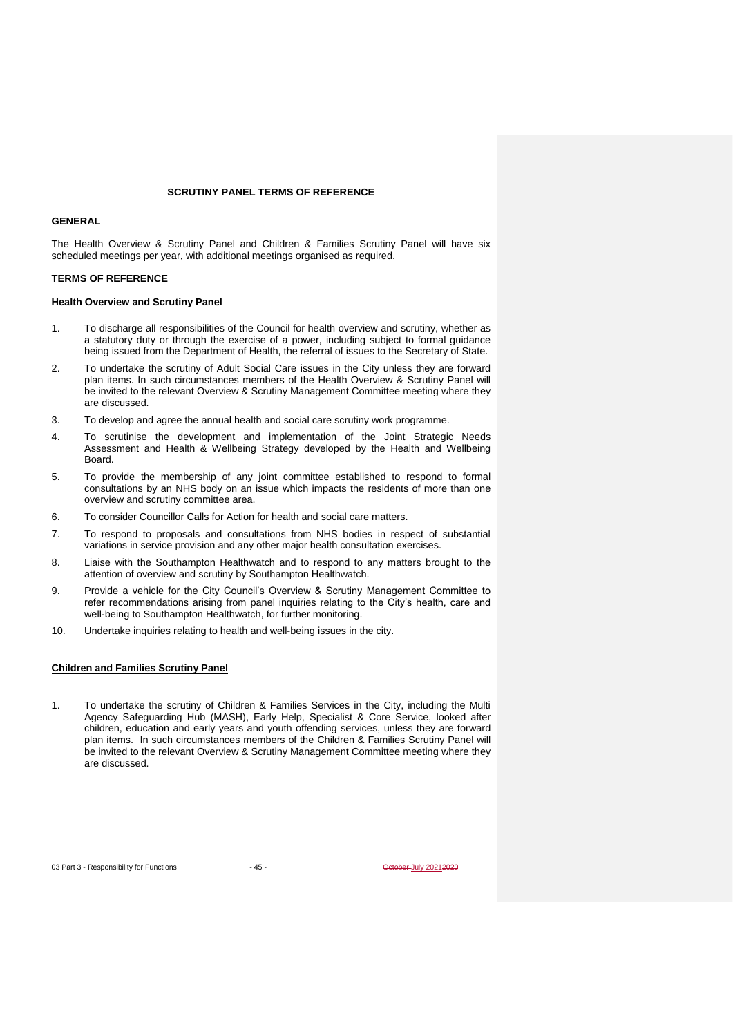# SCRUTINY PANEL TERMS OF REFERENCE

## GENERAL

The Health Overview & Scrutiny Panel and Children & Families Scrutiny Panel will have six scheduled meetings per year, with additional meetings organised as required.

## TERMS OF REFERENCE

### Health Overview and Scrutiny Panel

1. To discharge all responsibilities of the Council for health overview and scrutiny, whether as a statutory duty or through the exercise of a power, including subject to formal guidance being issued from the Department of Health, the referral of issues to the Secretary of State.
2. To undertake the scrutiny of Adult Social Care issues in the City unless they are forward plan items. In such circumstances members of the Health Overview & Scrutiny Panel will be invited to the relevant Overview & Scrutiny Management Committee meeting where they are discussed.
3. To develop and agree the annual health and social care scrutiny work programme.
4. To scrutinise the development and implementation of the Joint Strategic Needs Assessment and Health & Wellbeing Strategy developed by the Health and Wellbeing Board.
5. To provide the membership of any joint committee established to respond to formal consultations by an NHS body on an issue which impacts the residents of more than one overview and scrutiny committee area.
6. To consider Councillor Calls for Action for health and social care matters.
7. To respond to proposals and consultations from NHS bodies in respect of substantial variations in service provision and any other major health consultation exercises.
8. Liaise with the Southampton Healthwatch and to respond to any matters brought to the attention of overview and scrutiny by Southampton Healthwatch.
9. Provide a vehicle for the City Council's Overview & Scrutiny Management Committee to refer recommendations arising from panel inquiries relating to the City's health, care and well-being to Southampton Healthwatch, for further monitoring.
10. Undertake inquiries relating to health and well-being issues in the city.

### Children and Families Scrutiny Panel

1. To undertake the scrutiny of Children & Families Services in the City, including the Multi Agency Safeguarding Hub (MASH), Early Help, Specialist & Core Service, looked after children, education and early years and youth offending services, unless they are forward plan items. In such circumstances members of the Children & Families Scrutiny Panel will be invited to the relevant Overview & Scrutiny Management Committee meeting where they are discussed.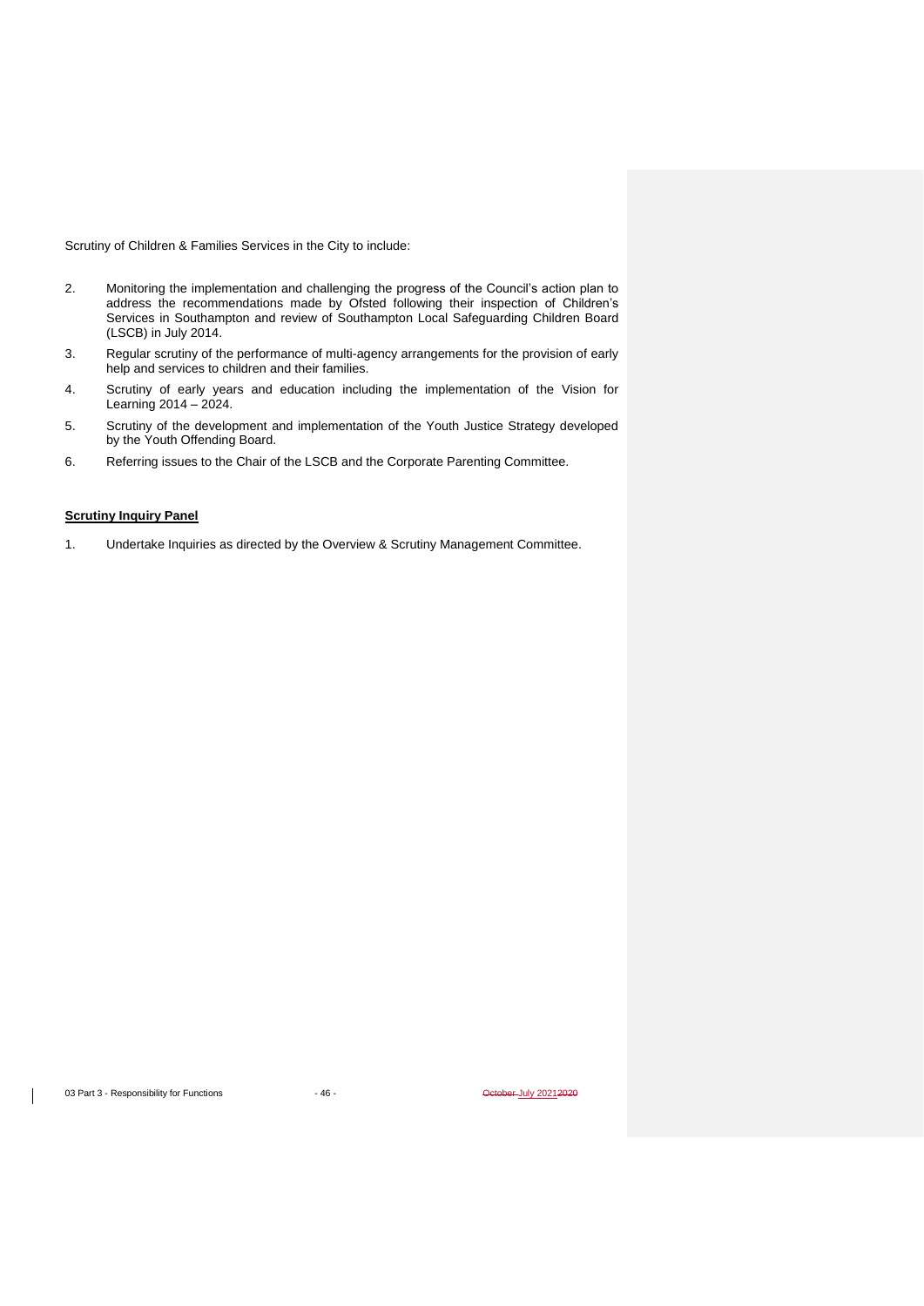Scrutiny of Children & Families Services in the City to include:

2. Monitoring the implementation and challenging the progress of the Council's action plan to address the recommendations made by Ofsted following their inspection of Children's Services in Southampton and review of Southampton Local Safeguarding Children Board (LSCB) in July 2014.
3. Regular scrutiny of the performance of multi-agency arrangements for the provision of early help and services to children and their families.
4. Scrutiny of early years and education including the implementation of the Vision for Learning 2014 – 2024.
5. Scrutiny of the development and implementation of the Youth Justice Strategy developed by the Youth Offending Board.
6. Referring issues to the Chair of the LSCB and the Corporate Parenting Committee.

**Scrutiny Inquiry Panel**

1. Undertake Inquiries as directed by the Overview & Scrutiny Management Committee.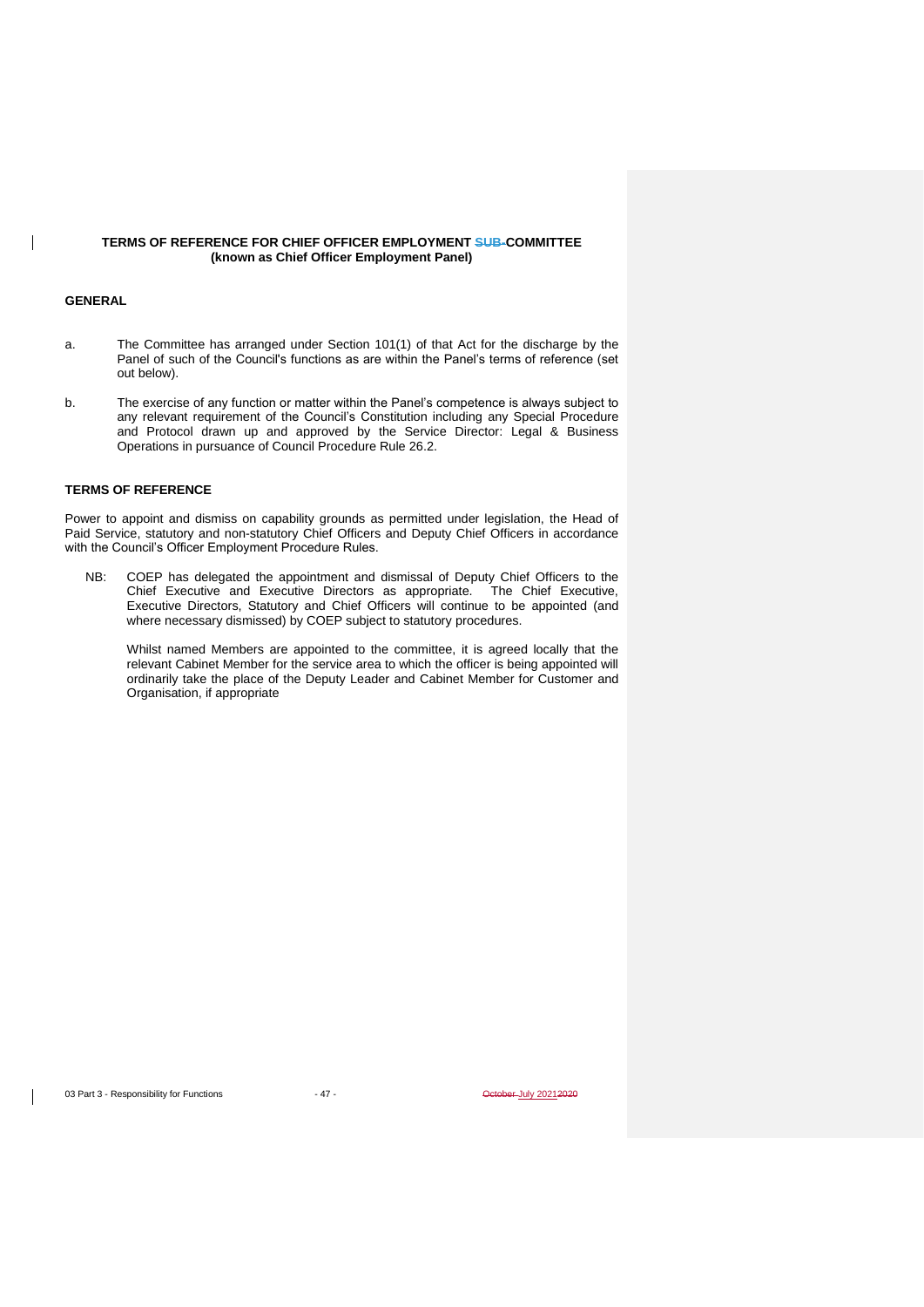**TERMS OF REFERENCE FOR CHIEF OFFICER EMPLOYMENT ~~SUB-~~COMMITTEE (known as Chief Officer Employment Panel)**

## GENERAL

a. The Committee has arranged under Section 101(1) of that Act for the discharge by the Panel of such of the Council's functions as are within the Panel's terms of reference (set out below).

b. The exercise of any function or matter within the Panel's competence is always subject to any relevant requirement of the Council's Constitution including any Special Procedure and Protocol drawn up and approved by the Service Director: Legal & Business Operations in pursuance of Council Procedure Rule 26.2.

## TERMS OF REFERENCE

Power to appoint and dismiss on capability grounds as permitted under legislation, the Head of Paid Service, statutory and non-statutory Chief Officers and Deputy Chief Officers in accordance with the Council's Officer Employment Procedure Rules.

NB: COEP has delegated the appointment and dismissal of Deputy Chief Officers to the Chief Executive and Executive Directors as appropriate. The Chief Executive, Executive Directors, Statutory and Chief Officers will continue to be appointed (and where necessary dismissed) by COEP subject to statutory procedures.

Whilst named Members are appointed to the committee, it is agreed locally that the relevant Cabinet Member for the service area to which the officer is being appointed will ordinarily take the place of the Deputy Leader and Cabinet Member for Customer and Organisation, if appropriate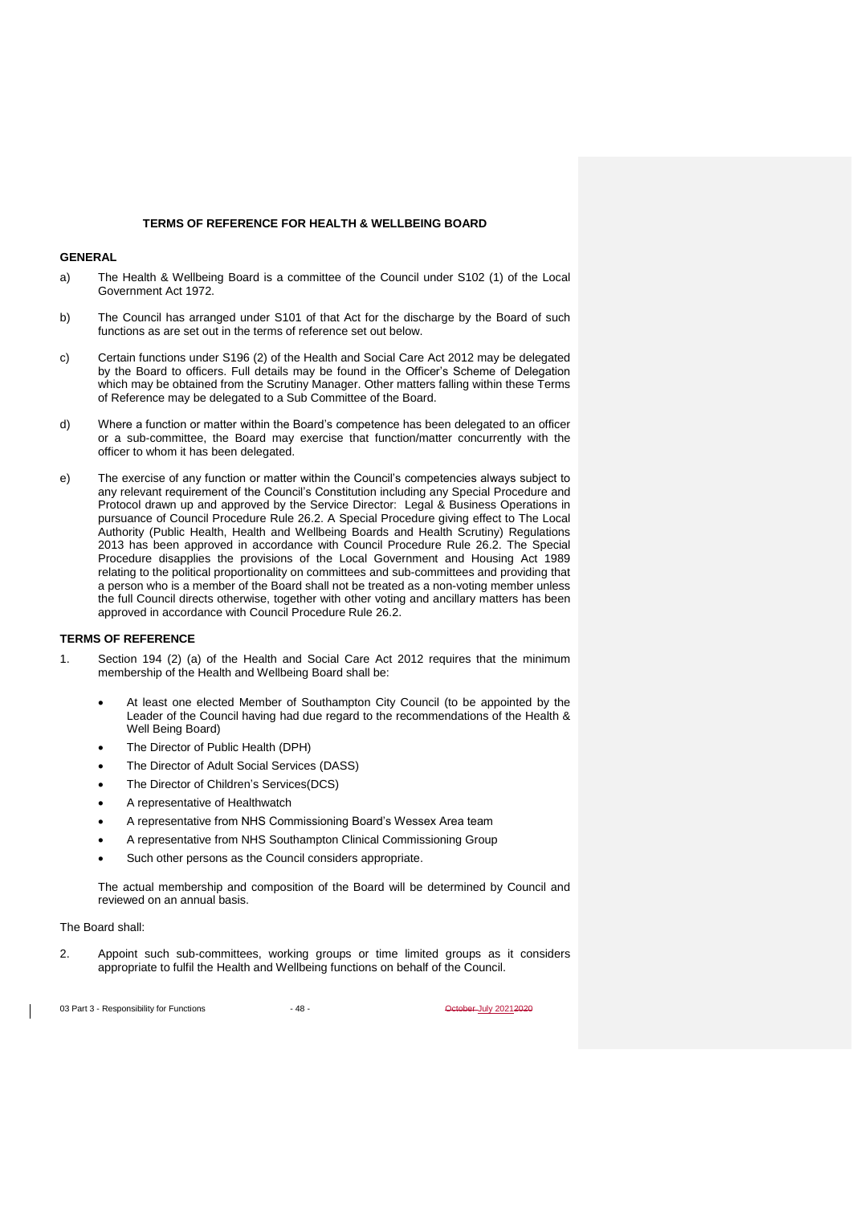## TERMS OF REFERENCE FOR HEALTH & WELLBEING BOARD

### GENERAL

a) The Health & Wellbeing Board is a committee of the Council under S102 (1) of the Local Government Act 1972.

b) The Council has arranged under S101 of that Act for the discharge by the Board of such functions as are set out in the terms of reference set out below.

c) Certain functions under S196 (2) of the Health and Social Care Act 2012 may be delegated by the Board to officers. Full details may be found in the Officer's Scheme of Delegation which may be obtained from the Scrutiny Manager. Other matters falling within these Terms of Reference may be delegated to a Sub Committee of the Board.

d) Where a function or matter within the Board's competence has been delegated to an officer or a sub-committee, the Board may exercise that function/matter concurrently with the officer to whom it has been delegated.

e) The exercise of any function or matter within the Council's competencies always subject to any relevant requirement of the Council's Constitution including any Special Procedure and Protocol drawn up and approved by the Service Director: Legal & Business Operations in pursuance of Council Procedure Rule 26.2. A Special Procedure giving effect to The Local Authority (Public Health, Health and Wellbeing Boards and Health Scrutiny) Regulations 2013 has been approved in accordance with Council Procedure Rule 26.2. The Special Procedure disapplies the provisions of the Local Government and Housing Act 1989 relating to the political proportionality on committees and sub-committees and providing that a person who is a member of the Board shall not be treated as a non-voting member unless the full Council directs otherwise, together with other voting and ancillary matters has been approved in accordance with Council Procedure Rule 26.2.

### TERMS OF REFERENCE

1. Section 194 (2) (a) of the Health and Social Care Act 2012 requires that the minimum membership of the Health and Wellbeing Board shall be:

   - At least one elected Member of Southampton City Council (to be appointed by the Leader of the Council having had due regard to the recommendations of the Health & Well Being Board)
   - The Director of Public Health (DPH)
   - The Director of Adult Social Services (DASS)
   - The Director of Children's Services(DCS)
   - A representative of Healthwatch
   - A representative from NHS Commissioning Board's Wessex Area team
   - A representative from NHS Southampton Clinical Commissioning Group
   - Such other persons as the Council considers appropriate.

   The actual membership and composition of the Board will be determined by Council and reviewed on an annual basis.

The Board shall:

2. Appoint such sub-committees, working groups or time limited groups as it considers appropriate to fulfil the Health and Wellbeing functions on behalf of the Council.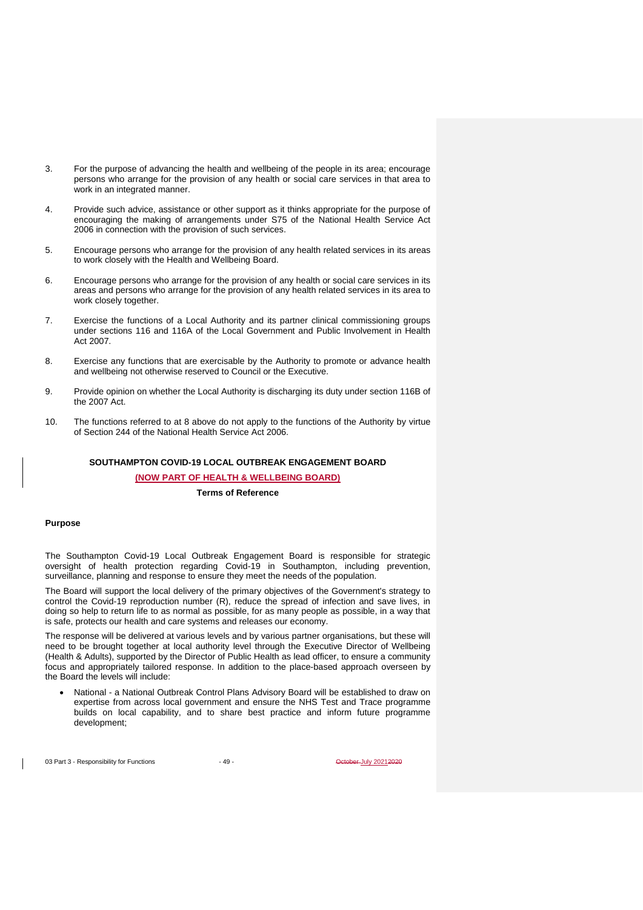3. For the purpose of advancing the health and wellbeing of the people in its area; encourage persons who arrange for the provision of any health or social care services in that area to work in an integrated manner.

4. Provide such advice, assistance or other support as it thinks appropriate for the purpose of encouraging the making of arrangements under S75 of the National Health Service Act 2006 in connection with the provision of such services.

5. Encourage persons who arrange for the provision of any health related services in its areas to work closely with the Health and Wellbeing Board.

6. Encourage persons who arrange for the provision of any health or social care services in its areas and persons who arrange for the provision of any health related services in its area to work closely together.

7. Exercise the functions of a Local Authority and its partner clinical commissioning groups under sections 116 and 116A of the Local Government and Public Involvement in Health Act 2007.

8. Exercise any functions that are exercisable by the Authority to promote or advance health and wellbeing not otherwise reserved to Council or the Executive.

9. Provide opinion on whether the Local Authority is discharging its duty under section 116B of the 2007 Act.

10. The functions referred to at 8 above do not apply to the functions of the Authority by virtue of Section 244 of the National Health Service Act 2006.

## SOUTHAMPTON COVID-19 LOCAL OUTBREAK ENGAGEMENT BOARD

**(NOW PART OF HEALTH & WELLBEING BOARD)**

**Terms of Reference**

### Purpose

The Southampton Covid-19 Local Outbreak Engagement Board is responsible for strategic oversight of health protection regarding Covid-19 in Southampton, including prevention, surveillance, planning and response to ensure they meet the needs of the population.

The Board will support the local delivery of the primary objectives of the Government's strategy to control the Covid-19 reproduction number (R), reduce the spread of infection and save lives, in doing so help to return life to as normal as possible, for as many people as possible, in a way that is safe, protects our health and care systems and releases our economy.

The response will be delivered at various levels and by various partner organisations, but these will need to be brought together at local authority level through the Executive Director of Wellbeing (Health & Adults), supported by the Director of Public Health as lead officer, to ensure a community focus and appropriately tailored response. In addition to the place-based approach overseen by the Board the levels will include:

- National - a National Outbreak Control Plans Advisory Board will be established to draw on expertise from across local government and ensure the NHS Test and Trace programme builds on local capability, and to share best practice and inform future programme development;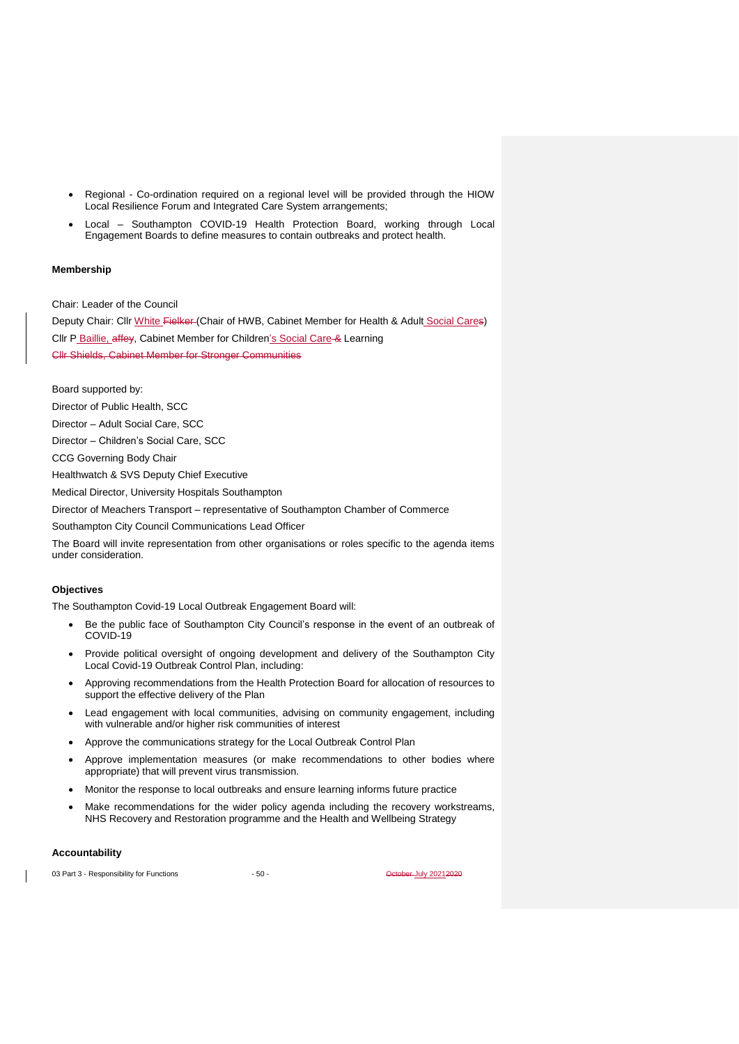- Regional - Co-ordination required on a regional level will be provided through the HIOW Local Resilience Forum and Integrated Care System arrangements;
- Local – Southampton COVID-19 Health Protection Board, working through Local Engagement Boards to define measures to contain outbreaks and protect health.

**Membership**

Chair: Leader of the Council

Deputy Chair: Cllr White ~~Fielker~~ (Chair of HWB, Cabinet Member for Health & Adult Social Care~~s~~)

Cllr P Baillie, ~~affey~~, Cabinet Member for Children's Social Care ~~&~~ Learning

~~Cllr Shields, Cabinet Member for Stronger Communities~~

Board supported by:

Director of Public Health, SCC

Director – Adult Social Care, SCC

Director – Children's Social Care, SCC

CCG Governing Body Chair

Healthwatch & SVS Deputy Chief Executive

Medical Director, University Hospitals Southampton

Director of Meachers Transport – representative of Southampton Chamber of Commerce

Southampton City Council Communications Lead Officer

The Board will invite representation from other organisations or roles specific to the agenda items under consideration.

**Objectives**

The Southampton Covid-19 Local Outbreak Engagement Board will:

- Be the public face of Southampton City Council's response in the event of an outbreak of COVID-19
- Provide political oversight of ongoing development and delivery of the Southampton City Local Covid-19 Outbreak Control Plan, including:
- Approving recommendations from the Health Protection Board for allocation of resources to support the effective delivery of the Plan
- Lead engagement with local communities, advising on community engagement, including with vulnerable and/or higher risk communities of interest
- Approve the communications strategy for the Local Outbreak Control Plan
- Approve implementation measures (or make recommendations to other bodies where appropriate) that will prevent virus transmission.
- Monitor the response to local outbreaks and ensure learning informs future practice
- Make recommendations for the wider policy agenda including the recovery workstreams, NHS Recovery and Restoration programme and the Health and Wellbeing Strategy

**Accountability**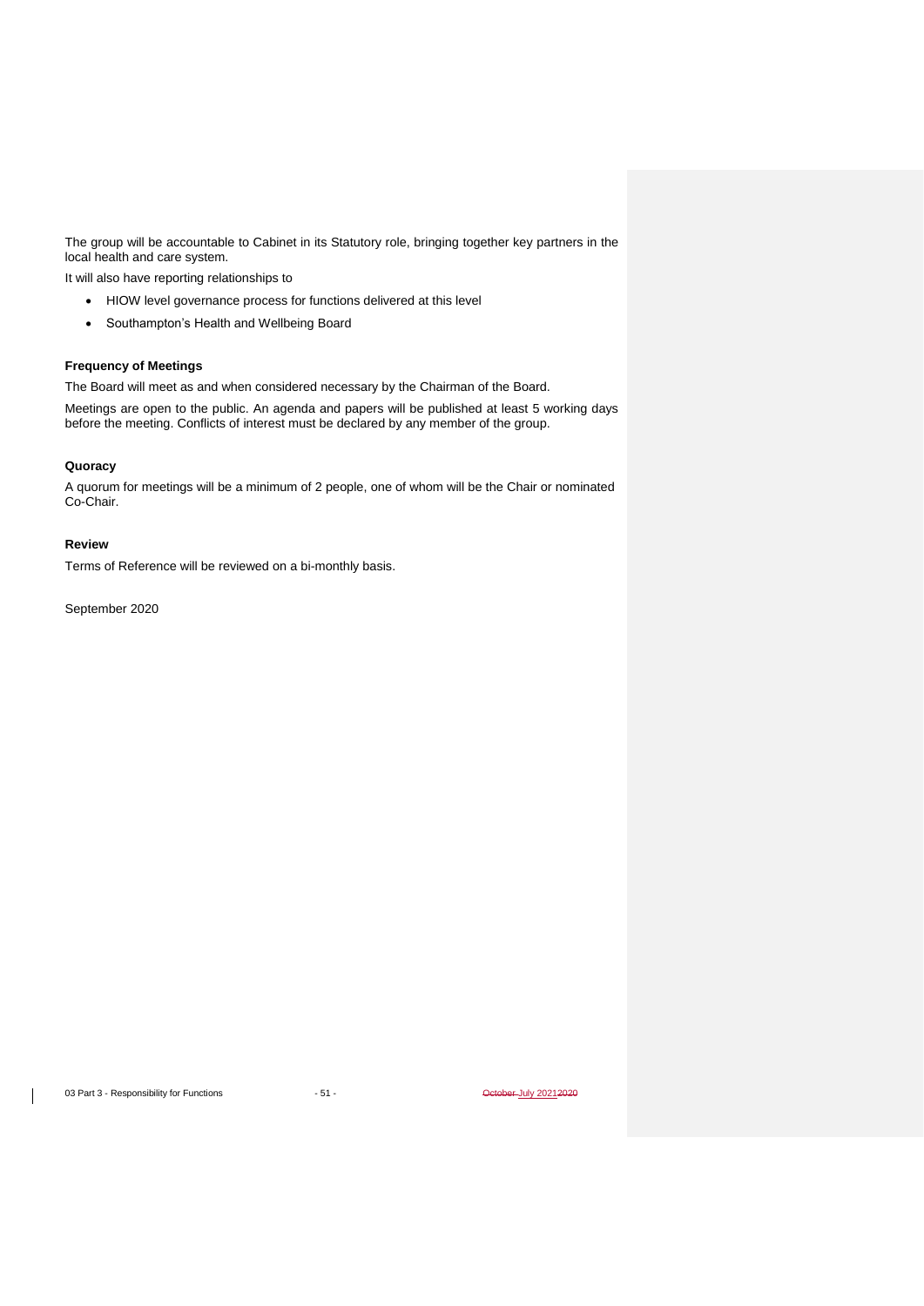The group will be accountable to Cabinet in its Statutory role, bringing together key partners in the local health and care system.

It will also have reporting relationships to

- HIOW level governance process for functions delivered at this level
- Southampton's Health and Wellbeing Board

**Frequency of Meetings**

The Board will meet as and when considered necessary by the Chairman of the Board.

Meetings are open to the public. An agenda and papers will be published at least 5 working days before the meeting. Conflicts of interest must be declared by any member of the group.

**Quoracy**

A quorum for meetings will be a minimum of 2 people, one of whom will be the Chair or nominated Co-Chair.

**Review**

Terms of Reference will be reviewed on a bi-monthly basis.

September 2020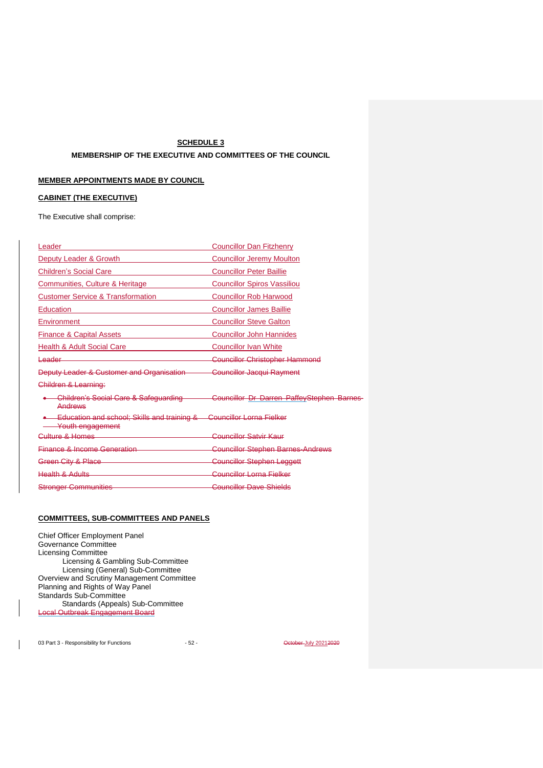**SCHEDULE 3**

**MEMBERSHIP OF THE EXECUTIVE AND COMMITTEES OF THE COUNCIL**

**MEMBER APPOINTMENTS MADE BY COUNCIL**

**CABINET (THE EXECUTIVE)**

The Executive shall comprise:

| | |
|---|---|
| Leader | Councillor Dan Fitzhenry |
| Deputy Leader & Growth | Councillor Jeremy Moulton |
| Children's Social Care | Councillor Peter Baillie |
| Communities, Culture & Heritage | Councillor Spiros Vassiliou |
| Customer Service & Transformation | Councillor Rob Harwood |
| Education | Councillor James Baillie |
| Environment | Councillor Steve Galton |
| Finance & Capital Assets | Councillor John Hannides |
| Health & Adult Social Care | Councillor Ivan White |
| ~~Leader~~ | ~~Councillor Christopher Hammond~~ |
| ~~Deputy Leader & Customer and Organisation~~ | ~~Councillor Jacqui Rayment~~ |
| ~~Children & Learning:~~ | |
| ~~• Children's Social Care & Safeguarding Andrews~~ | ~~Councillor Dr Darren PaffeyStephen Barnes-~~ |
| ~~• Education and school; Skills and training & Youth engagement~~ | ~~Councillor Lorna Fielker~~ |
| ~~Culture & Homes~~ | ~~Councillor Satvir Kaur~~ |
| ~~Finance & Income Generation~~ | ~~Councillor Stephen Barnes-Andrews~~ |
| ~~Green City & Place~~ | ~~Councillor Stephen Leggett~~ |
| ~~Health & Adults~~ | ~~Councillor Lorna Fielker~~ |
| ~~Stronger Communities~~ | ~~Councillor Dave Shields~~ |

**COMMITTEES, SUB-COMMITTEES AND PANELS**

Chief Officer Employment Panel
Governance Committee
Licensing Committee
    Licensing & Gambling Sub-Committee
    Licensing (General) Sub-Committee
Overview and Scrutiny Management Committee
Planning and Rights of Way Panel
Standards Sub-Committee
    Standards (Appeals) Sub-Committee
Local Outbreak Engagement Board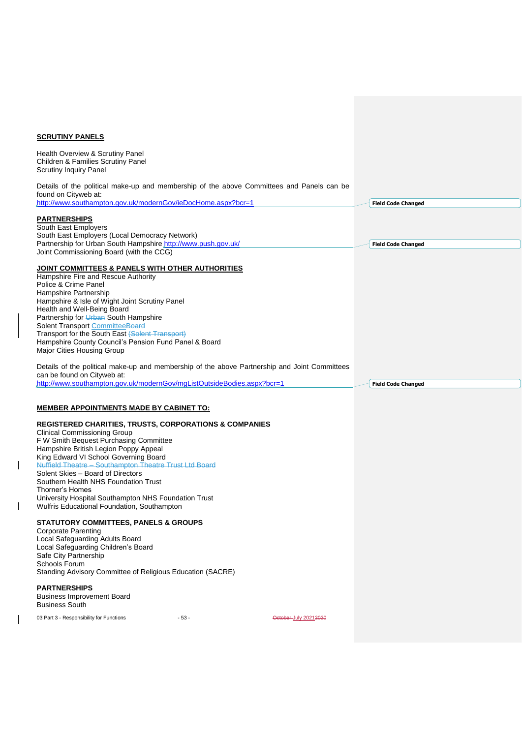**SCRUTINY PANELS**

Health Overview & Scrutiny Panel
Children & Families Scrutiny Panel
Scrutiny Inquiry Panel

Details of the political make-up and membership of the above Committees and Panels can be found on Cityweb at:
http://www.southampton.gov.uk/modernGov/ieDocHome.aspx?bcr=1

**PARTNERSHIPS**

South East Employers
South East Employers (Local Democracy Network)
Partnership for Urban South Hampshire http://www.push.gov.uk/
Joint Commissioning Board (with the CCG)

**JOINT COMMITTEES & PANELS WITH OTHER AUTHORITIES**

Hampshire Fire and Rescue Authority
Police & Crime Panel
Hampshire Partnership
Hampshire & Isle of Wight Joint Scrutiny Panel
Health and Well-Being Board
Partnership for ~~Urban~~ South Hampshire
Solent Transport Committee~~Board~~
Transport for the South East ~~(Solent Transport)~~
Hampshire County Council's Pension Fund Panel & Board
Major Cities Housing Group

Details of the political make-up and membership of the above Partnership and Joint Committees can be found on Cityweb at:
http://www.southampton.gov.uk/modernGov/mgListOutsideBodies.aspx?bcr=1

**MEMBER APPOINTMENTS MADE BY CABINET TO:**

**REGISTERED CHARITIES, TRUSTS, CORPORATIONS & COMPANIES**

Clinical Commissioning Group
F W Smith Bequest Purchasing Committee
Hampshire British Legion Poppy Appeal
King Edward VI School Governing Board
~~Nuffield Theatre – Southampton Theatre Trust Ltd Board~~
Solent Skies – Board of Directors
Southern Health NHS Foundation Trust
Thorner's Homes
University Hospital Southampton NHS Foundation Trust
Wulfris Educational Foundation, Southampton

**STATUTORY COMMITTEES, PANELS & GROUPS**

Corporate Parenting
Local Safeguarding Adults Board
Local Safeguarding Children's Board
Safe City Partnership
Schools Forum
Standing Advisory Committee of Religious Education (SACRE)

**PARTNERSHIPS**

Business Improvement Board
Business South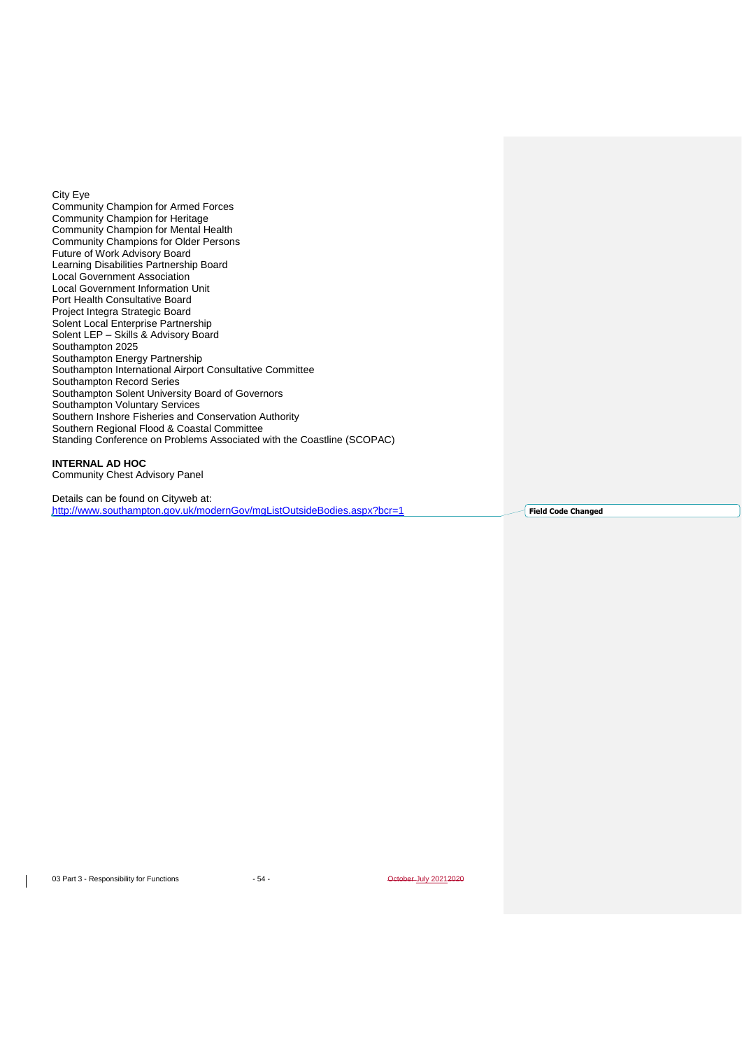City Eye
Community Champion for Armed Forces
Community Champion for Heritage
Community Champion for Mental Health
Community Champions for Older Persons
Future of Work Advisory Board
Learning Disabilities Partnership Board
Local Government Association
Local Government Information Unit
Port Health Consultative Board
Project Integra Strategic Board
Solent Local Enterprise Partnership
Solent LEP – Skills & Advisory Board
Southampton 2025
Southampton Energy Partnership
Southampton International Airport Consultative Committee
Southampton Record Series
Southampton Solent University Board of Governors
Southampton Voluntary Services
Southern Inshore Fisheries and Conservation Authority
Southern Regional Flood & Coastal Committee
Standing Conference on Problems Associated with the Coastline (SCOPAC)

**INTERNAL AD HOC**
Community Chest Advisory Panel

Details can be found on Cityweb at:
http://www.southampton.gov.uk/modernGov/mgListOutsideBodies.aspx?bcr=1

Field Code Changed